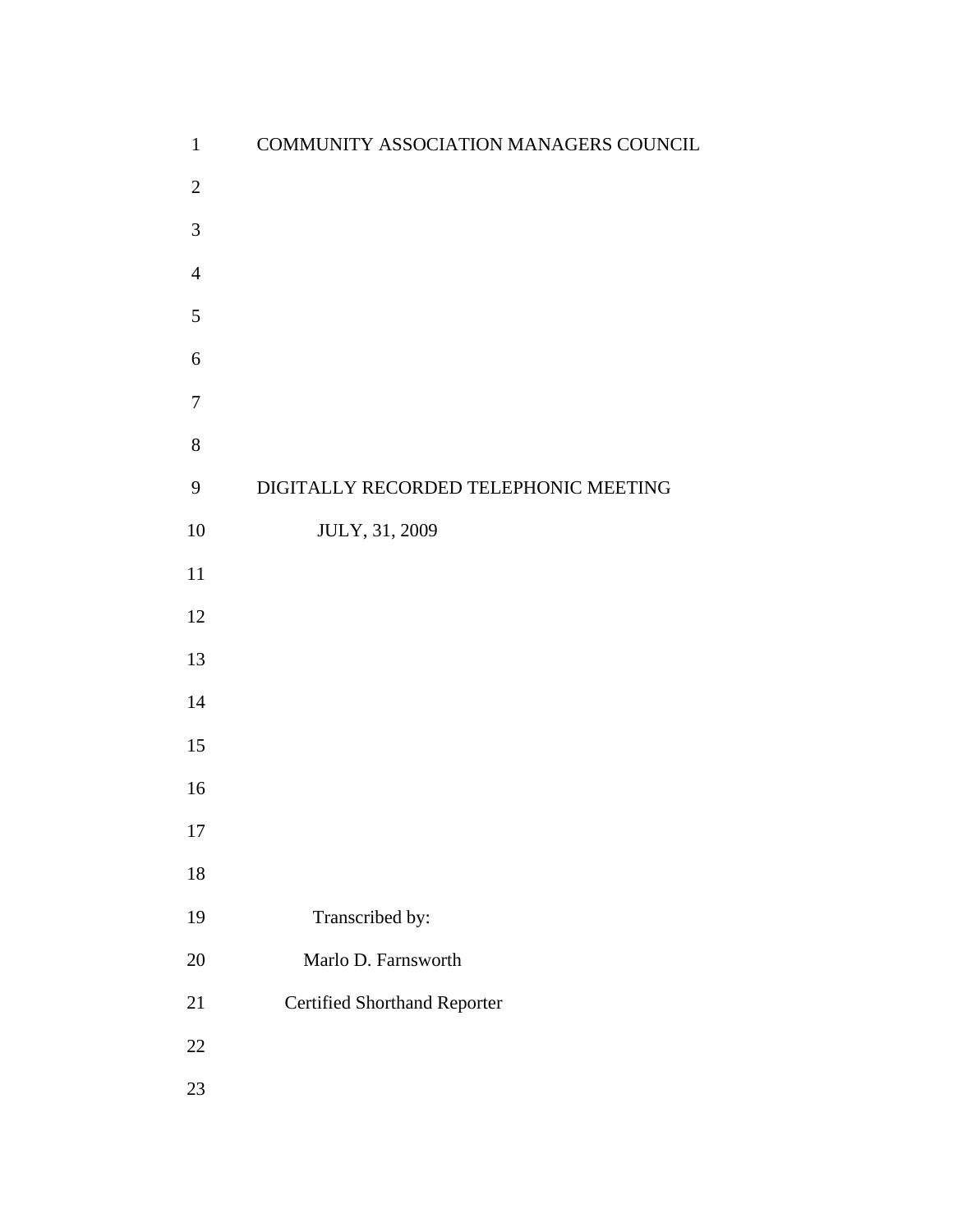COMMUNITY ASSOCIATION MANAGERS COUNCIL

DIGITALLY RECORDED TELEPHONIC MEETING

JULY, 31, 2009

Transcribed by:

Marlo D. Farnsworth

Certified Shorthand Reporter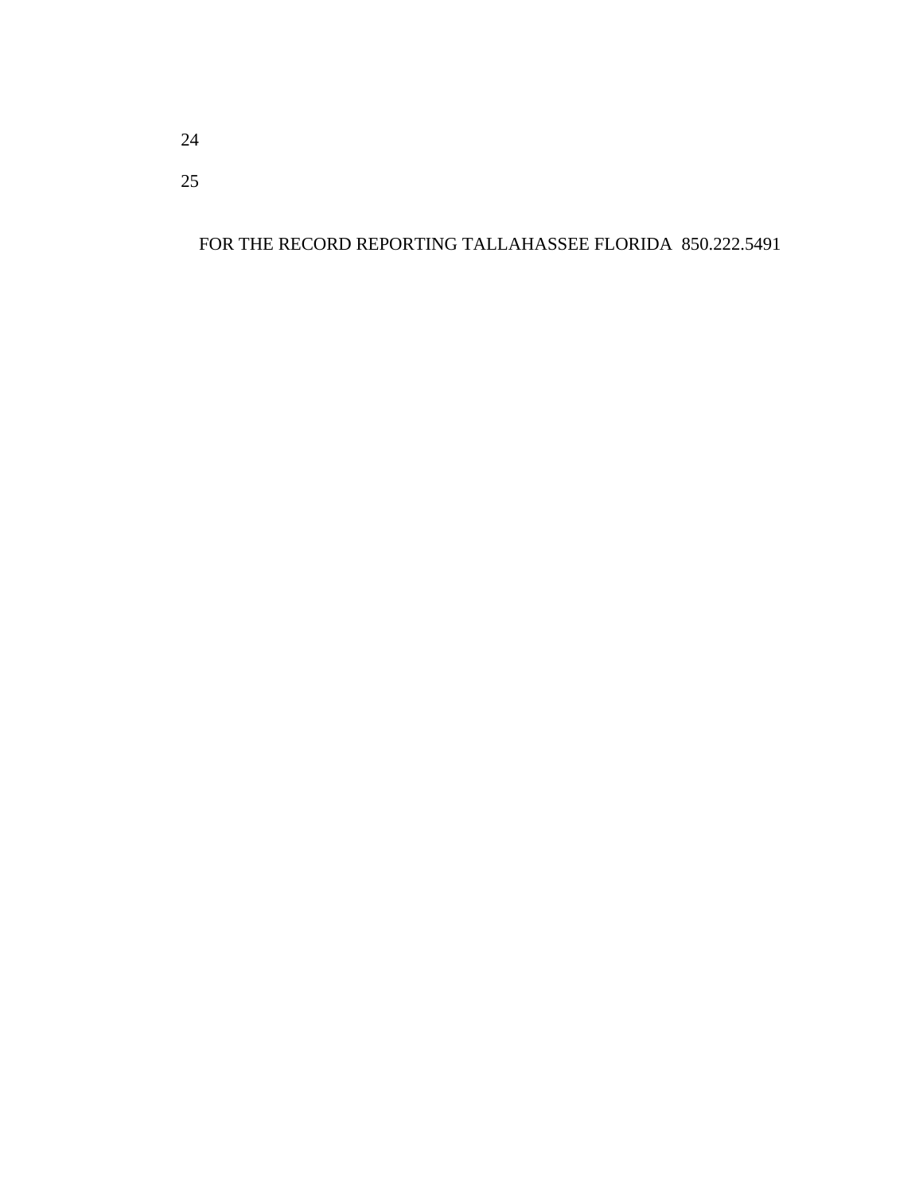24

25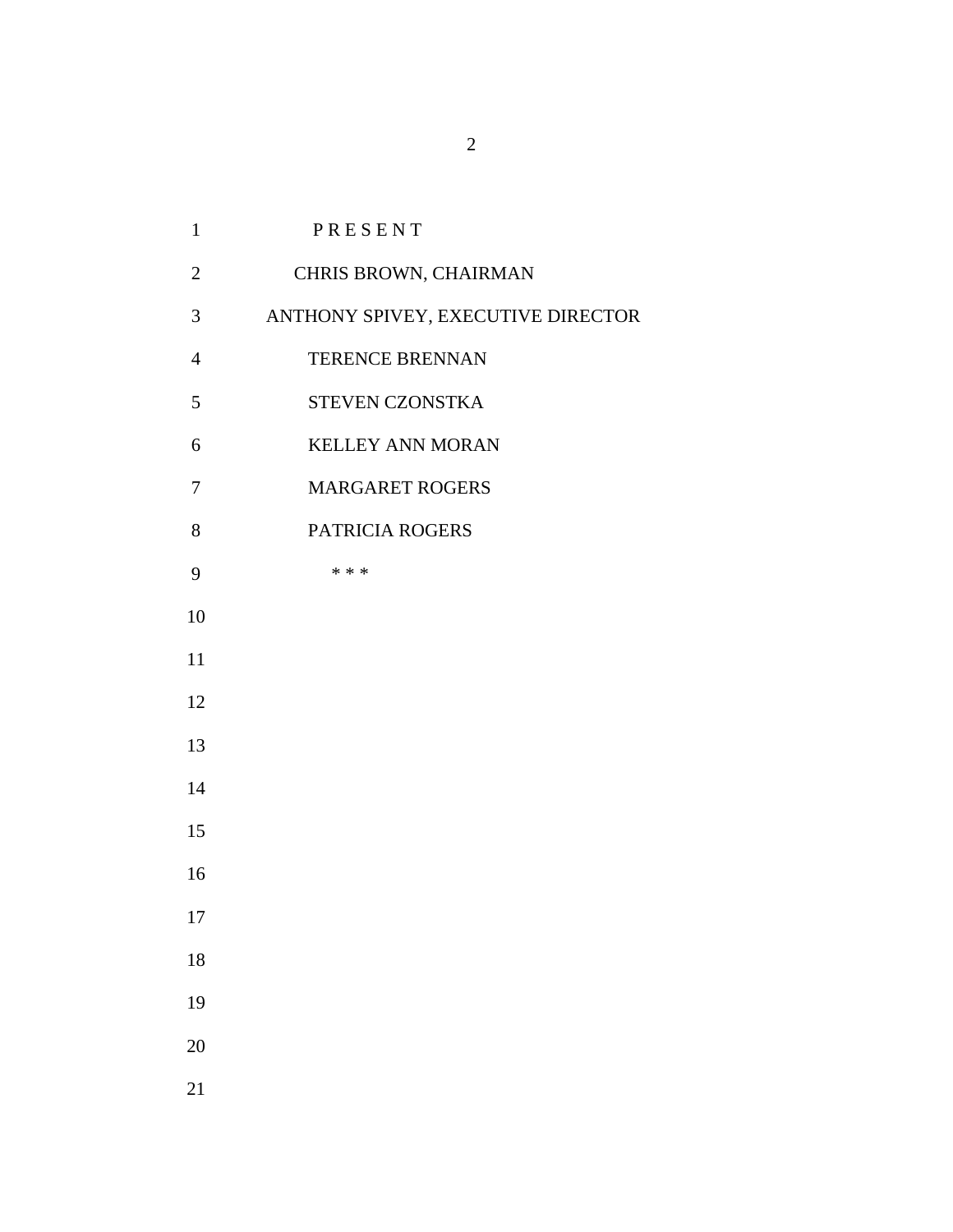P R E S E N T

CHRIS BROWN, CHAIRMAN

ANTHONY SPIVEY, EXECUTIVE DIRECTOR

TERENCE BRENNAN

STEVEN CZONSTKA

KELLEY ANN MORAN

MARGARET ROGERS

PATRICIA ROGERS

* * *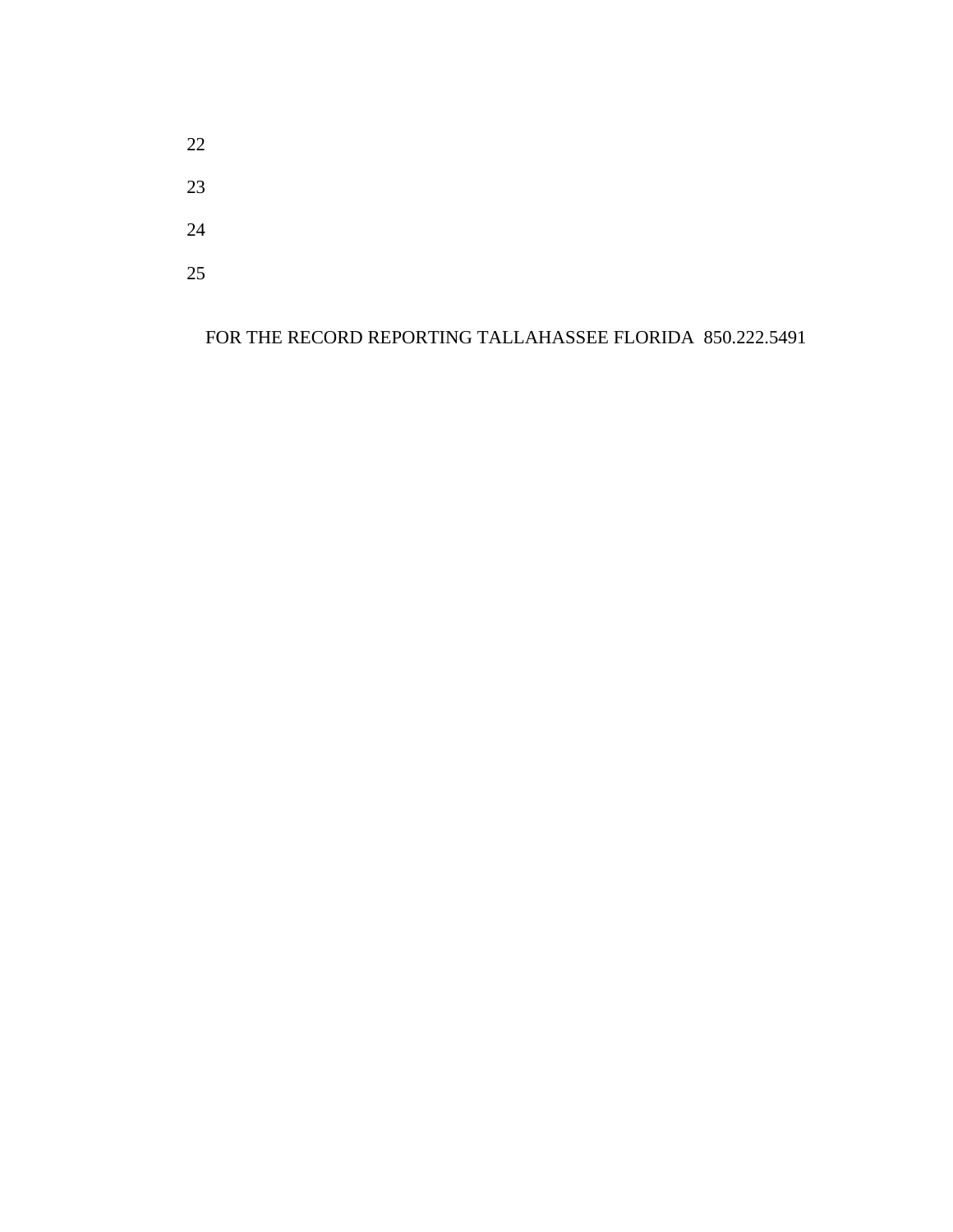22

23

24

25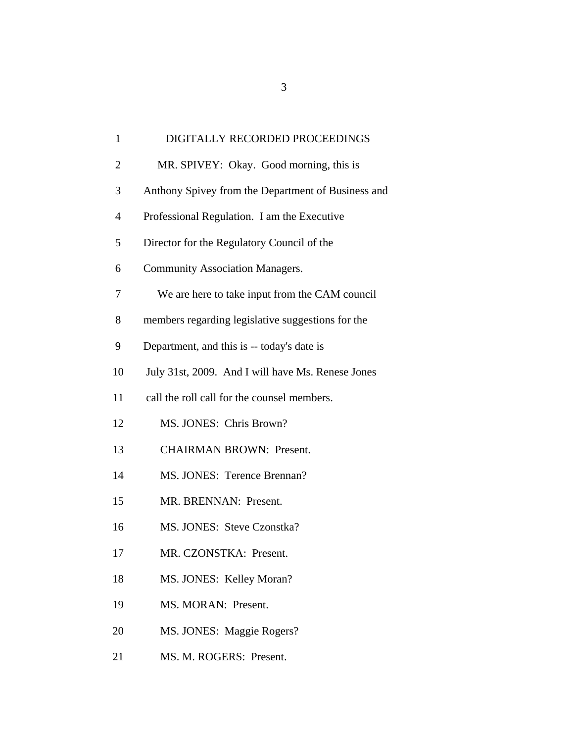1 DIGITALLY RECORDED PROCEEDINGS

2 MR. SPIVEY: Okay. Good morning, this is

3 Anthony Spivey from the Department of Business and

4 Professional Regulation. I am the Executive

5 Director for the Regulatory Council of the

6 Community Association Managers.

7 We are here to take input from the CAM council

8 members regarding legislative suggestions for the

9 Department, and this is -- today's date is

10 July 31st, 2009. And I will have Ms. Renese Jones

11 call the roll call for the counsel members.

12 MS. JONES: Chris Brown?

13 CHAIRMAN BROWN: Present.

14 MS. JONES: Terence Brennan?

15 MR. BRENNAN: Present.

16 MS. JONES: Steve Czonstka?

17 MR. CZONSTKA: Present.

18 MS. JONES: Kelley Moran?

19 MS. MORAN: Present.

20 MS. JONES: Maggie Rogers?

21 MS. M. ROGERS: Present.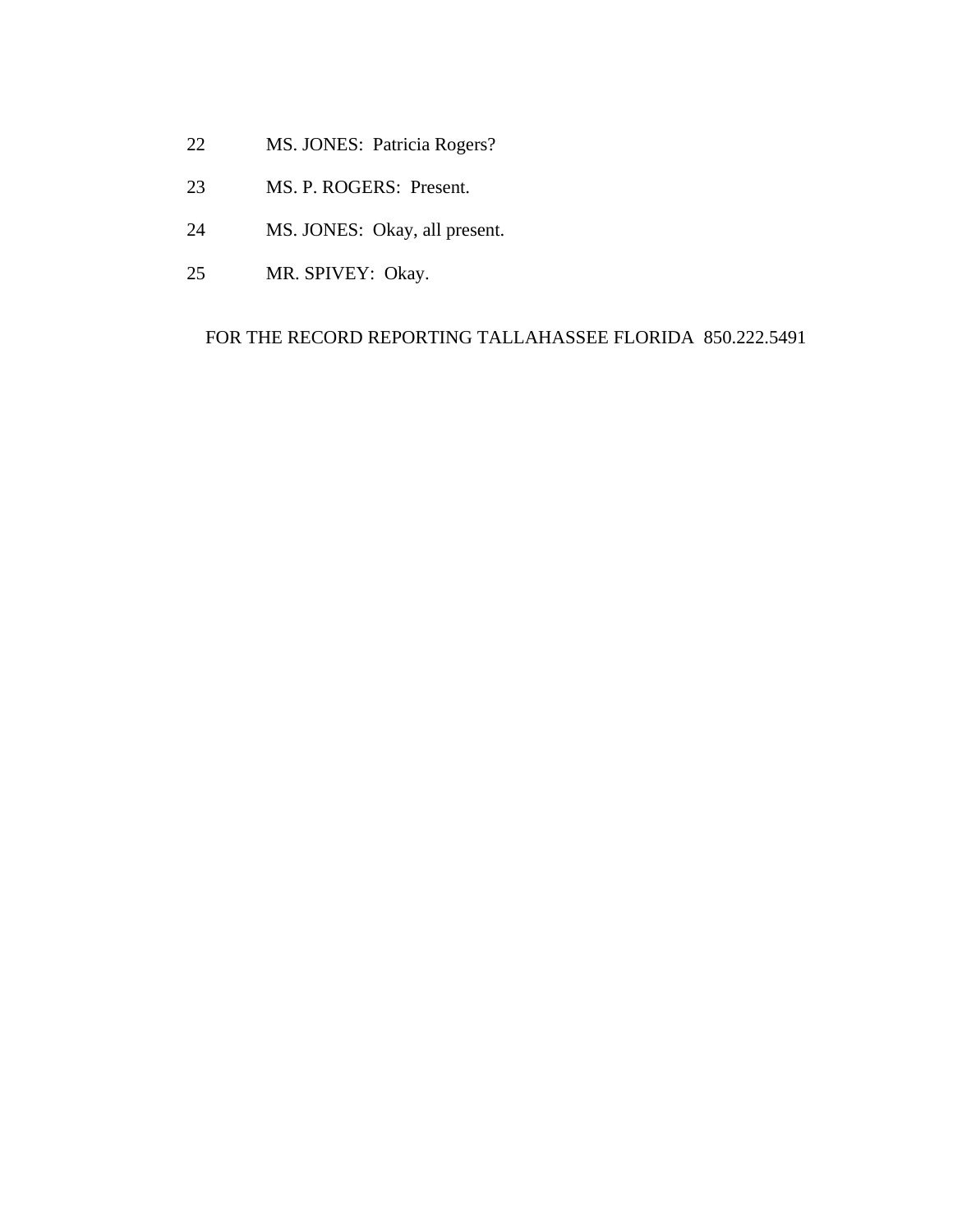22 MS. JONES: Patricia Rogers?

23 MS. P. ROGERS: Present.

24 MS. JONES: Okay, all present.

25 MR. SPIVEY: Okay.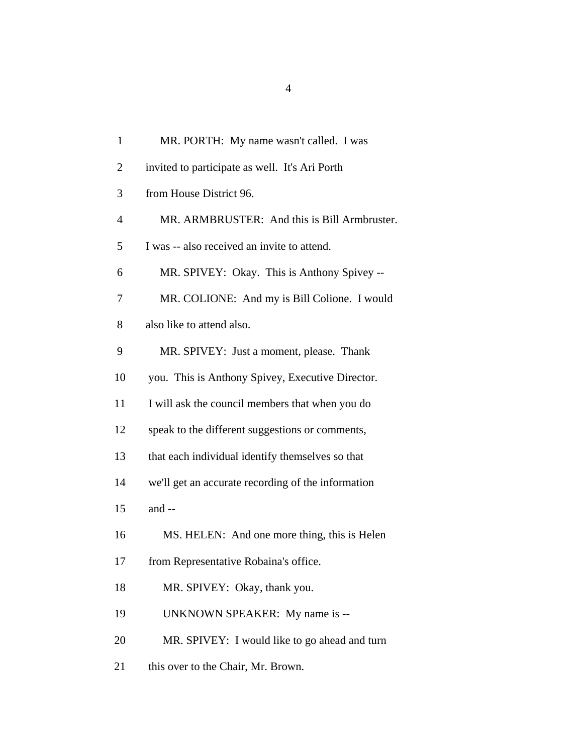1 MR. PORTH: My name wasn't called. I was

2 invited to participate as well. It's Ari Porth

3 from House District 96.

4 MR. ARMBRUSTER: And this is Bill Armbruster.

5 I was -- also received an invite to attend.

6 MR. SPIVEY: Okay. This is Anthony Spivey --

7 MR. COLIONE: And my is Bill Colione. I would

8 also like to attend also.

9 MR. SPIVEY: Just a moment, please. Thank

10 you. This is Anthony Spivey, Executive Director.

11 I will ask the council members that when you do

12 speak to the different suggestions or comments,

13 that each individual identify themselves so that

14 we'll get an accurate recording of the information

15 and --

16 MS. HELEN: And one more thing, this is Helen

17 from Representative Robaina's office.

18 MR. SPIVEY: Okay, thank you.

19 UNKNOWN SPEAKER: My name is --

20 MR. SPIVEY: I would like to go ahead and turn

21 this over to the Chair, Mr. Brown.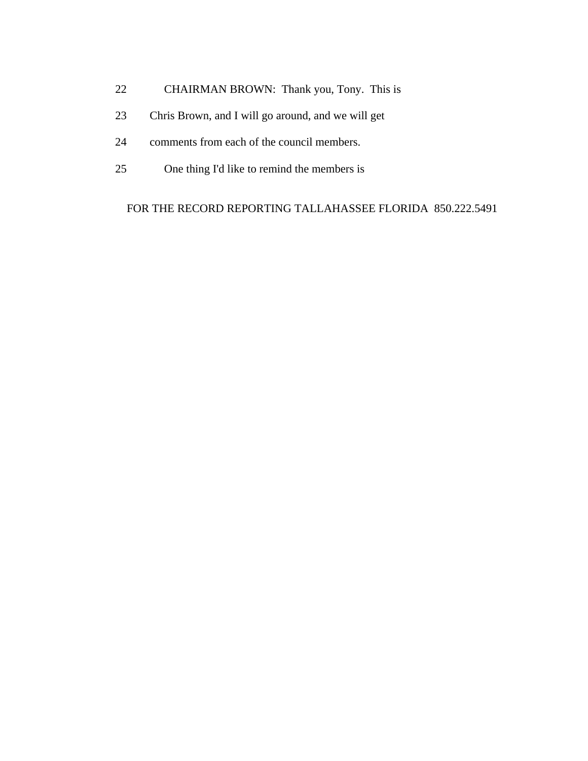22 CHAIRMAN BROWN: Thank you, Tony. This is

23 Chris Brown, and I will go around, and we will get

24 comments from each of the council members.

25 One thing I'd like to remind the members is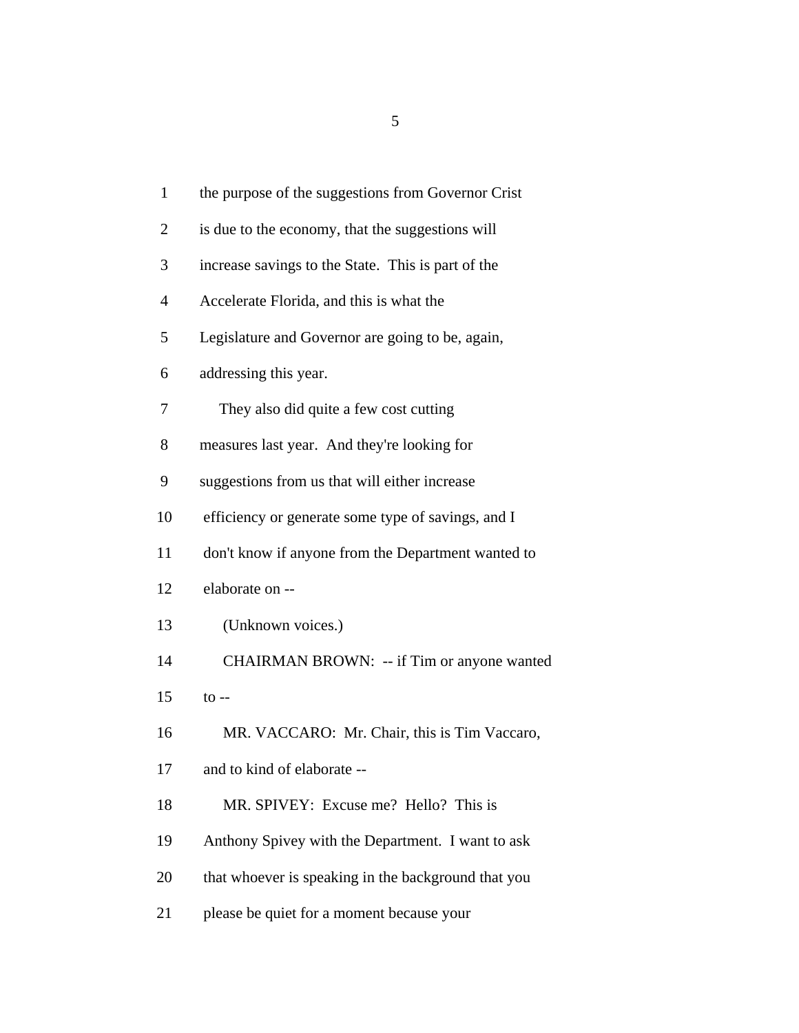1 the purpose of the suggestions from Governor Crist

2 is due to the economy, that the suggestions will

3 increase savings to the State. This is part of the

4 Accelerate Florida, and this is what the

5 Legislature and Governor are going to be, again,

6 addressing this year.

7 They also did quite a few cost cutting

8 measures last year. And they're looking for

9 suggestions from us that will either increase

10 efficiency or generate some type of savings, and I

11 don't know if anyone from the Department wanted to

12 elaborate on --

13 (Unknown voices.)

14 CHAIRMAN BROWN: -- if Tim or anyone wanted

15 to --

16 MR. VACCARO: Mr. Chair, this is Tim Vaccaro,

17 and to kind of elaborate --

18 MR. SPIVEY: Excuse me? Hello? This is

19 Anthony Spivey with the Department. I want to ask

20 that whoever is speaking in the background that you

21 please be quiet for a moment because your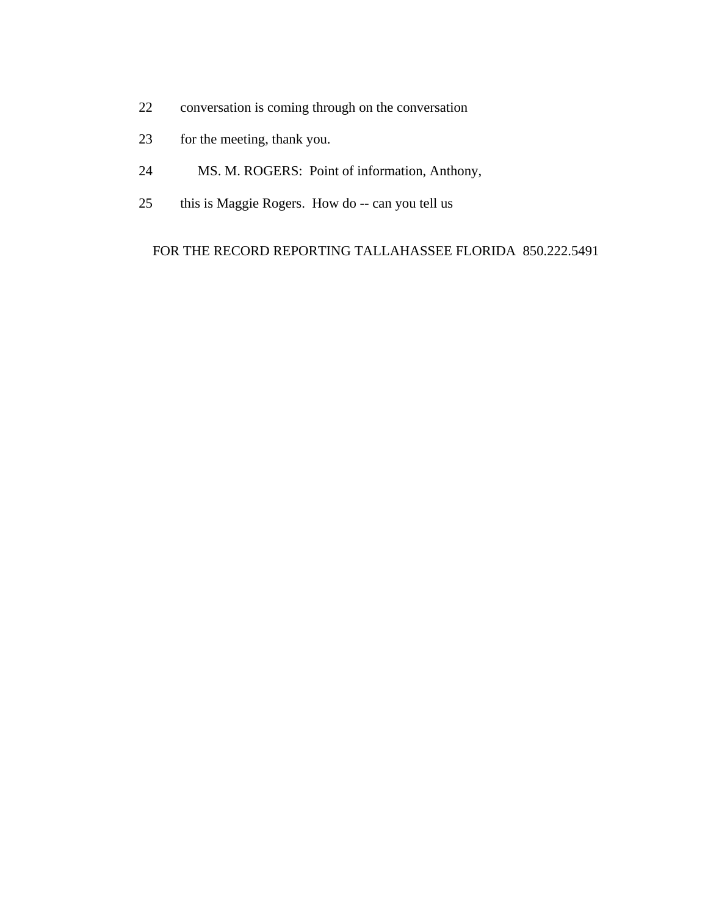22 conversation is coming through on the conversation

23 for the meeting, thank you.

24 MS. M. ROGERS: Point of information, Anthony,

25 this is Maggie Rogers. How do -- can you tell us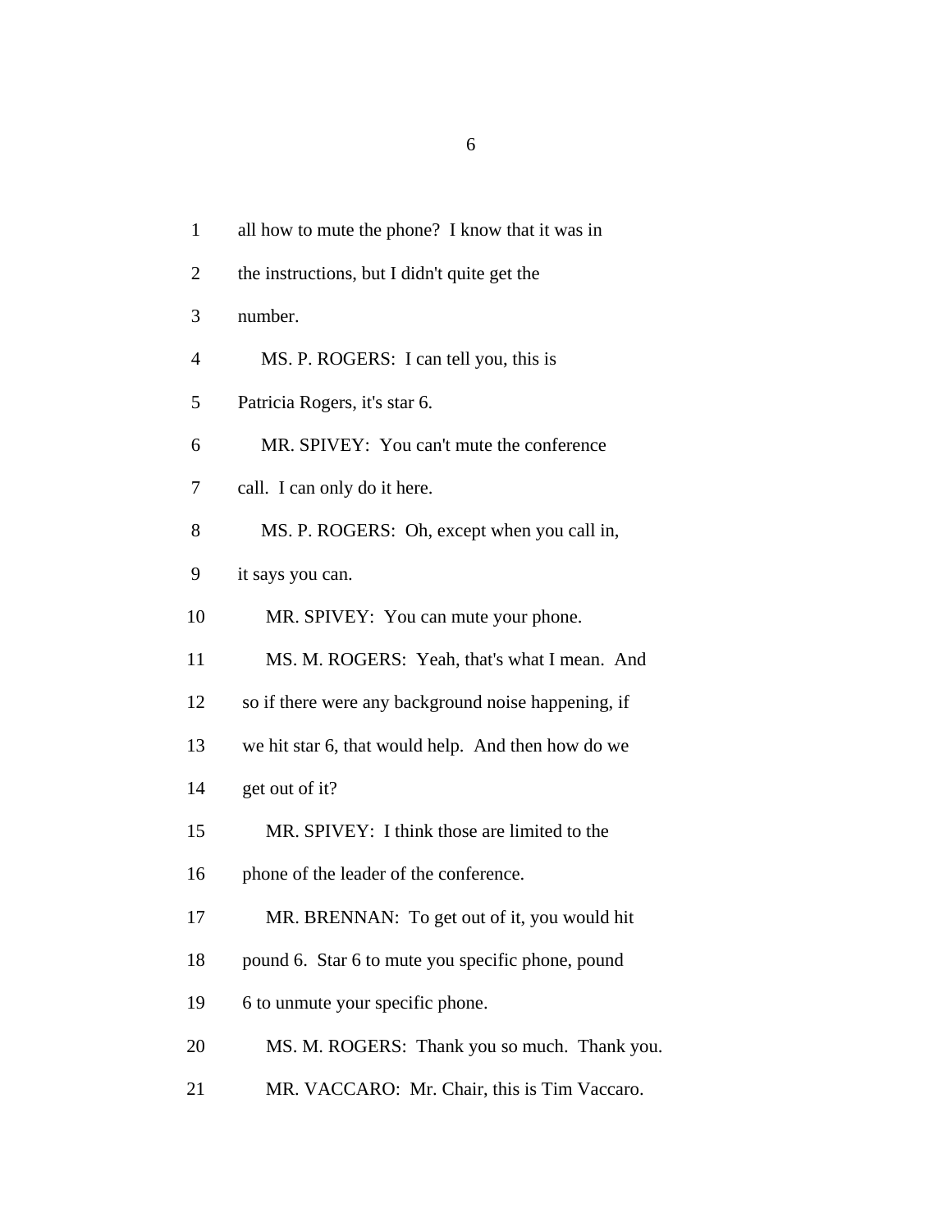1 all how to mute the phone? I know that it was in

2 the instructions, but I didn't quite get the

3 number.

4 MS. P. ROGERS: I can tell you, this is

5 Patricia Rogers, it's star 6.

6 MR. SPIVEY: You can't mute the conference

7 call. I can only do it here.

8 MS. P. ROGERS: Oh, except when you call in,

9 it says you can.

10 MR. SPIVEY: You can mute your phone.

11 MS. M. ROGERS: Yeah, that's what I mean. And

12 so if there were any background noise happening, if

13 we hit star 6, that would help. And then how do we

14 get out of it?

15 MR. SPIVEY: I think those are limited to the

16 phone of the leader of the conference.

17 MR. BRENNAN: To get out of it, you would hit

18 pound 6. Star 6 to mute you specific phone, pound

19 6 to unmute your specific phone.

20 MS. M. ROGERS: Thank you so much. Thank you.

21 MR. VACCARO: Mr. Chair, this is Tim Vaccaro.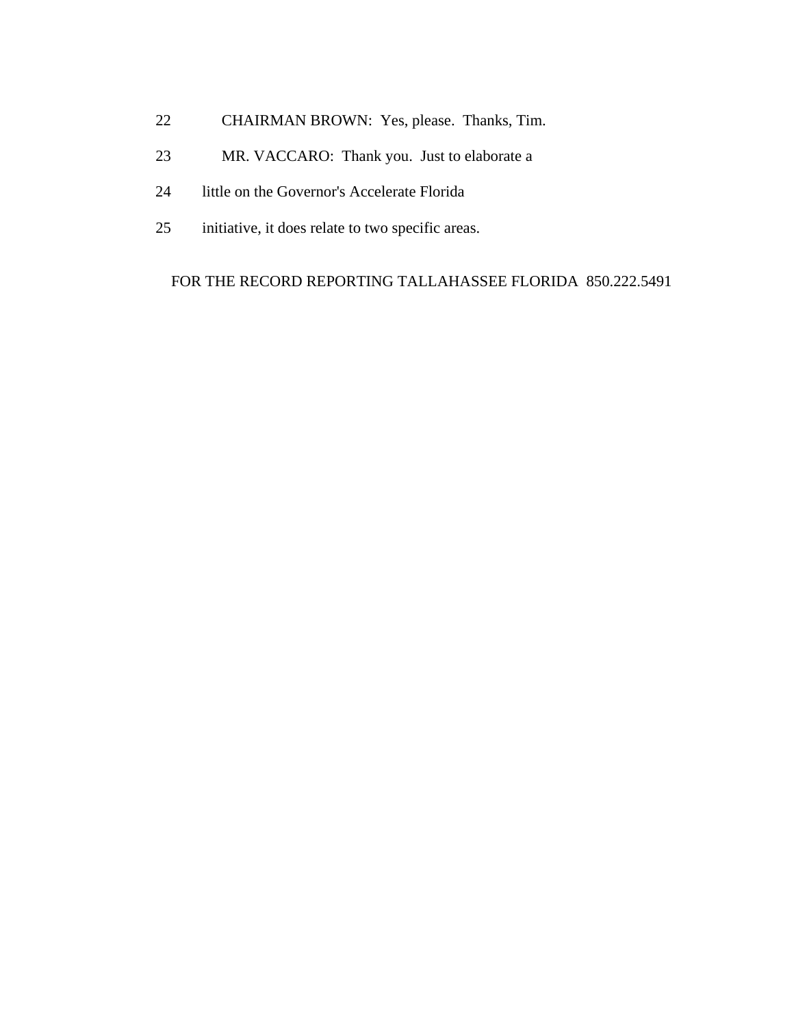22 CHAIRMAN BROWN: Yes, please. Thanks, Tim.

23 MR. VACCARO: Thank you. Just to elaborate a

24 little on the Governor's Accelerate Florida

25 initiative, it does relate to two specific areas.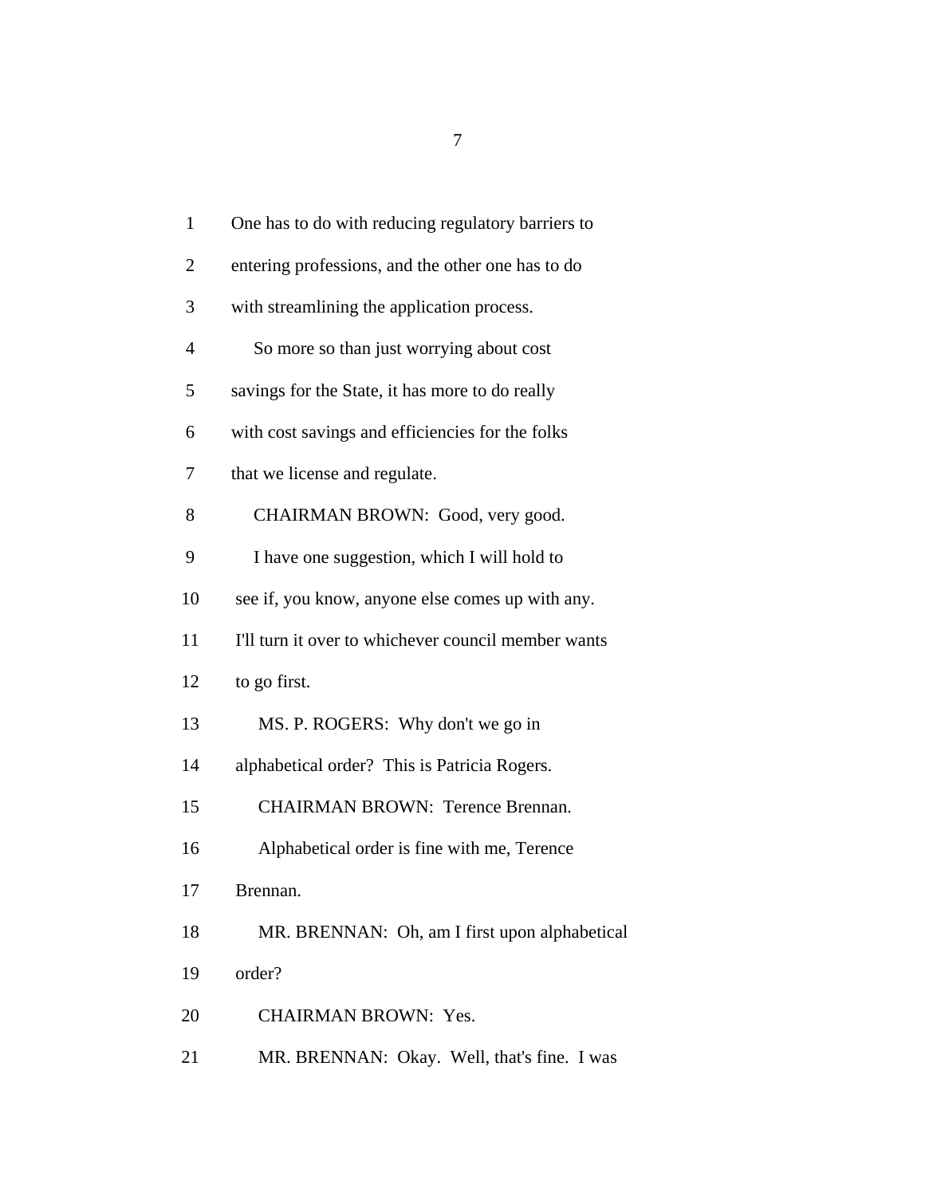1 One has to do with reducing regulatory barriers to
2 entering professions, and the other one has to do
3 with streamlining the application process.
4 So more so than just worrying about cost
5 savings for the State, it has more to do really
6 with cost savings and efficiencies for the folks
7 that we license and regulate.
8 CHAIRMAN BROWN: Good, very good.
9 I have one suggestion, which I will hold to
10 see if, you know, anyone else comes up with any.
11 I'll turn it over to whichever council member wants
12 to go first.
13 MS. P. ROGERS: Why don't we go in
14 alphabetical order? This is Patricia Rogers.
15 CHAIRMAN BROWN: Terence Brennan.
16 Alphabetical order is fine with me, Terence
17 Brennan.
18 MR. BRENNAN: Oh, am I first upon alphabetical
19 order?
20 CHAIRMAN BROWN: Yes.
21 MR. BRENNAN: Okay. Well, that's fine. I was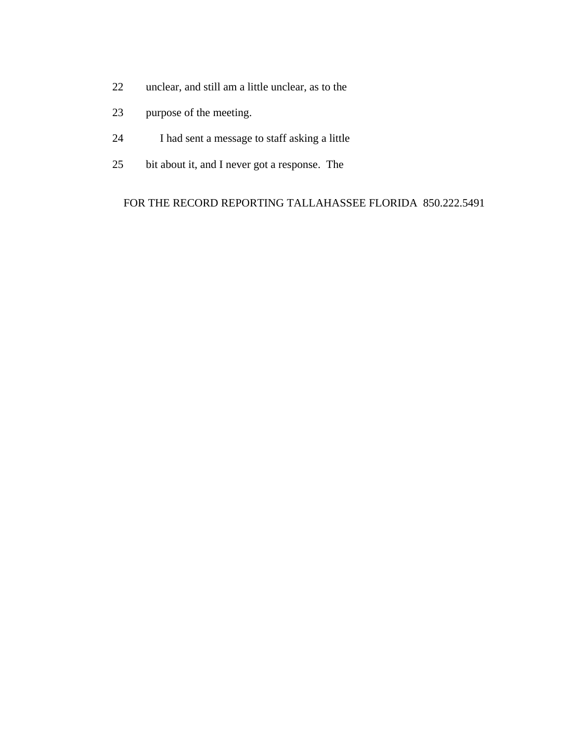22 unclear, and still am a little unclear, as to the

23 purpose of the meeting.

24 I had sent a message to staff asking a little

25 bit about it, and I never got a response. The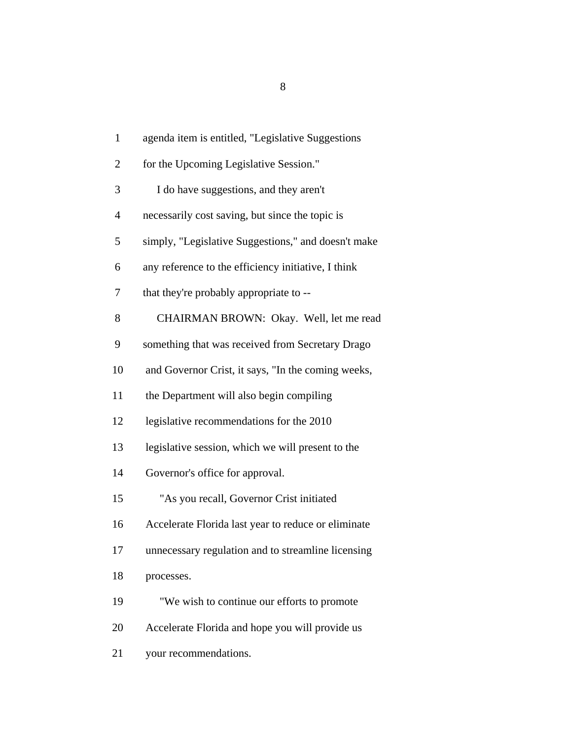1 agenda item is entitled, "Legislative Suggestions
2 for the Upcoming Legislative Session."
3 I do have suggestions, and they aren't
4 necessarily cost saving, but since the topic is
5 simply, "Legislative Suggestions," and doesn't make
6 any reference to the efficiency initiative, I think
7 that they're probably appropriate to --
8 CHAIRMAN BROWN: Okay. Well, let me read
9 something that was received from Secretary Drago
10 and Governor Crist, it says, "In the coming weeks,
11 the Department will also begin compiling
12 legislative recommendations for the 2010
13 legislative session, which we will present to the
14 Governor's office for approval.
15 "As you recall, Governor Crist initiated
16 Accelerate Florida last year to reduce or eliminate
17 unnecessary regulation and to streamline licensing
18 processes.
19 "We wish to continue our efforts to promote
20 Accelerate Florida and hope you will provide us
21 your recommendations.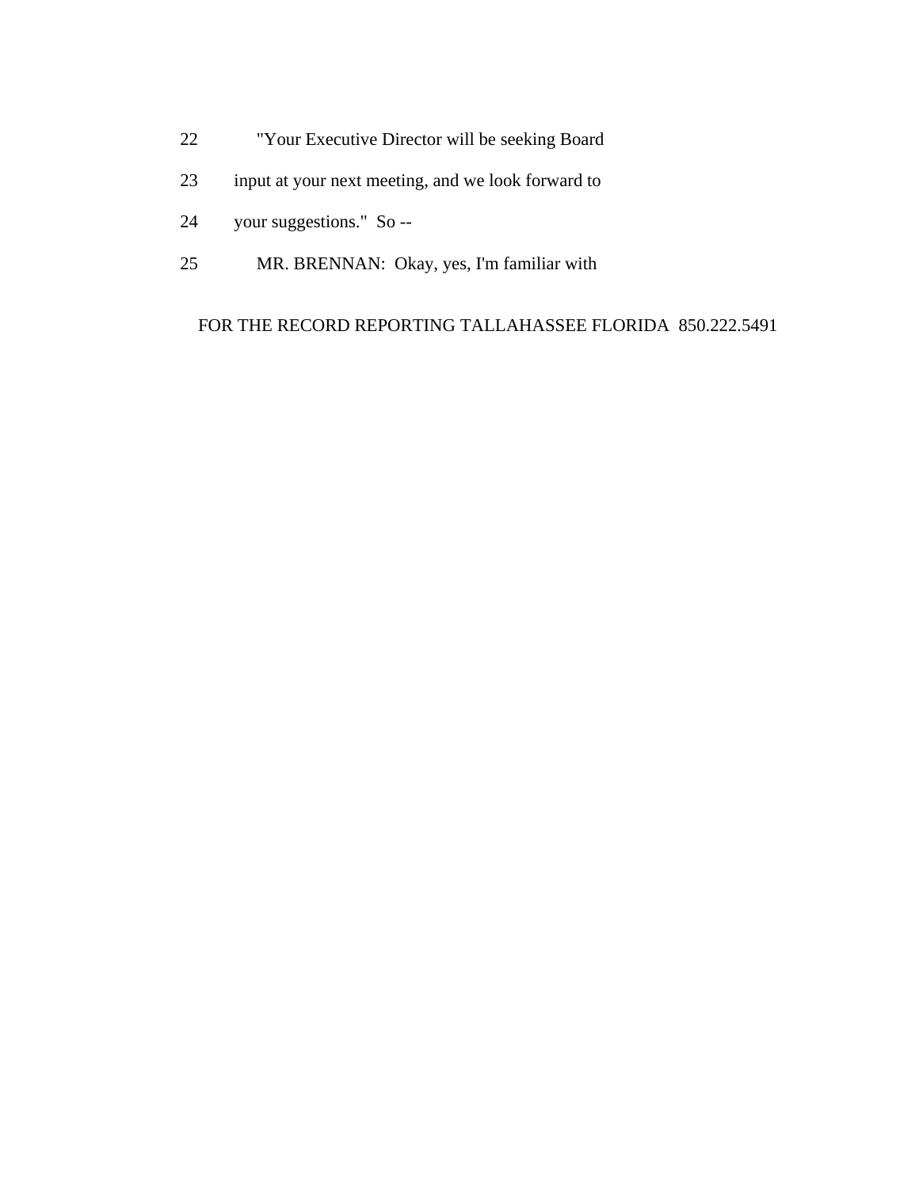22 "Your Executive Director will be seeking Board

23 input at your next meeting, and we look forward to

24 your suggestions." So --

25 MR. BRENNAN: Okay, yes, I'm familiar with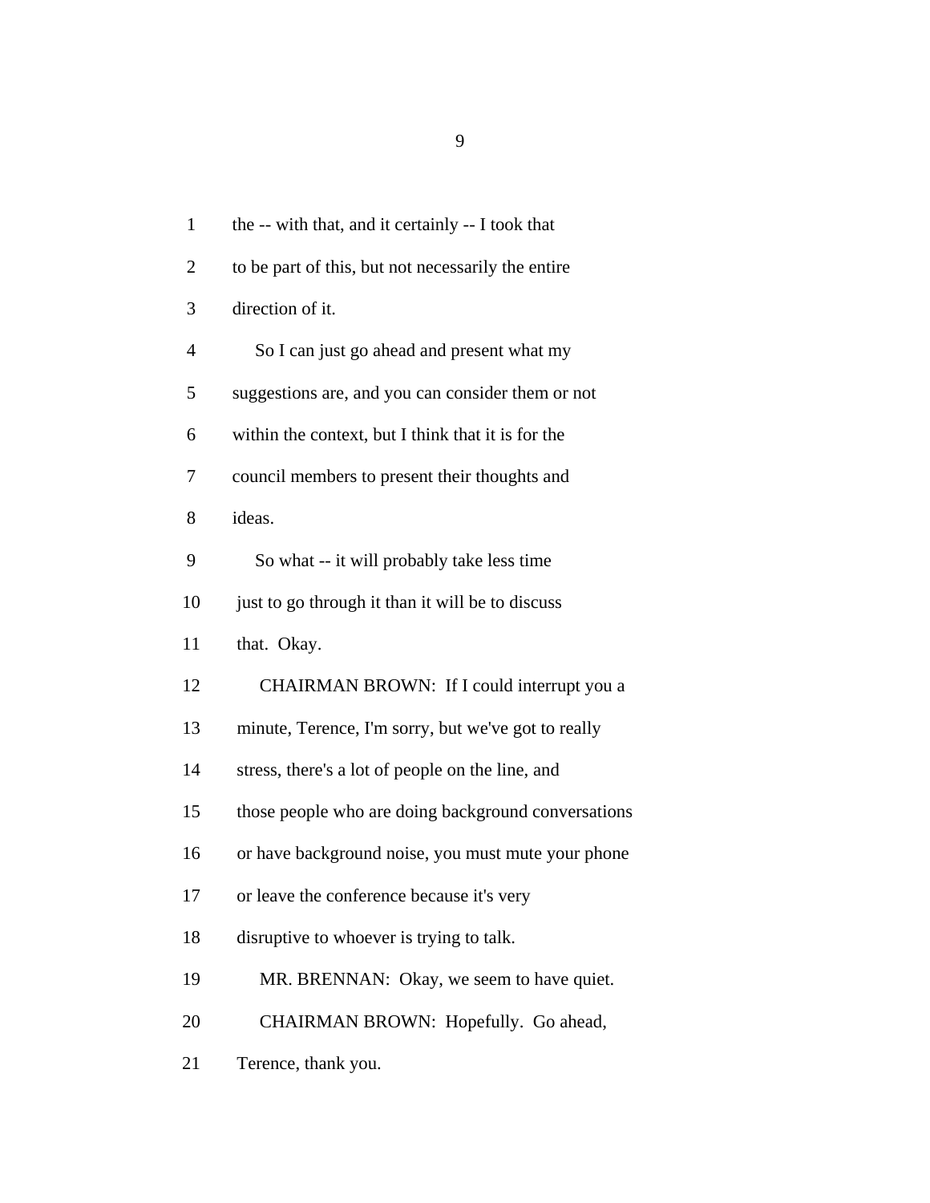the -- with that, and it certainly -- I took that to be part of this, but not necessarily the entire direction of it.

So I can just go ahead and present what my suggestions are, and you can consider them or not within the context, but I think that it is for the council members to present their thoughts and ideas.

So what -- it will probably take less time just to go through it than it will be to discuss that. Okay.

CHAIRMAN BROWN: If I could interrupt you a minute, Terence, I'm sorry, but we've got to really stress, there's a lot of people on the line, and those people who are doing background conversations or have background noise, you must mute your phone or leave the conference because it's very disruptive to whoever is trying to talk.

MR. BRENNAN: Okay, we seem to have quiet.

CHAIRMAN BROWN: Hopefully. Go ahead, Terence, thank you.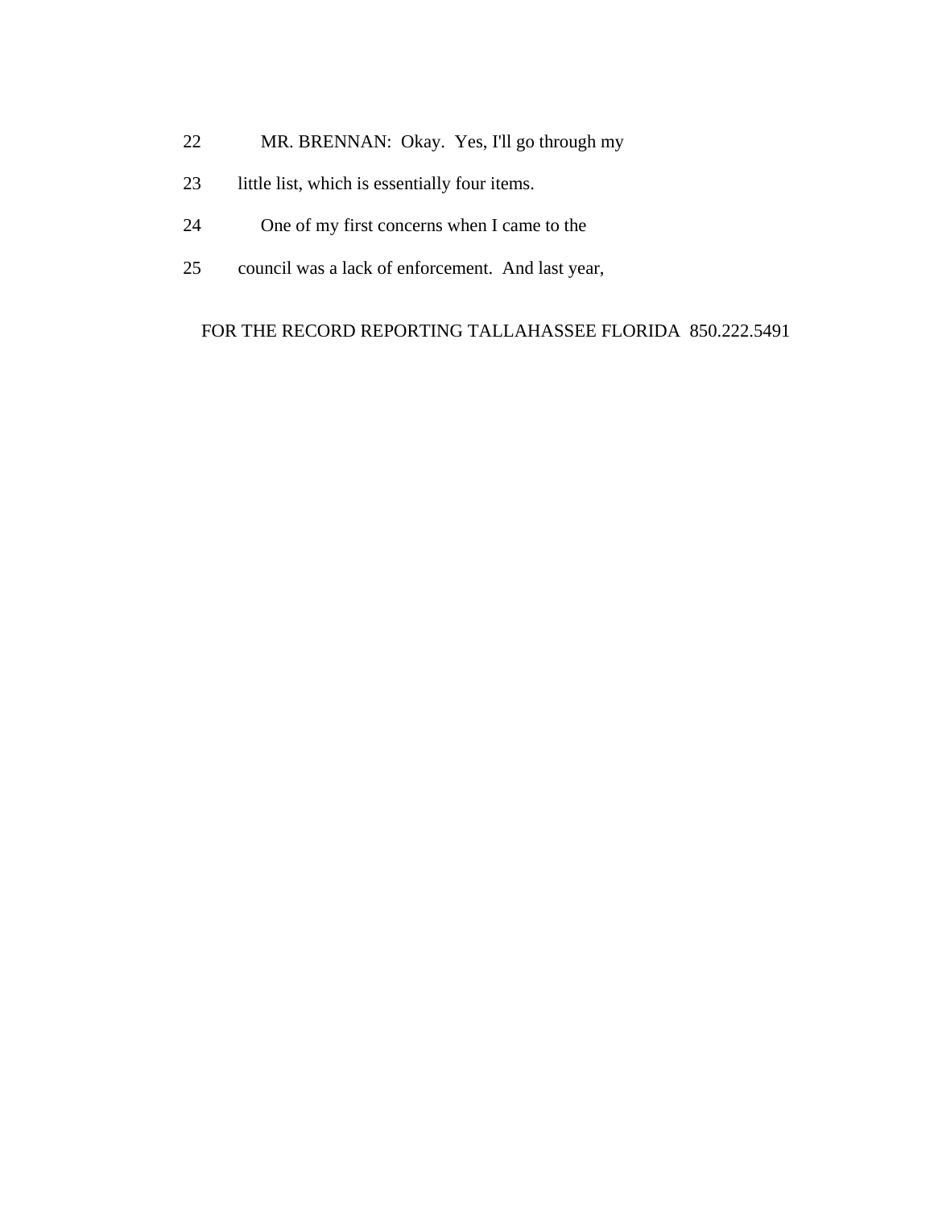22 MR. BRENNAN: Okay. Yes, I'll go through my

23 little list, which is essentially four items.

24 One of my first concerns when I came to the

25 council was a lack of enforcement. And last year,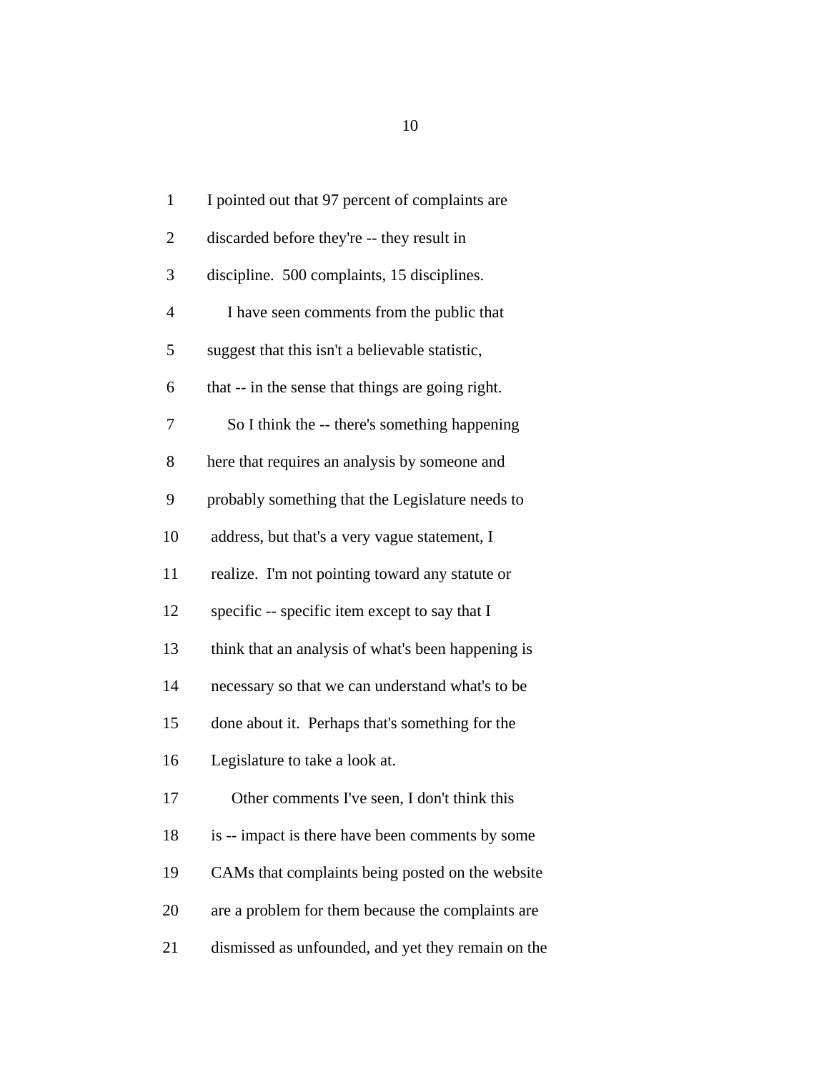1 I pointed out that 97 percent of complaints are
2 discarded before they're -- they result in
3 discipline. 500 complaints, 15 disciplines.
4 I have seen comments from the public that
5 suggest that this isn't a believable statistic,
6 that -- in the sense that things are going right.
7 So I think the -- there's something happening
8 here that requires an analysis by someone and
9 probably something that the Legislature needs to
10 address, but that's a very vague statement, I
11 realize. I'm not pointing toward any statute or
12 specific -- specific item except to say that I
13 think that an analysis of what's been happening is
14 necessary so that we can understand what's to be
15 done about it. Perhaps that's something for the
16 Legislature to take a look at.
17 Other comments I've seen, I don't think this
18 is -- impact is there have been comments by some
19 CAMs that complaints being posted on the website
20 are a problem for them because the complaints are
21 dismissed as unfounded, and yet they remain on the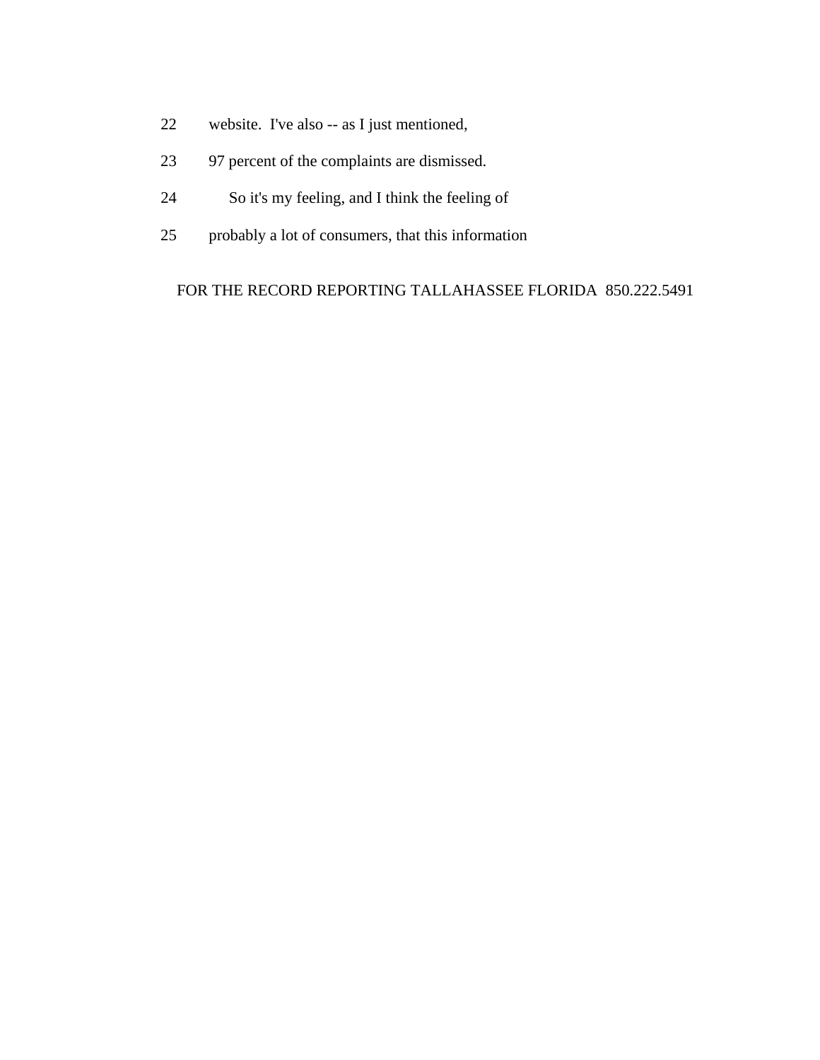22 website. I've also -- as I just mentioned,

23 97 percent of the complaints are dismissed.

24 So it's my feeling, and I think the feeling of

25 probably a lot of consumers, that this information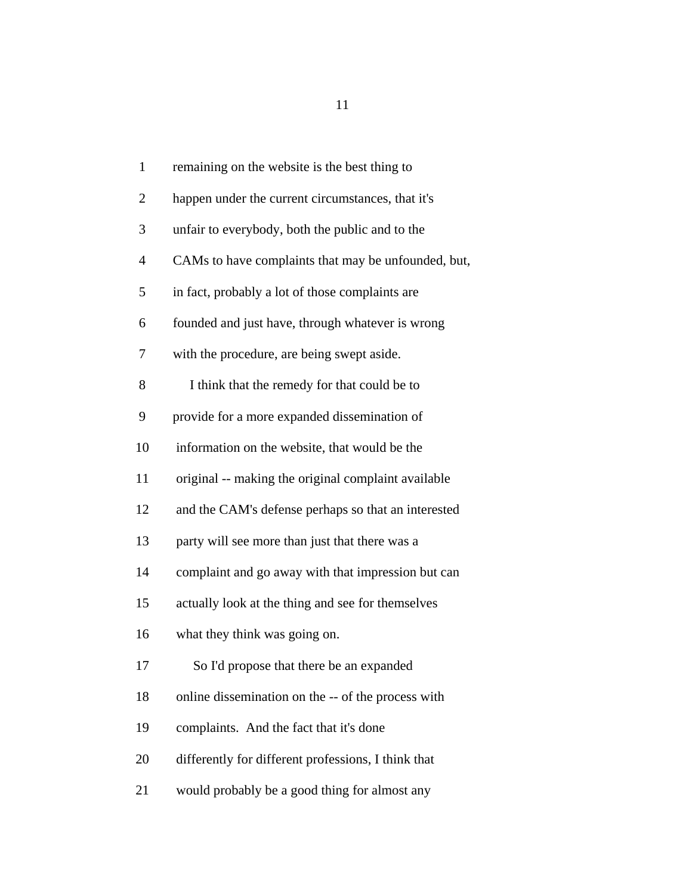remaining on the website is the best thing to happen under the current circumstances, that it's unfair to everybody, both the public and to the CAMs to have complaints that may be unfounded, but, in fact, probably a lot of those complaints are founded and just have, through whatever is wrong with the procedure, are being swept aside.

I think that the remedy for that could be to provide for a more expanded dissemination of information on the website, that would be the original -- making the original complaint available and the CAM's defense perhaps so that an interested party will see more than just that there was a complaint and go away with that impression but can actually look at the thing and see for themselves what they think was going on.

So I'd propose that there be an expanded online dissemination on the -- of the process with complaints. And the fact that it's done differently for different professions, I think that would probably be a good thing for almost any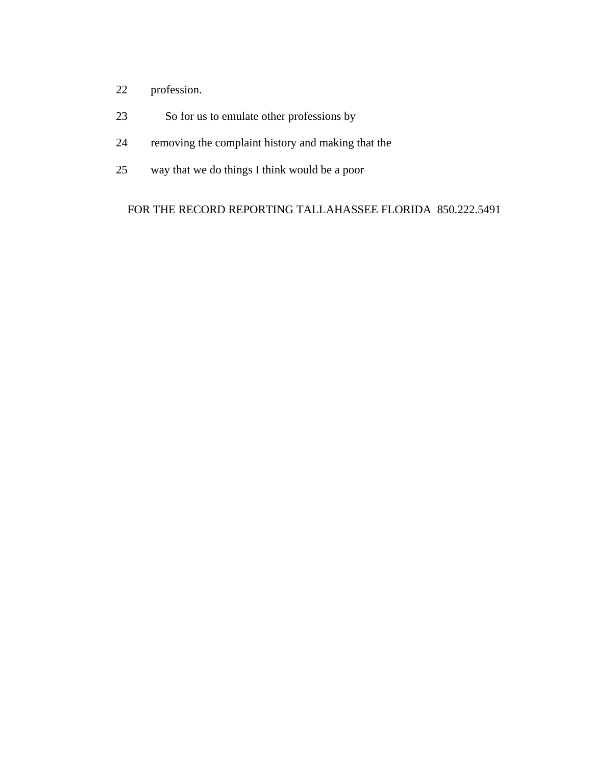22 profession.

23 So for us to emulate other professions by

24 removing the complaint history and making that the

25 way that we do things I think would be a poor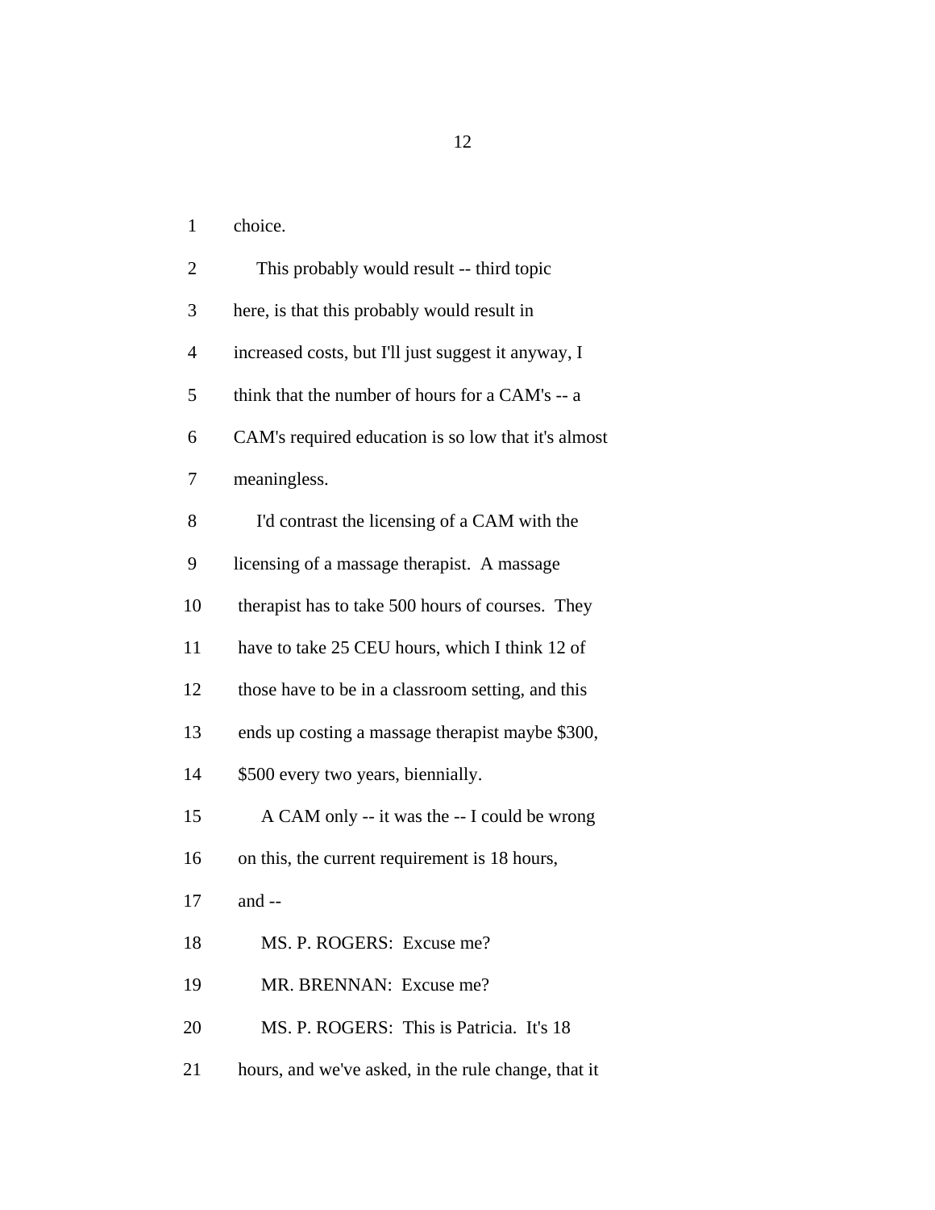choice.

This probably would result -- third topic here, is that this probably would result in increased costs, but I'll just suggest it anyway, I think that the number of hours for a CAM's -- a CAM's required education is so low that it's almost meaningless.

I'd contrast the licensing of a CAM with the licensing of a massage therapist. A massage therapist has to take 500 hours of courses. They have to take 25 CEU hours, which I think 12 of those have to be in a classroom setting, and this ends up costing a massage therapist maybe $300, $500 every two years, biennially.

A CAM only -- it was the -- I could be wrong on this, the current requirement is 18 hours, and --

MS. P. ROGERS: Excuse me?

MR. BRENNAN: Excuse me?

MS. P. ROGERS: This is Patricia. It's 18 hours, and we've asked, in the rule change, that it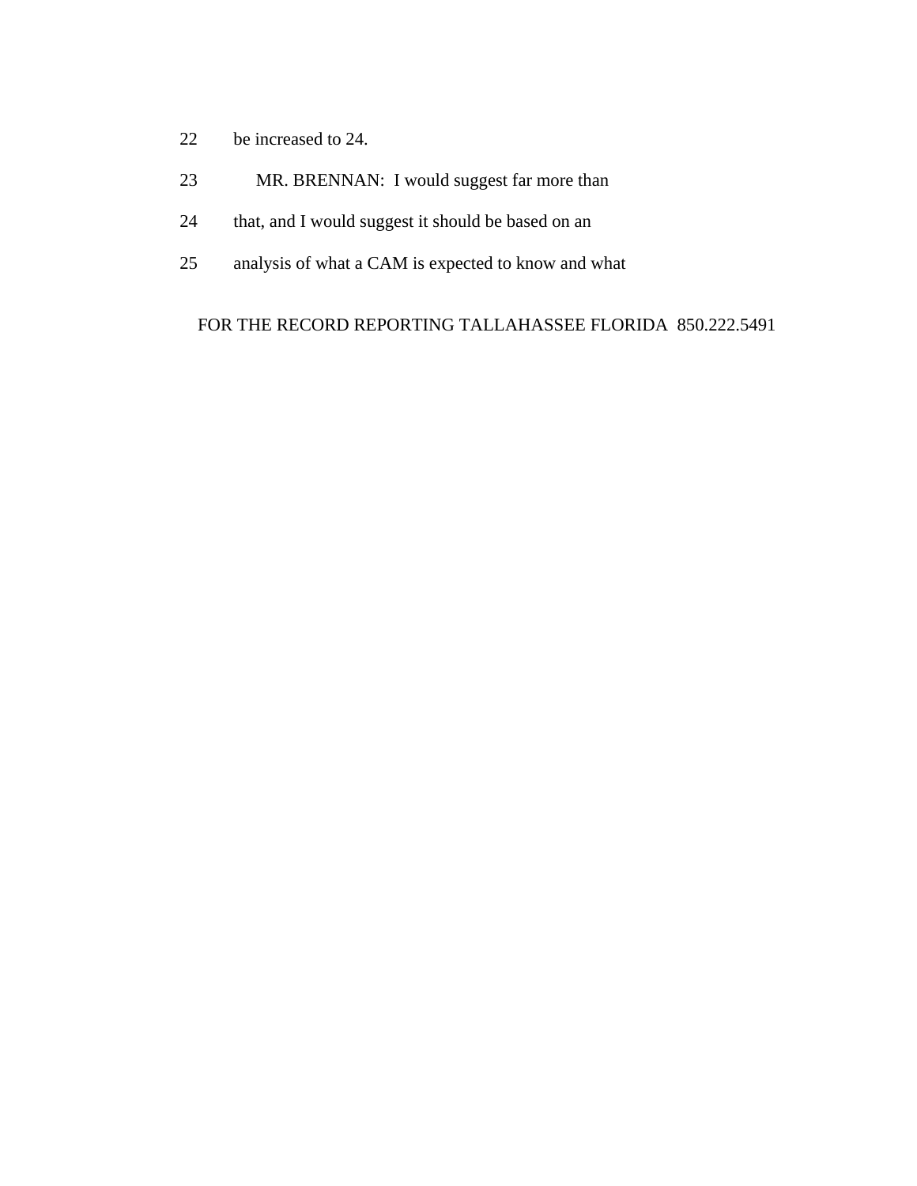22 be increased to 24.

23 MR. BRENNAN: I would suggest far more than

24 that, and I would suggest it should be based on an

25 analysis of what a CAM is expected to know and what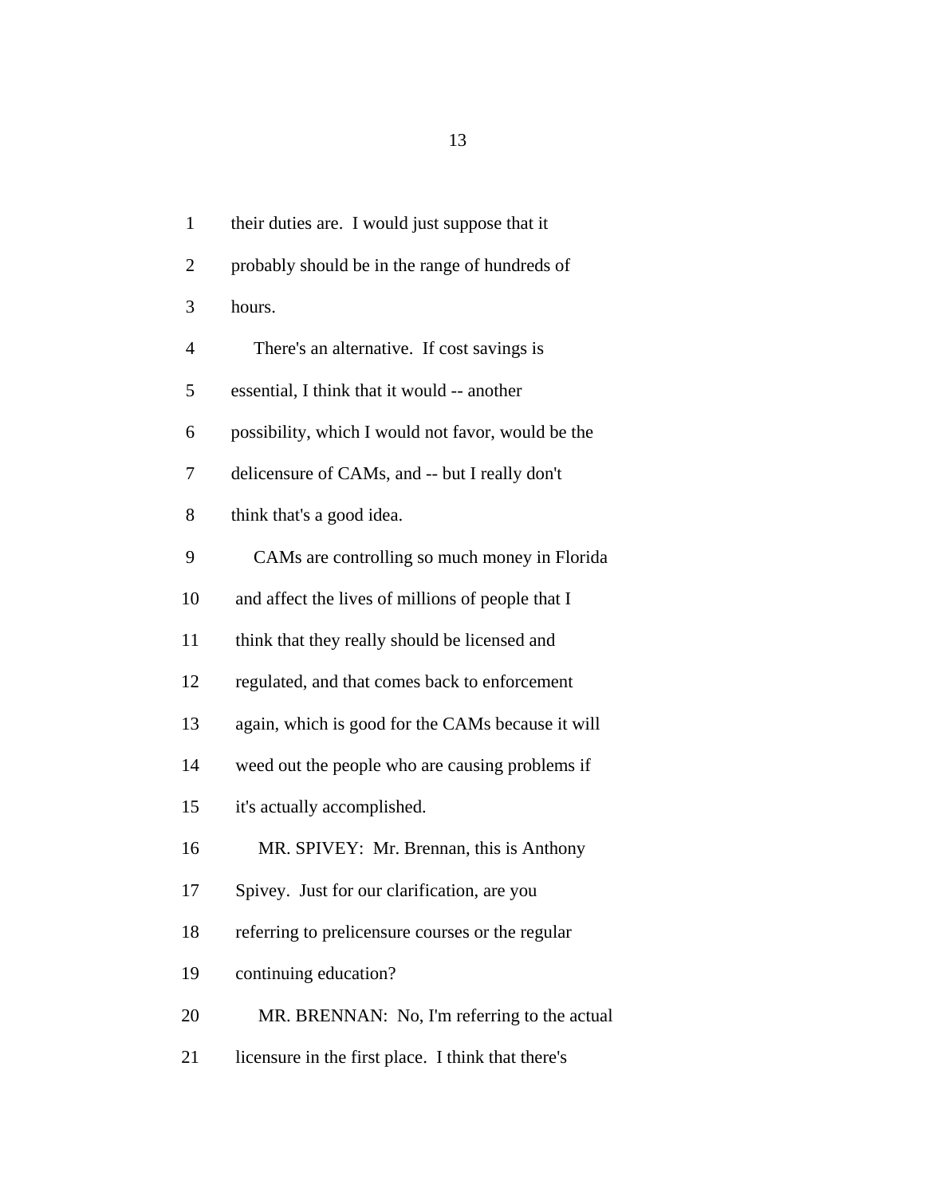their duties are. I would just suppose that it probably should be in the range of hundreds of hours.

There's an alternative. If cost savings is essential, I think that it would -- another possibility, which I would not favor, would be the delicensure of CAMs, and -- but I really don't think that's a good idea.

CAMs are controlling so much money in Florida and affect the lives of millions of people that I think that they really should be licensed and regulated, and that comes back to enforcement again, which is good for the CAMs because it will weed out the people who are causing problems if it's actually accomplished.

MR. SPIVEY: Mr. Brennan, this is Anthony Spivey. Just for our clarification, are you referring to prelicensure courses or the regular continuing education?

MR. BRENNAN: No, I'm referring to the actual licensure in the first place. I think that there's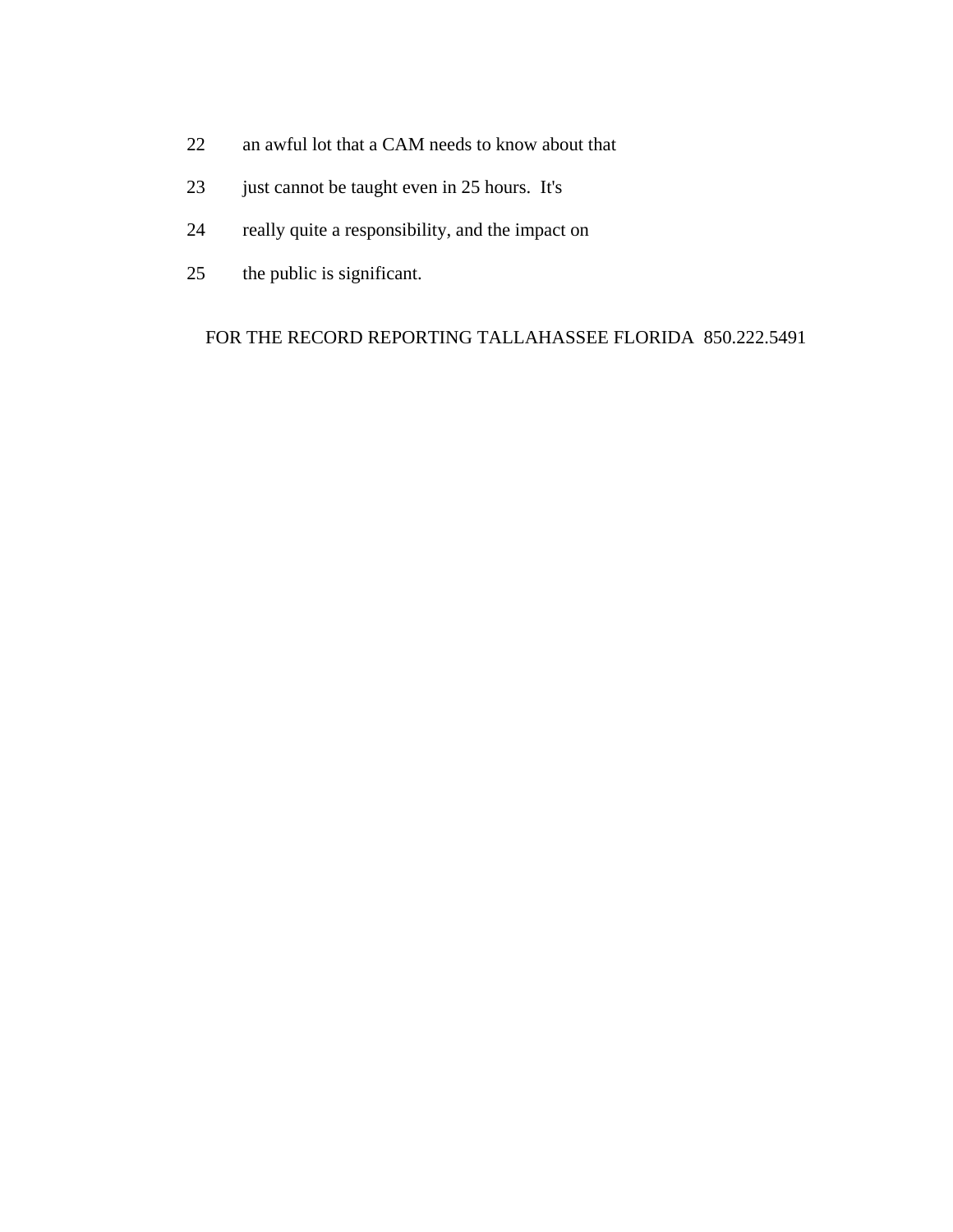22 an awful lot that a CAM needs to know about that

23 just cannot be taught even in 25 hours. It's

24 really quite a responsibility, and the impact on

25 the public is significant.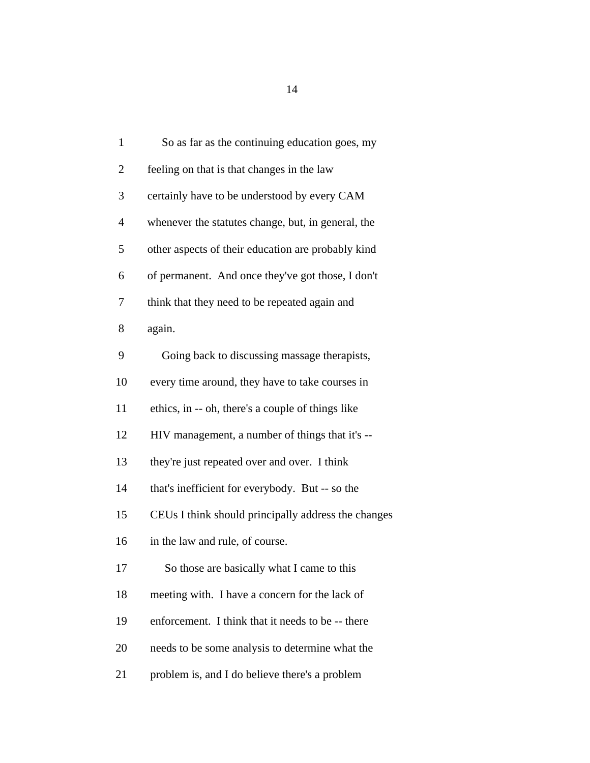So as far as the continuing education goes, my feeling on that is that changes in the law certainly have to be understood by every CAM whenever the statutes change, but, in general, the other aspects of their education are probably kind of permanent. And once they've got those, I don't think that they need to be repeated again and again.

Going back to discussing massage therapists, every time around, they have to take courses in ethics, in -- oh, there's a couple of things like HIV management, a number of things that it's -- they're just repeated over and over. I think that's inefficient for everybody. But -- so the CEUs I think should principally address the changes in the law and rule, of course.

So those are basically what I came to this meeting with. I have a concern for the lack of enforcement. I think that it needs to be -- there needs to be some analysis to determine what the problem is, and I do believe there's a problem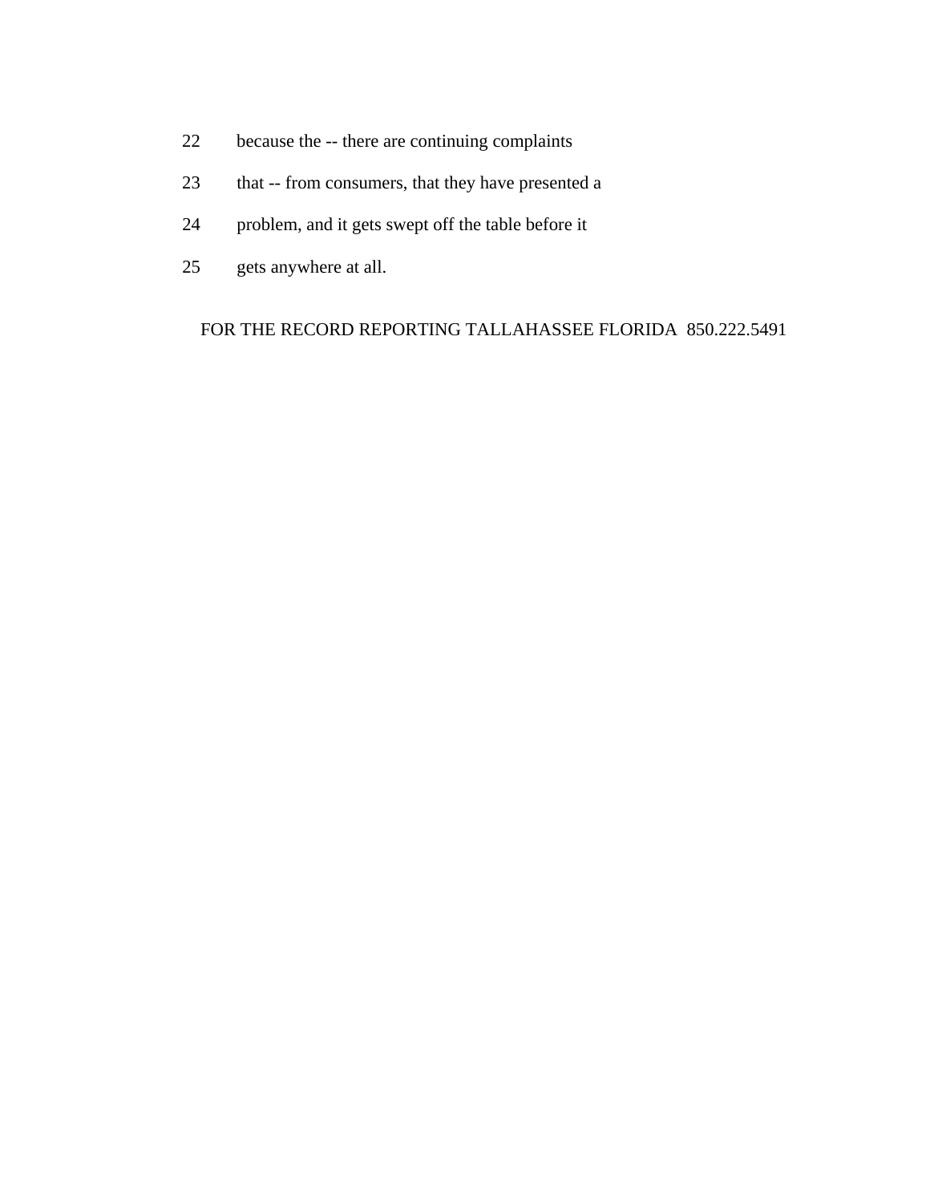22 because the -- there are continuing complaints

23 that -- from consumers, that they have presented a

24 problem, and it gets swept off the table before it

25 gets anywhere at all.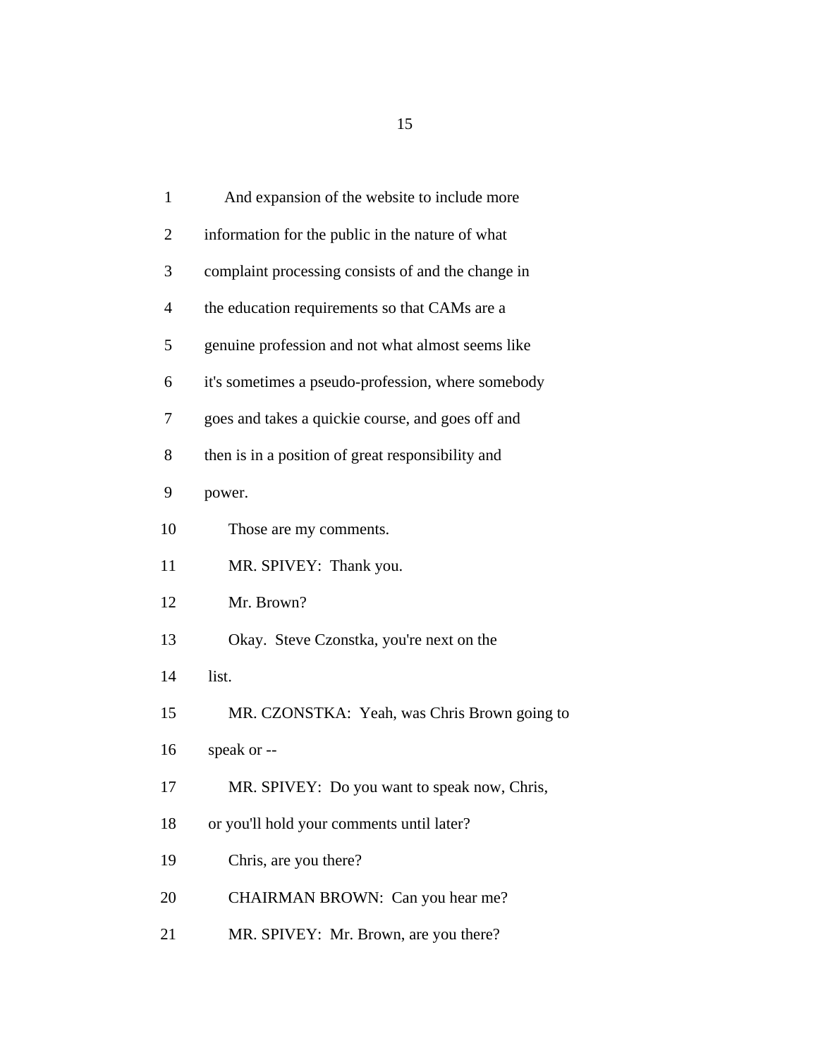1 And expansion of the website to include more
2 information for the public in the nature of what
3 complaint processing consists of and the change in
4 the education requirements so that CAMs are a
5 genuine profession and not what almost seems like
6 it's sometimes a pseudo-profession, where somebody
7 goes and takes a quickie course, and goes off and
8 then is in a position of great responsibility and
9 power.
10 Those are my comments.
11 MR. SPIVEY: Thank you.
12 Mr. Brown?
13 Okay. Steve Czonstka, you're next on the
14 list.
15 MR. CZONSTKA: Yeah, was Chris Brown going to
16 speak or --
17 MR. SPIVEY: Do you want to speak now, Chris,
18 or you'll hold your comments until later?
19 Chris, are you there?
20 CHAIRMAN BROWN: Can you hear me?
21 MR. SPIVEY: Mr. Brown, are you there?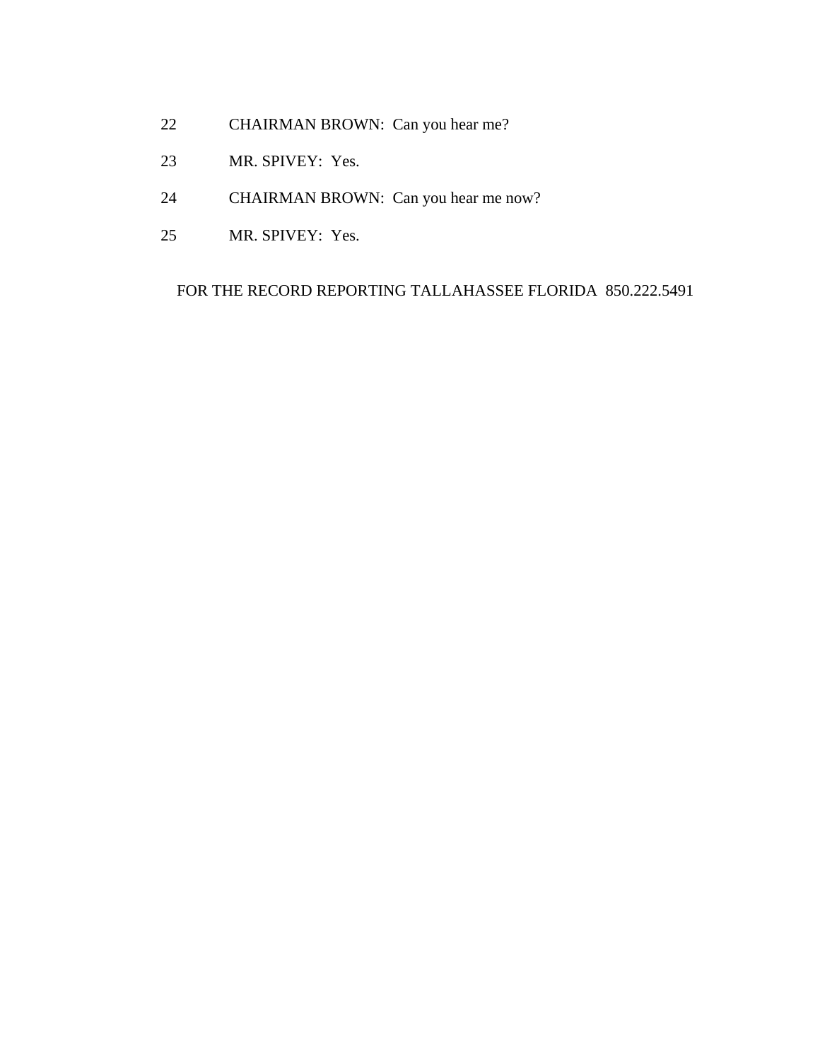22 CHAIRMAN BROWN: Can you hear me?

23 MR. SPIVEY: Yes.

24 CHAIRMAN BROWN: Can you hear me now?

25 MR. SPIVEY: Yes.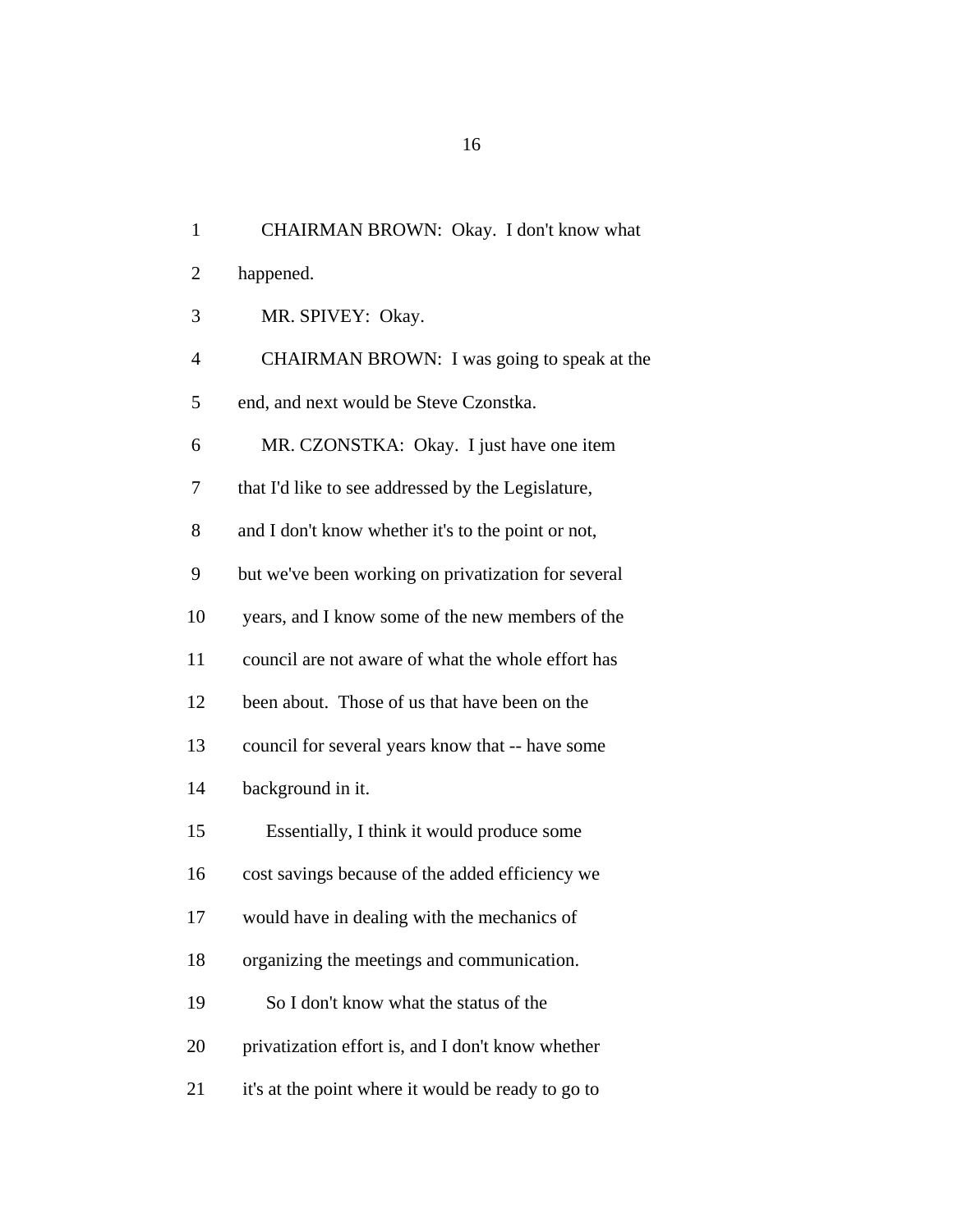1 CHAIRMAN BROWN: Okay. I don't know what

2 happened.

3 MR. SPIVEY: Okay.

4 CHAIRMAN BROWN: I was going to speak at the

5 end, and next would be Steve Czonstka.

6 MR. CZONSTKA: Okay. I just have one item

7 that I'd like to see addressed by the Legislature,

8 and I don't know whether it's to the point or not,

9 but we've been working on privatization for several

10 years, and I know some of the new members of the

11 council are not aware of what the whole effort has

12 been about. Those of us that have been on the

13 council for several years know that -- have some

14 background in it.

15 Essentially, I think it would produce some

16 cost savings because of the added efficiency we

17 would have in dealing with the mechanics of

18 organizing the meetings and communication.

19 So I don't know what the status of the

20 privatization effort is, and I don't know whether

21 it's at the point where it would be ready to go to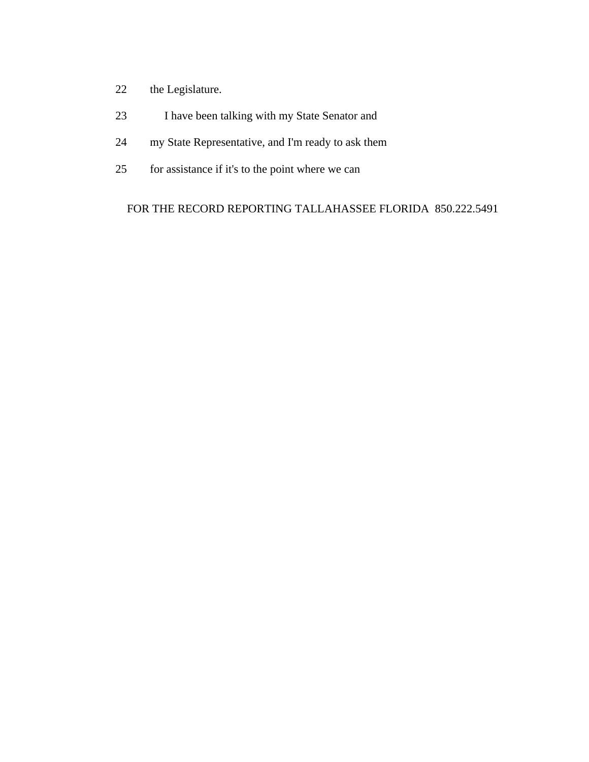22 the Legislature.

23 I have been talking with my State Senator and

24 my State Representative, and I'm ready to ask them

25 for assistance if it's to the point where we can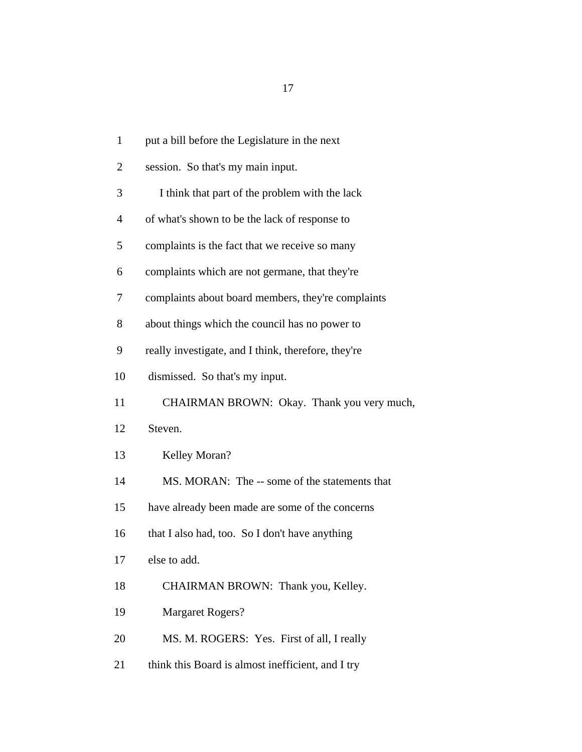1 put a bill before the Legislature in the next

2 session. So that's my main input.

3 I think that part of the problem with the lack

4 of what's shown to be the lack of response to

5 complaints is the fact that we receive so many

6 complaints which are not germane, that they're

7 complaints about board members, they're complaints

8 about things which the council has no power to

9 really investigate, and I think, therefore, they're

10 dismissed. So that's my input.

11 CHAIRMAN BROWN: Okay. Thank you very much,

12 Steven.

13 Kelley Moran?

14 MS. MORAN: The -- some of the statements that

15 have already been made are some of the concerns

16 that I also had, too. So I don't have anything

17 else to add.

18 CHAIRMAN BROWN: Thank you, Kelley.

19 Margaret Rogers?

20 MS. M. ROGERS: Yes. First of all, I really

21 think this Board is almost inefficient, and I try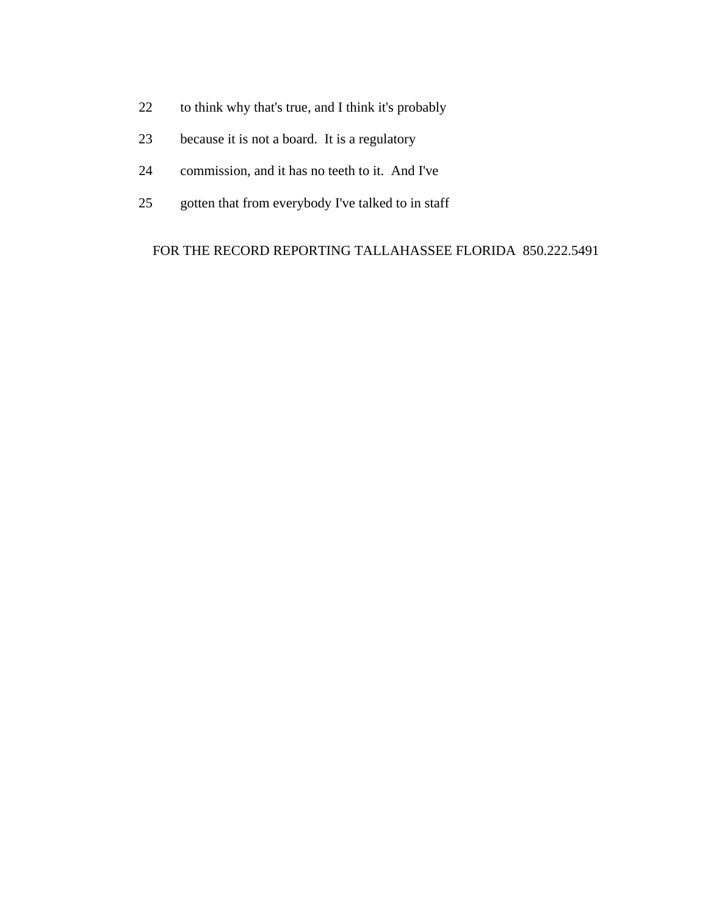22 to think why that's true, and I think it's probably

23 because it is not a board. It is a regulatory

24 commission, and it has no teeth to it. And I've

25 gotten that from everybody I've talked to in staff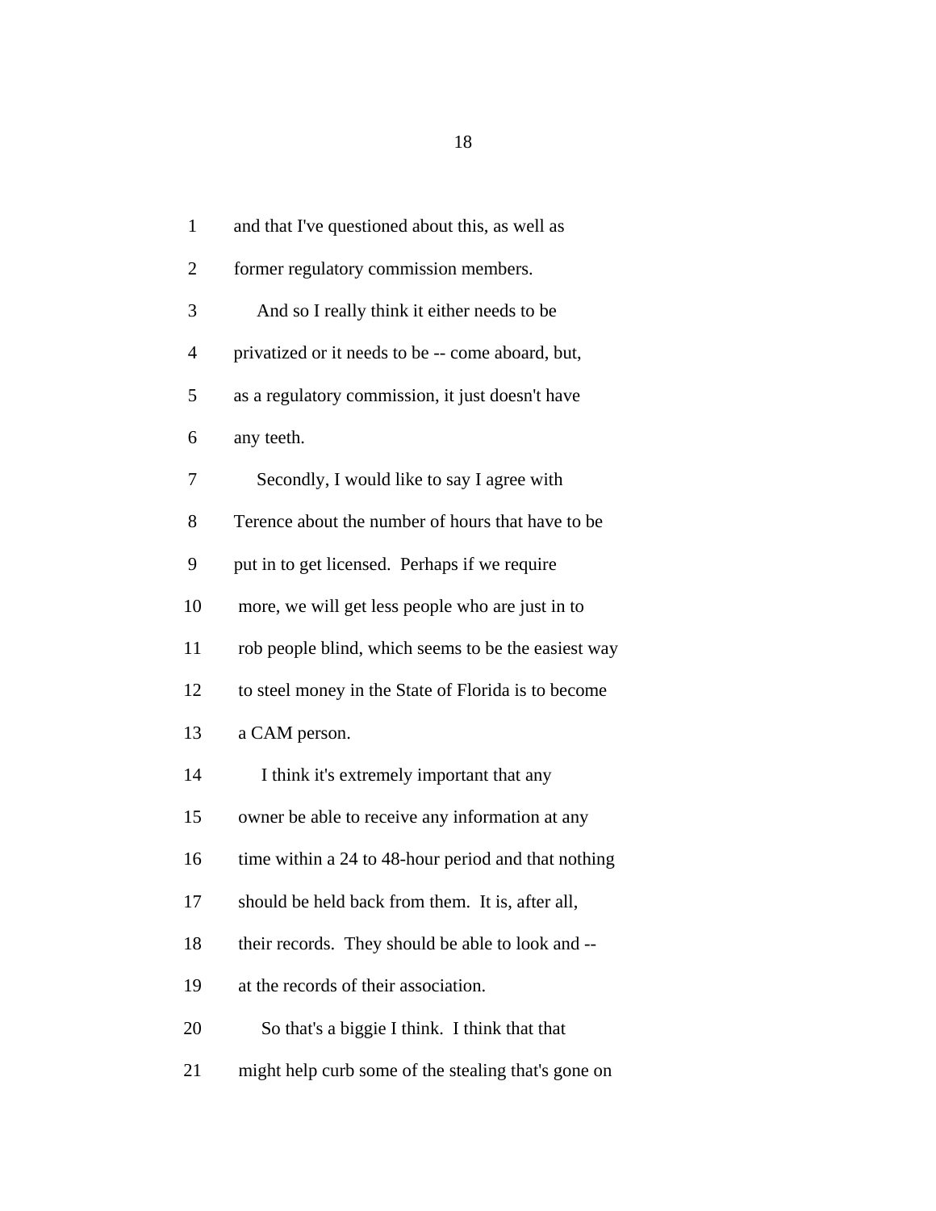1 and that I've questioned about this, as well as

2 former regulatory commission members.

3 And so I really think it either needs to be

4 privatized or it needs to be -- come aboard, but,

5 as a regulatory commission, it just doesn't have

6 any teeth.

7 Secondly, I would like to say I agree with

8 Terence about the number of hours that have to be

9 put in to get licensed. Perhaps if we require

10 more, we will get less people who are just in to

11 rob people blind, which seems to be the easiest way

12 to steel money in the State of Florida is to become

13 a CAM person.

14 I think it's extremely important that any

15 owner be able to receive any information at any

16 time within a 24 to 48-hour period and that nothing

17 should be held back from them. It is, after all,

18 their records. They should be able to look and --

19 at the records of their association.

20 So that's a biggie I think. I think that that

21 might help curb some of the stealing that's gone on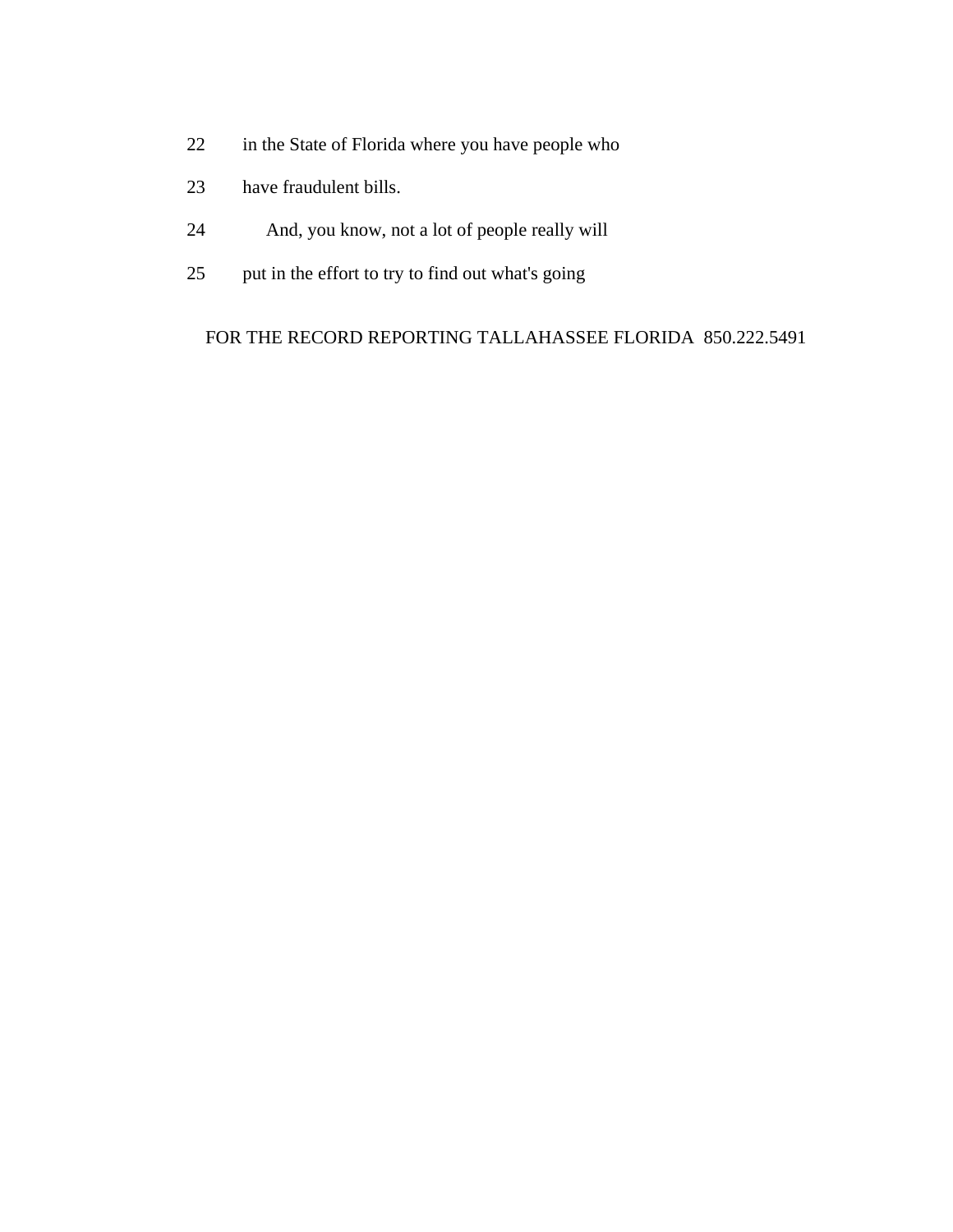22 in the State of Florida where you have people who

23 have fraudulent bills.

24 And, you know, not a lot of people really will

25 put in the effort to try to find out what's going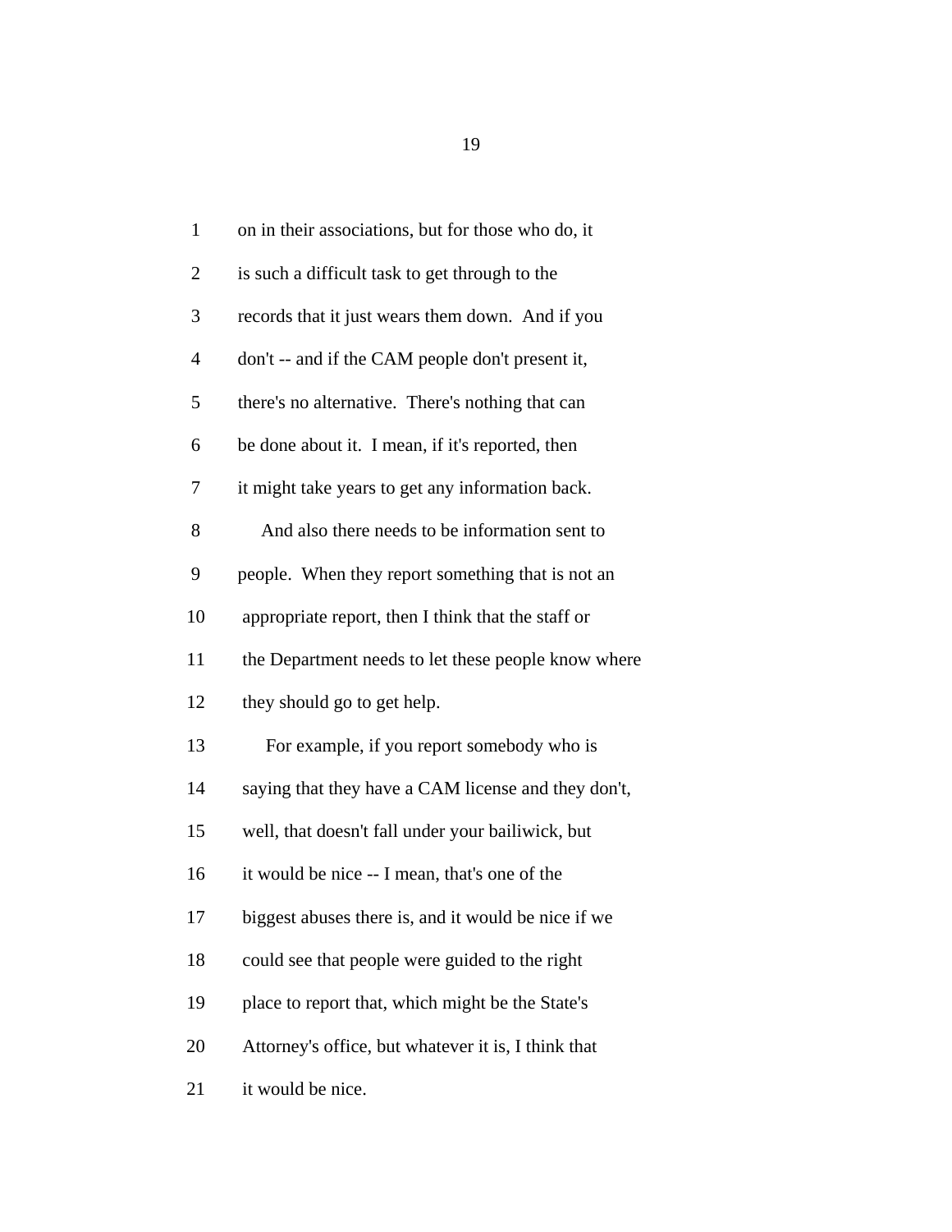1 on in their associations, but for those who do, it

2 is such a difficult task to get through to the

3 records that it just wears them down. And if you

4 don't -- and if the CAM people don't present it,

5 there's no alternative. There's nothing that can

6 be done about it. I mean, if it's reported, then

7 it might take years to get any information back.

8 And also there needs to be information sent to

9 people. When they report something that is not an

10 appropriate report, then I think that the staff or

11 the Department needs to let these people know where

12 they should go to get help.

13 For example, if you report somebody who is

14 saying that they have a CAM license and they don't,

15 well, that doesn't fall under your bailiwick, but

16 it would be nice -- I mean, that's one of the

17 biggest abuses there is, and it would be nice if we

18 could see that people were guided to the right

19 place to report that, which might be the State's

20 Attorney's office, but whatever it is, I think that

21 it would be nice.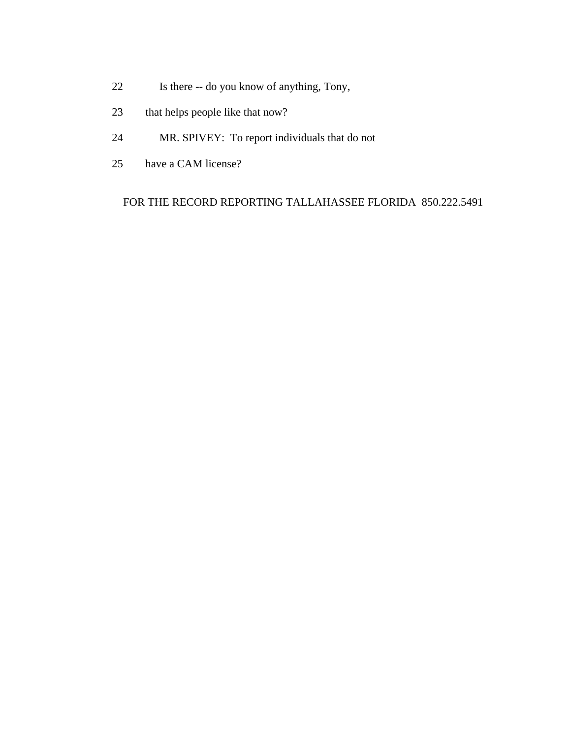22 Is there -- do you know of anything, Tony,

23 that helps people like that now?

24 MR. SPIVEY: To report individuals that do not

25 have a CAM license?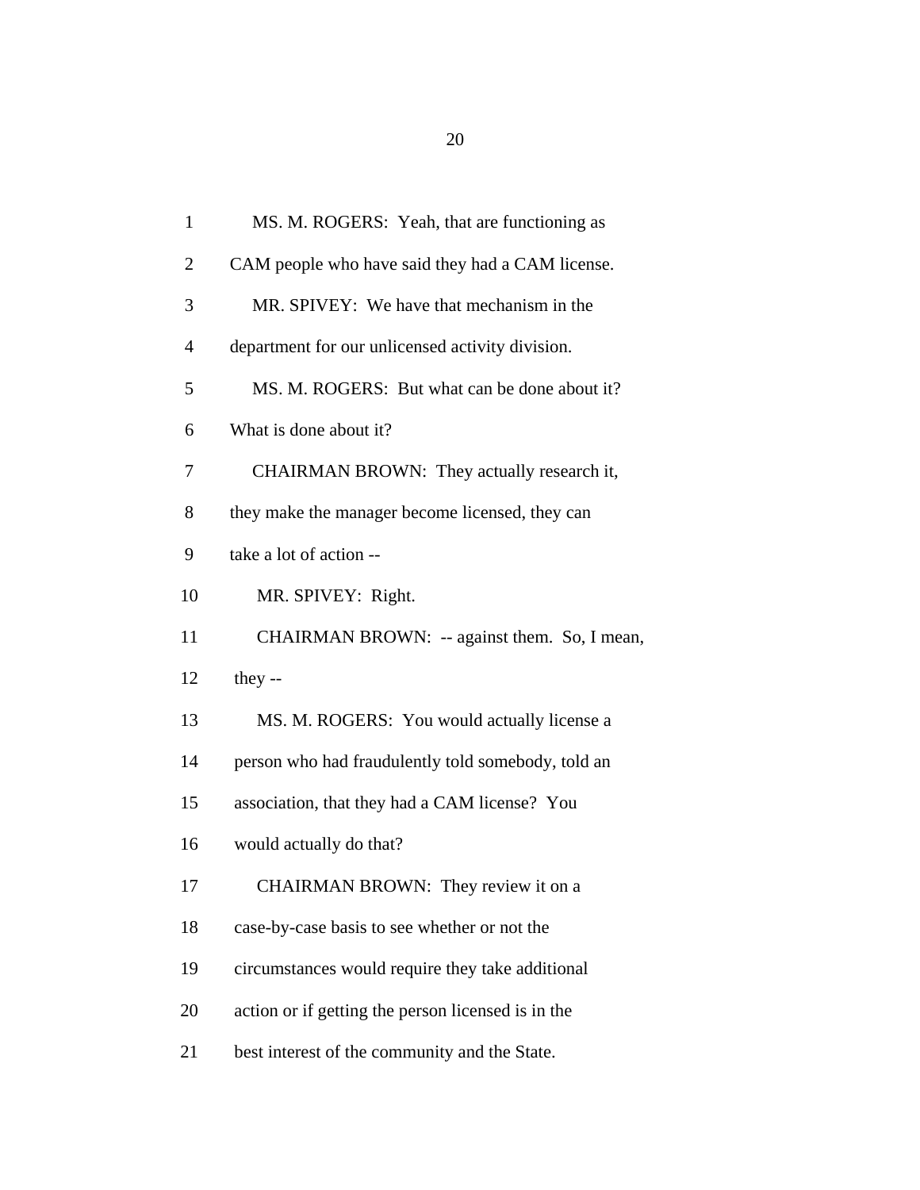1 MS. M. ROGERS: Yeah, that are functioning as
2 CAM people who have said they had a CAM license.
3 MR. SPIVEY: We have that mechanism in the
4 department for our unlicensed activity division.
5 MS. M. ROGERS: But what can be done about it?
6 What is done about it?
7 CHAIRMAN BROWN: They actually research it,
8 they make the manager become licensed, they can
9 take a lot of action --
10 MR. SPIVEY: Right.
11 CHAIRMAN BROWN: -- against them. So, I mean,
12 they --
13 MS. M. ROGERS: You would actually license a
14 person who had fraudulently told somebody, told an
15 association, that they had a CAM license? You
16 would actually do that?
17 CHAIRMAN BROWN: They review it on a
18 case-by-case basis to see whether or not the
19 circumstances would require they take additional
20 action or if getting the person licensed is in the
21 best interest of the community and the State.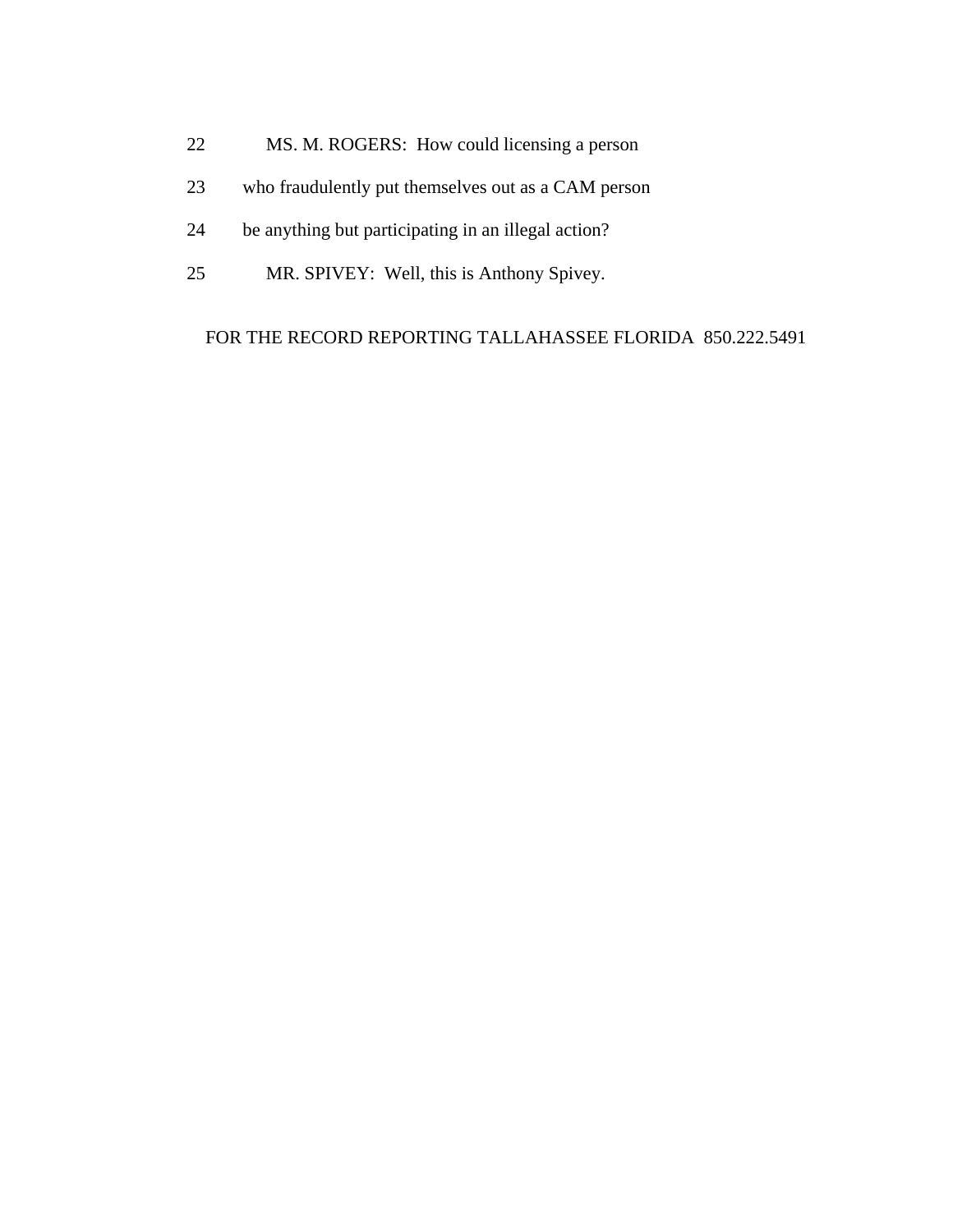22 MS. M. ROGERS: How could licensing a person

23 who fraudulently put themselves out as a CAM person

24 be anything but participating in an illegal action?

25 MR. SPIVEY: Well, this is Anthony Spivey.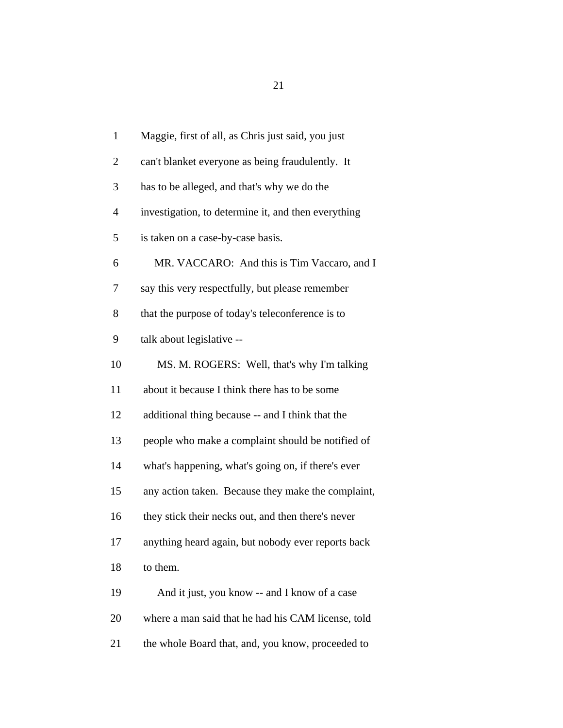Maggie, first of all, as Chris just said, you just can't blanket everyone as being fraudulently. It has to be alleged, and that's why we do the investigation, to determine it, and then everything is taken on a case-by-case basis.

MR. VACCARO: And this is Tim Vaccaro, and I say this very respectfully, but please remember that the purpose of today's teleconference is to talk about legislative --

MS. M. ROGERS: Well, that's why I'm talking about it because I think there has to be some additional thing because -- and I think that the people who make a complaint should be notified of what's happening, what's going on, if there's ever any action taken. Because they make the complaint, they stick their necks out, and then there's never anything heard again, but nobody ever reports back to them.

And it just, you know -- and I know of a case where a man said that he had his CAM license, told the whole Board that, and, you know, proceeded to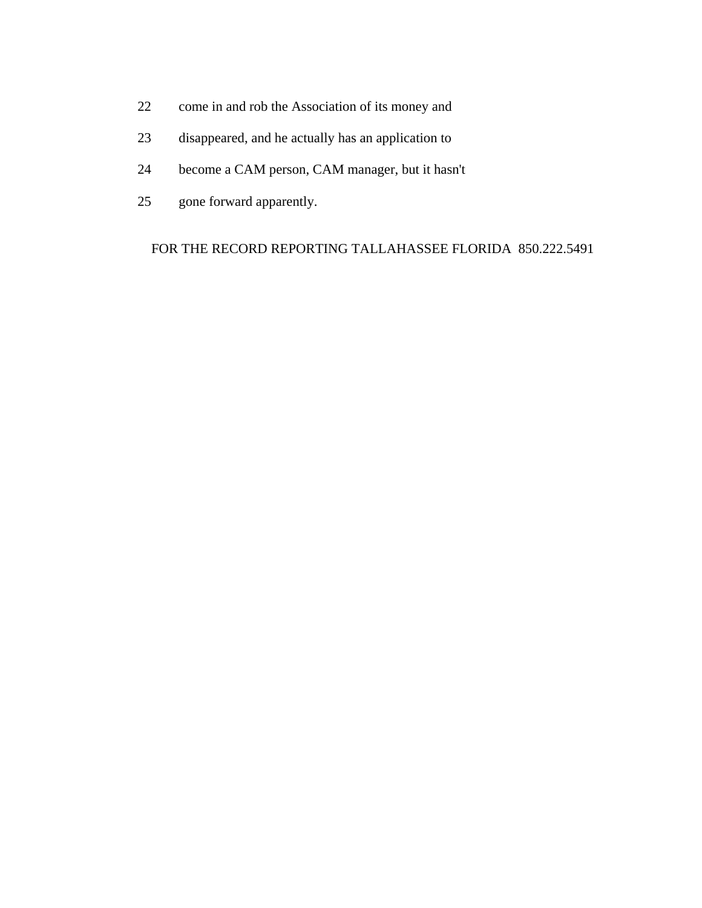22 come in and rob the Association of its money and

23 disappeared, and he actually has an application to

24 become a CAM person, CAM manager, but it hasn't

25 gone forward apparently.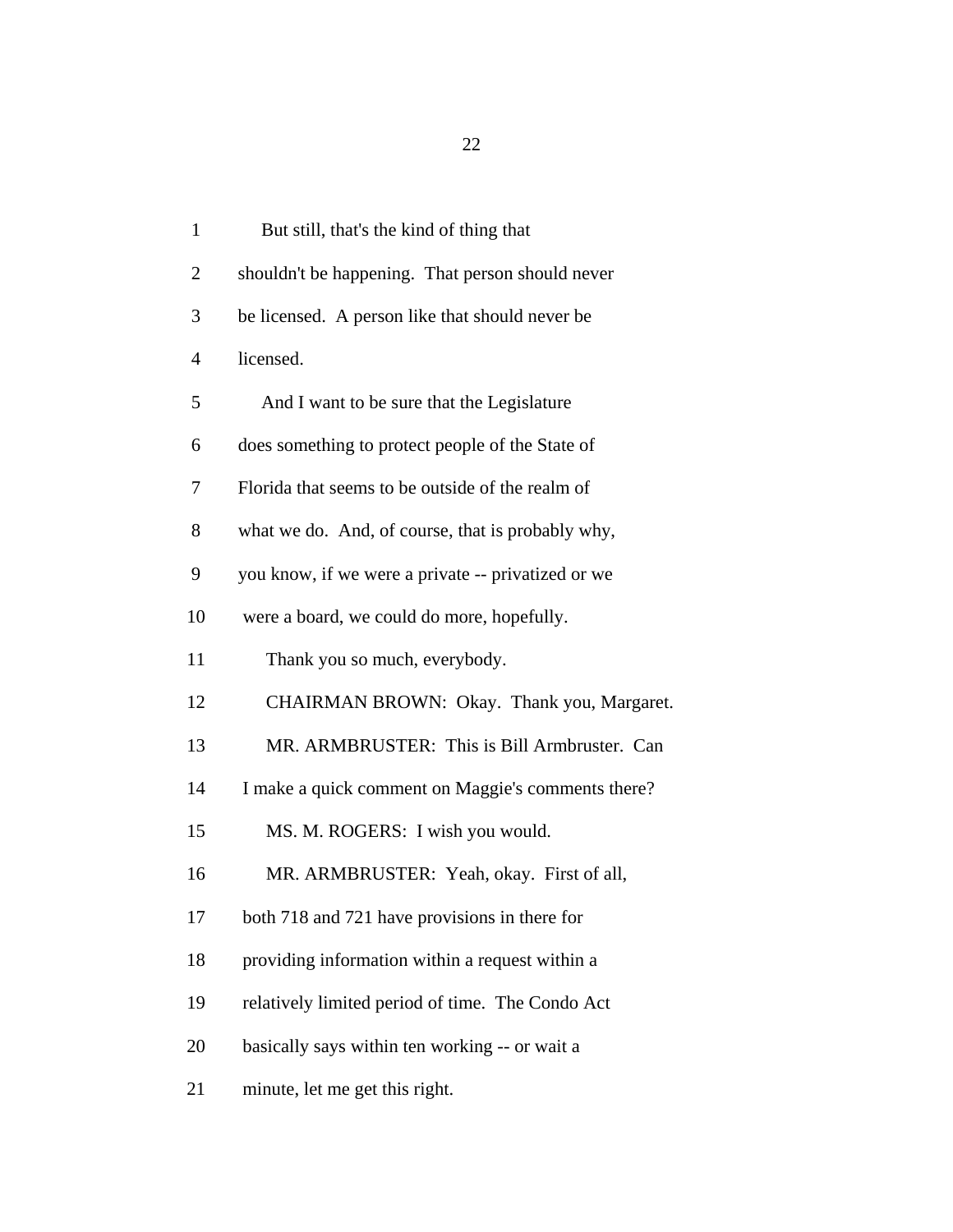But still, that's the kind of thing that shouldn't be happening. That person should never be licensed. A person like that should never be licensed.

And I want to be sure that the Legislature does something to protect people of the State of Florida that seems to be outside of the realm of what we do. And, of course, that is probably why, you know, if we were a private -- privatized or we were a board, we could do more, hopefully.

Thank you so much, everybody.

CHAIRMAN BROWN: Okay. Thank you, Margaret.

MR. ARMBRUSTER: This is Bill Armbruster. Can I make a quick comment on Maggie's comments there?

MS. M. ROGERS: I wish you would.

MR. ARMBRUSTER: Yeah, okay. First of all, both 718 and 721 have provisions in there for providing information within a request within a relatively limited period of time. The Condo Act basically says within ten working -- or wait a minute, let me get this right.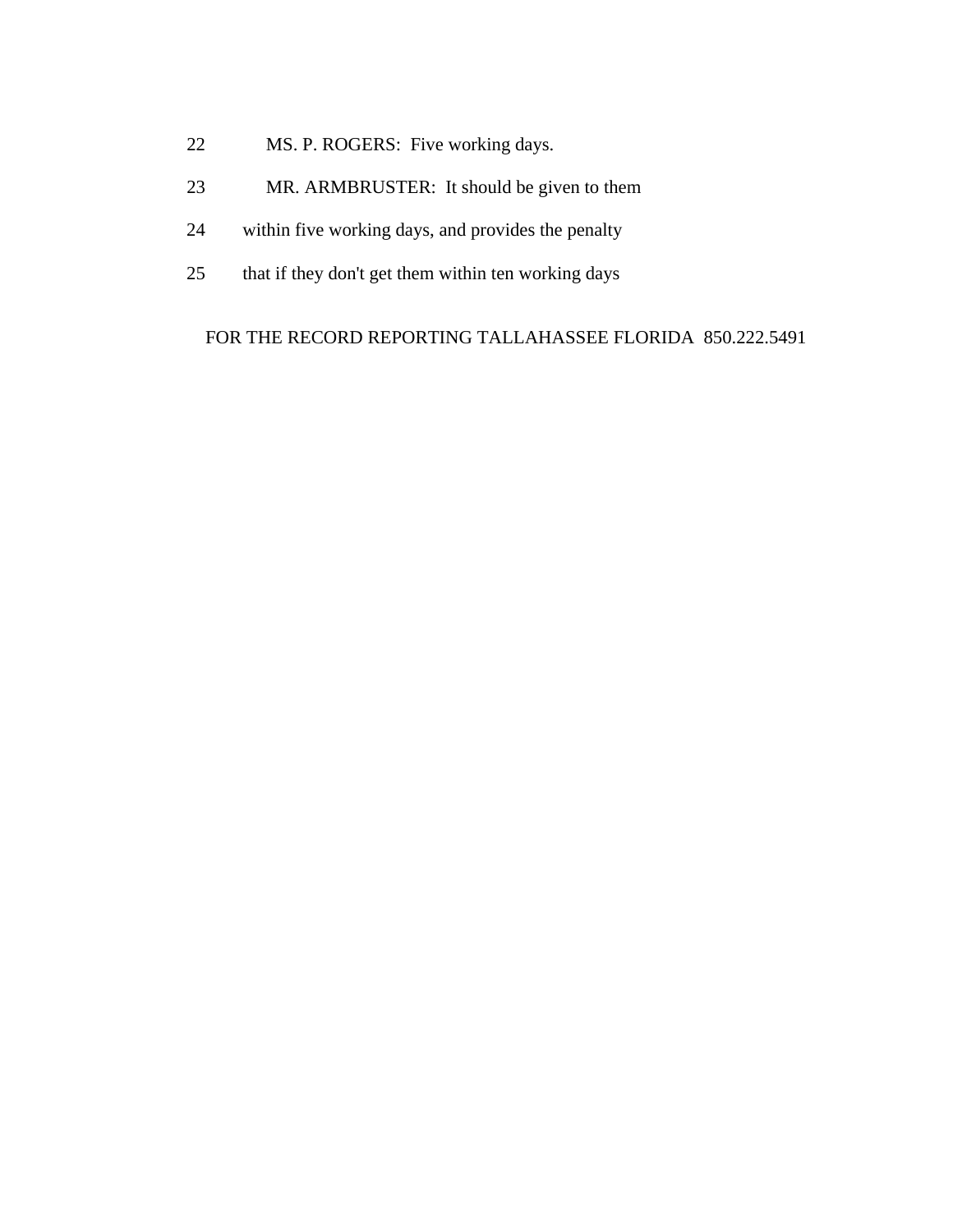22 MS. P. ROGERS: Five working days.

23 MR. ARMBRUSTER: It should be given to them

24 within five working days, and provides the penalty

25 that if they don't get them within ten working days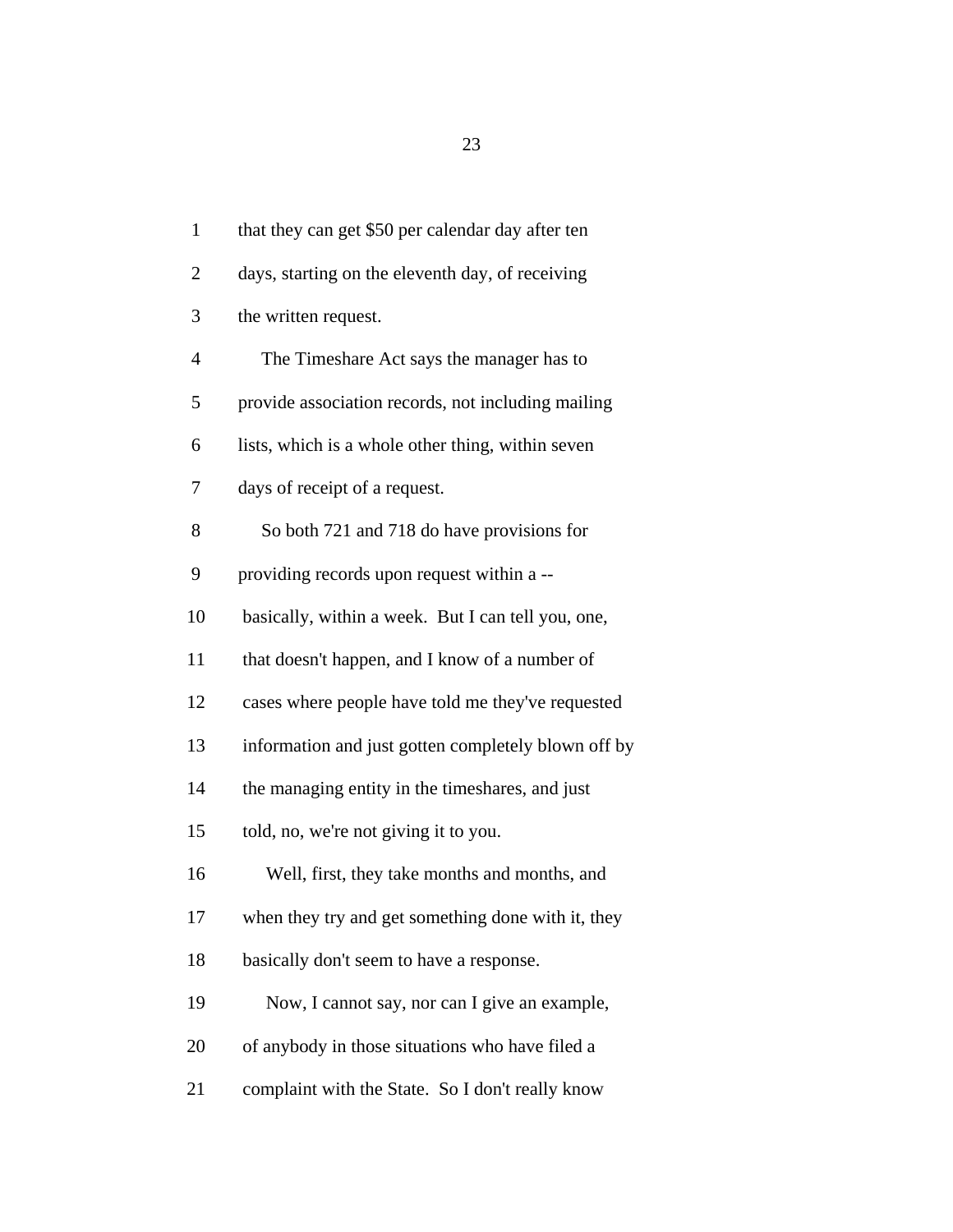that they can get $50 per calendar day after ten days, starting on the eleventh day, of receiving the written request.

The Timeshare Act says the manager has to provide association records, not including mailing lists, which is a whole other thing, within seven days of receipt of a request.

So both 721 and 718 do have provisions for providing records upon request within a -- basically, within a week. But I can tell you, one, that doesn't happen, and I know of a number of cases where people have told me they've requested information and just gotten completely blown off by the managing entity in the timeshares, and just told, no, we're not giving it to you.

Well, first, they take months and months, and when they try and get something done with it, they basically don't seem to have a response.

Now, I cannot say, nor can I give an example, of anybody in those situations who have filed a complaint with the State. So I don't really know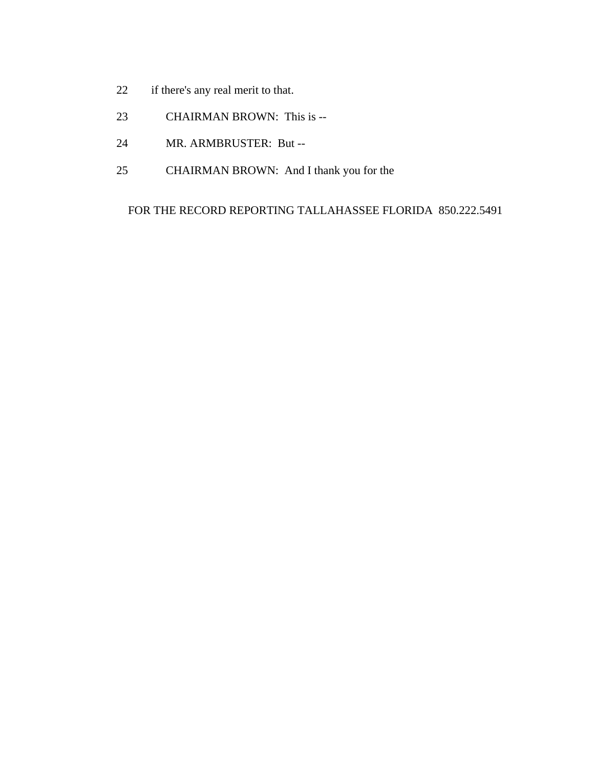22 if there's any real merit to that.

23 CHAIRMAN BROWN: This is --

24 MR. ARMBRUSTER: But --

25 CHAIRMAN BROWN: And I thank you for the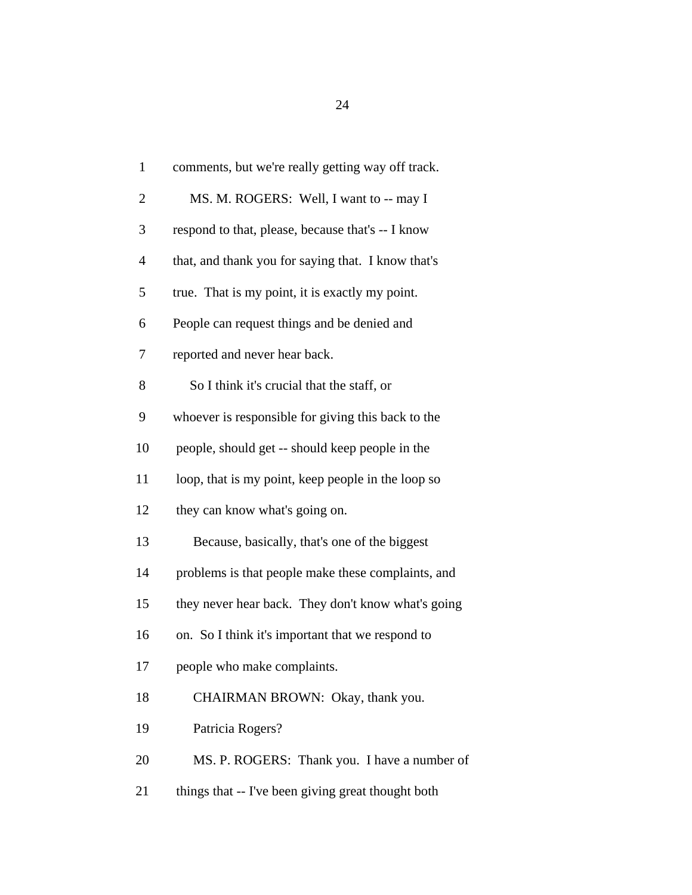comments, but we're really getting way off track.

MS. M. ROGERS: Well, I want to -- may I respond to that, please, because that's -- I know that, and thank you for saying that. I know that's true. That is my point, it is exactly my point. People can request things and be denied and reported and never hear back.

So I think it's crucial that the staff, or whoever is responsible for giving this back to the people, should get -- should keep people in the loop, that is my point, keep people in the loop so they can know what's going on.

Because, basically, that's one of the biggest problems is that people make these complaints, and they never hear back. They don't know what's going on. So I think it's important that we respond to people who make complaints.

CHAIRMAN BROWN: Okay, thank you.

Patricia Rogers?

MS. P. ROGERS: Thank you. I have a number of things that -- I've been giving great thought both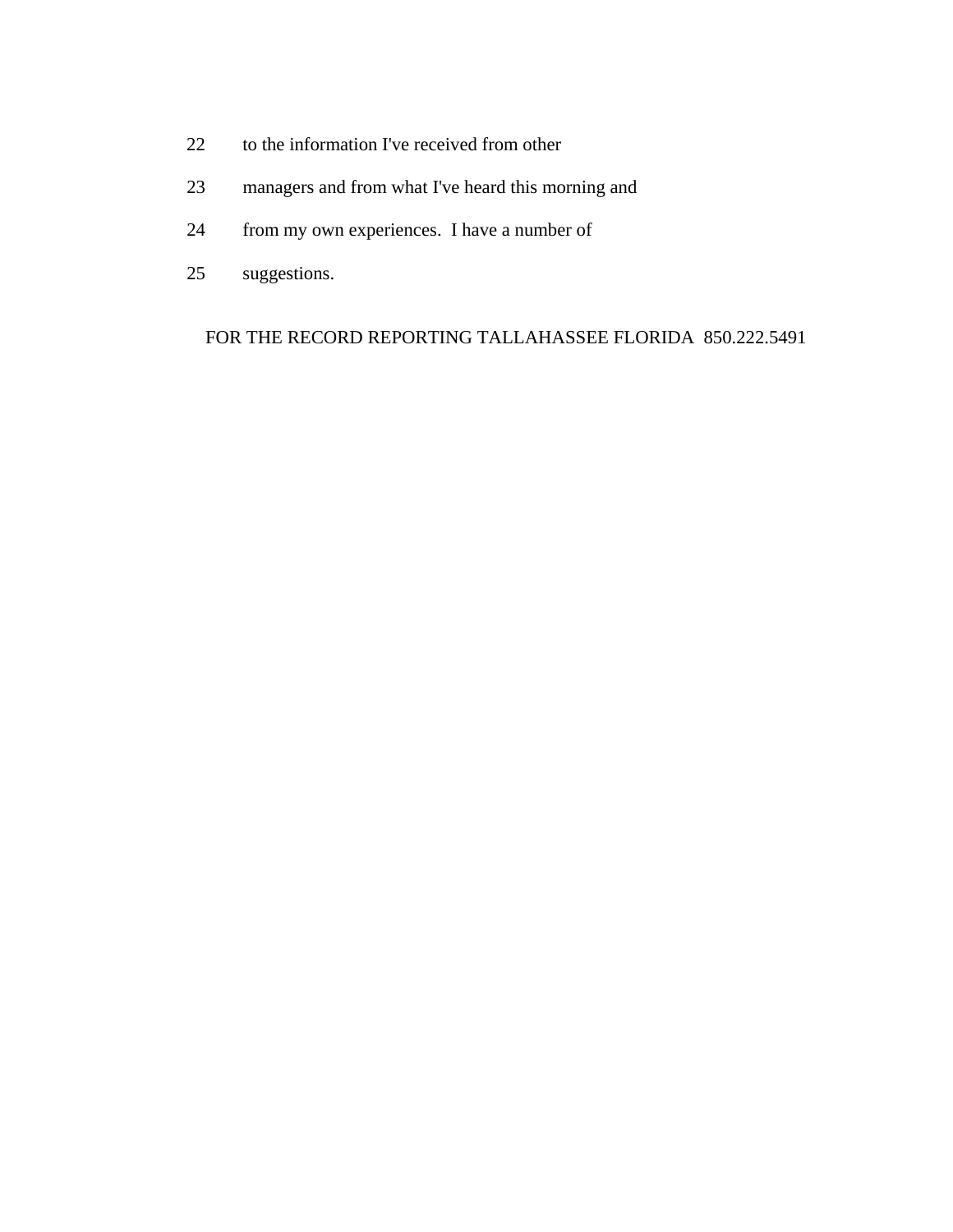22 to the information I've received from other

23 managers and from what I've heard this morning and

24 from my own experiences. I have a number of

25 suggestions.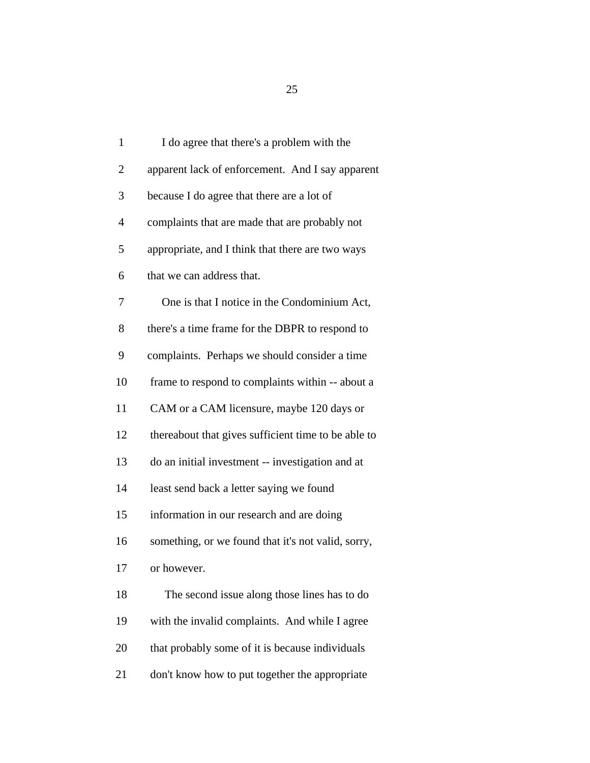1 I do agree that there's a problem with the

2 apparent lack of enforcement. And I say apparent

3 because I do agree that there are a lot of

4 complaints that are made that are probably not

5 appropriate, and I think that there are two ways

6 that we can address that.

7 One is that I notice in the Condominium Act,

8 there's a time frame for the DBPR to respond to

9 complaints. Perhaps we should consider a time

10 frame to respond to complaints within -- about a

11 CAM or a CAM licensure, maybe 120 days or

12 thereabout that gives sufficient time to be able to

13 do an initial investment -- investigation and at

14 least send back a letter saying we found

15 information in our research and are doing

16 something, or we found that it's not valid, sorry,

17 or however.

18 The second issue along those lines has to do

19 with the invalid complaints. And while I agree

20 that probably some of it is because individuals

21 don't know how to put together the appropriate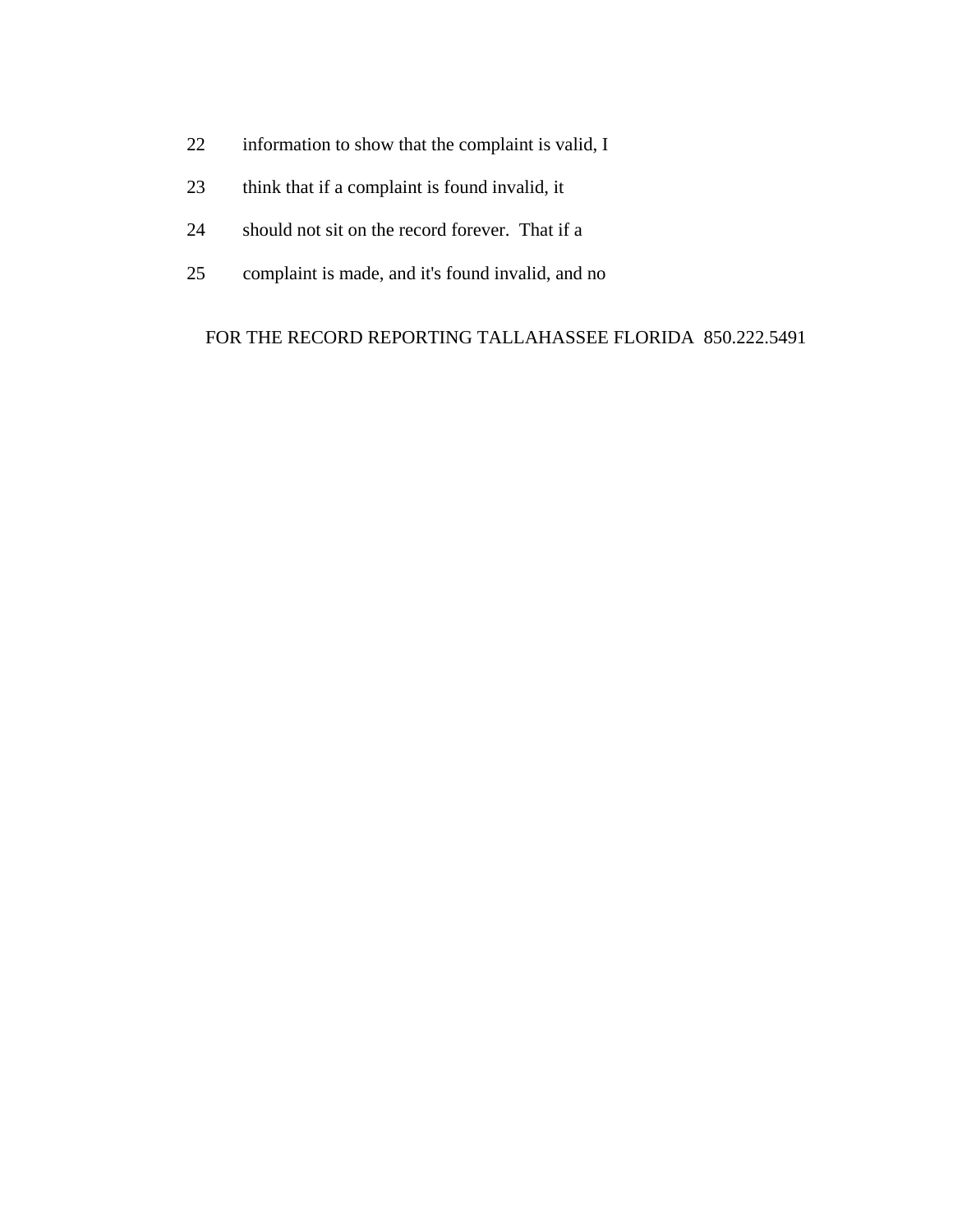22 information to show that the complaint is valid, I

23 think that if a complaint is found invalid, it

24 should not sit on the record forever. That if a

25 complaint is made, and it's found invalid, and no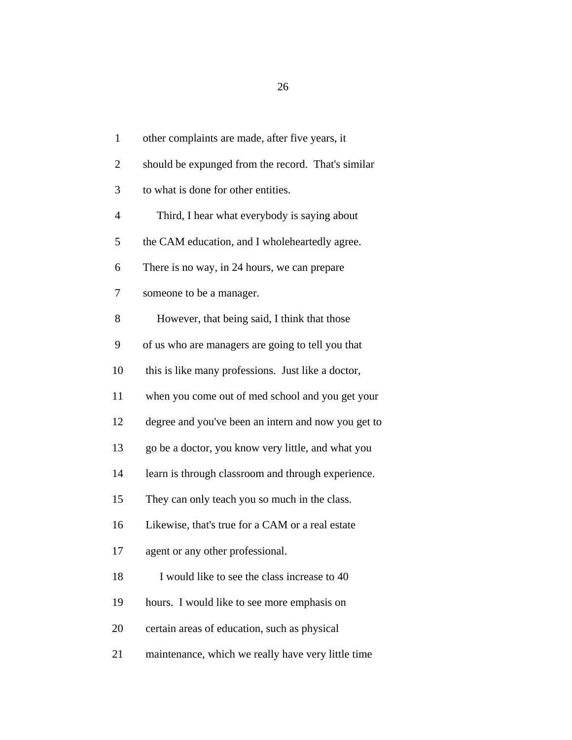other complaints are made, after five years, it should be expunged from the record. That's similar to what is done for other entities.

Third, I hear what everybody is saying about the CAM education, and I wholeheartedly agree. There is no way, in 24 hours, we can prepare someone to be a manager.

However, that being said, I think that those of us who are managers are going to tell you that this is like many professions. Just like a doctor, when you come out of med school and you get your degree and you've been an intern and now you get to go be a doctor, you know very little, and what you learn is through classroom and through experience. They can only teach you so much in the class. Likewise, that's true for a CAM or a real estate agent or any other professional.

I would like to see the class increase to 40 hours. I would like to see more emphasis on certain areas of education, such as physical maintenance, which we really have very little time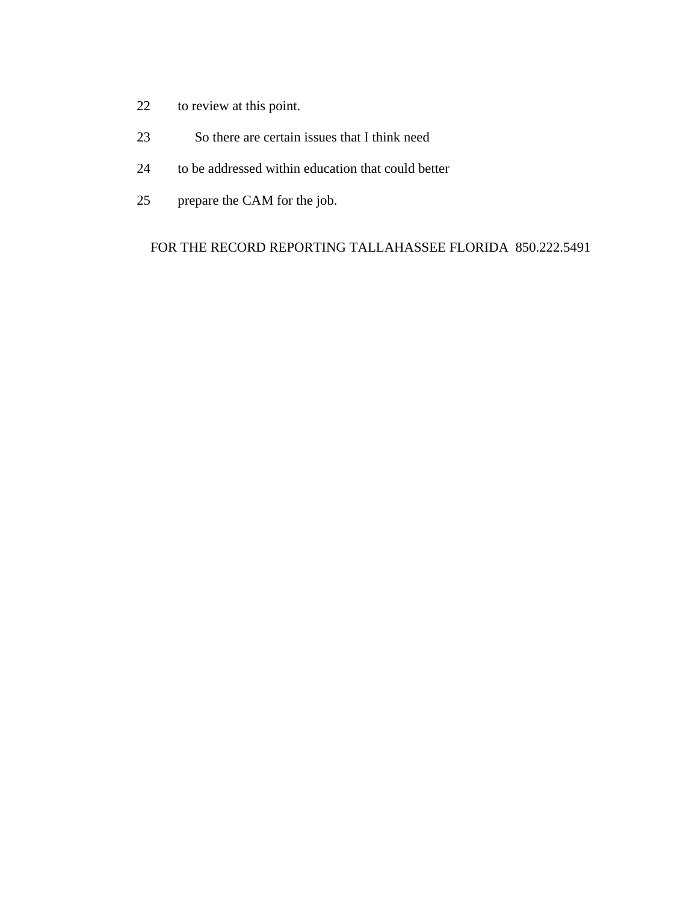22 to review at this point.

23 So there are certain issues that I think need

24 to be addressed within education that could better

25 prepare the CAM for the job.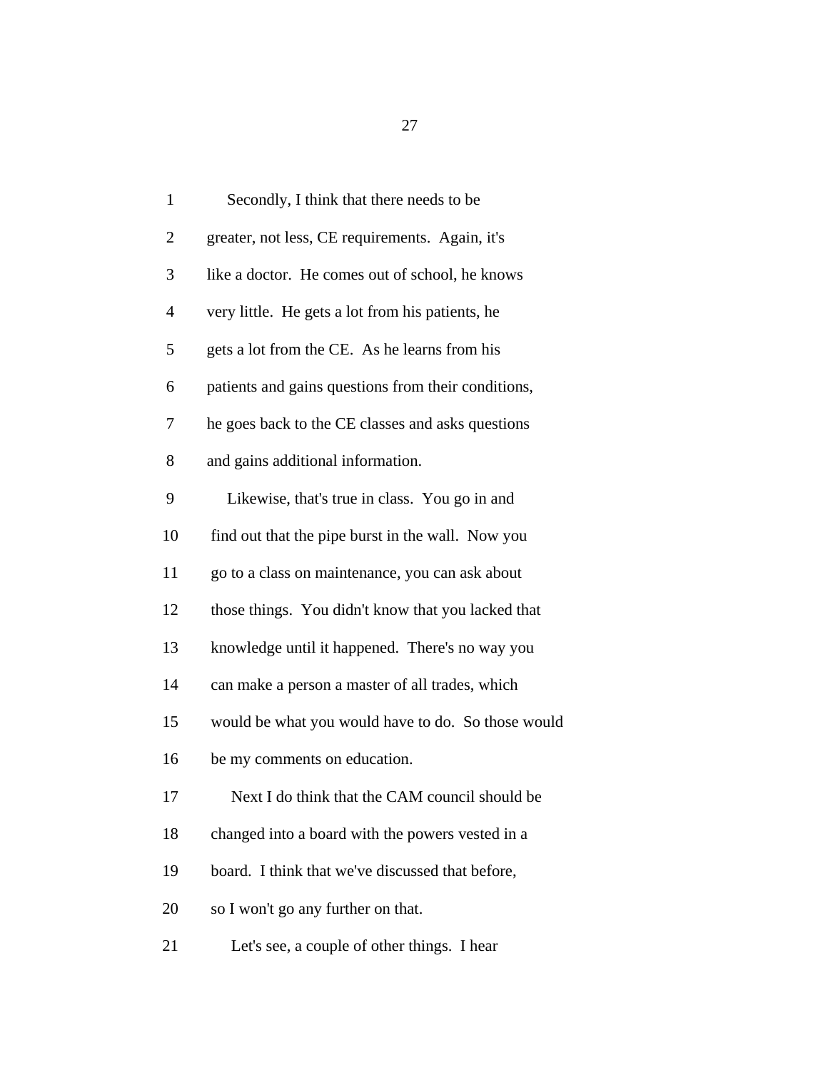Secondly, I think that there needs to be greater, not less, CE requirements. Again, it's like a doctor. He comes out of school, he knows very little. He gets a lot from his patients, he gets a lot from the CE. As he learns from his patients and gains questions from their conditions, he goes back to the CE classes and asks questions and gains additional information.

Likewise, that's true in class. You go in and find out that the pipe burst in the wall. Now you go to a class on maintenance, you can ask about those things. You didn't know that you lacked that knowledge until it happened. There's no way you can make a person a master of all trades, which would be what you would have to do. So those would be my comments on education.

Next I do think that the CAM council should be changed into a board with the powers vested in a board. I think that we've discussed that before, so I won't go any further on that.

Let's see, a couple of other things. I hear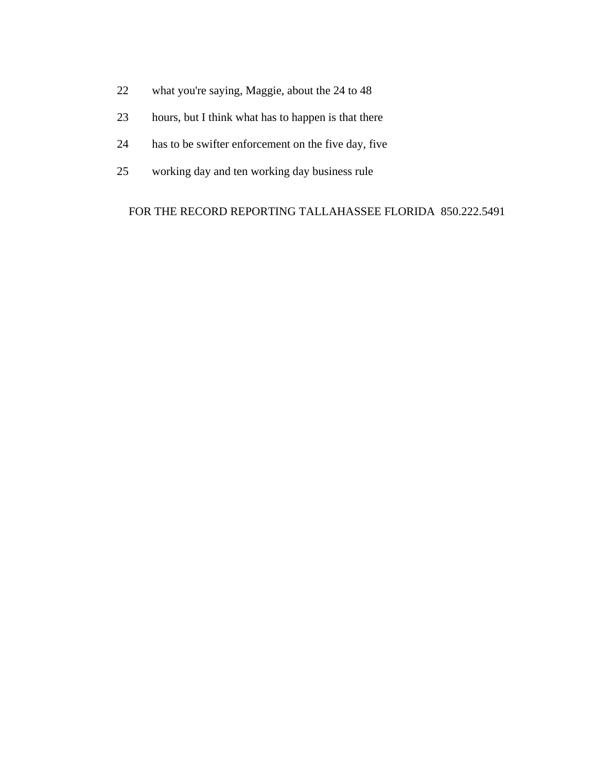22 what you're saying, Maggie, about the 24 to 48

23 hours, but I think what has to happen is that there

24 has to be swifter enforcement on the five day, five

25 working day and ten working day business rule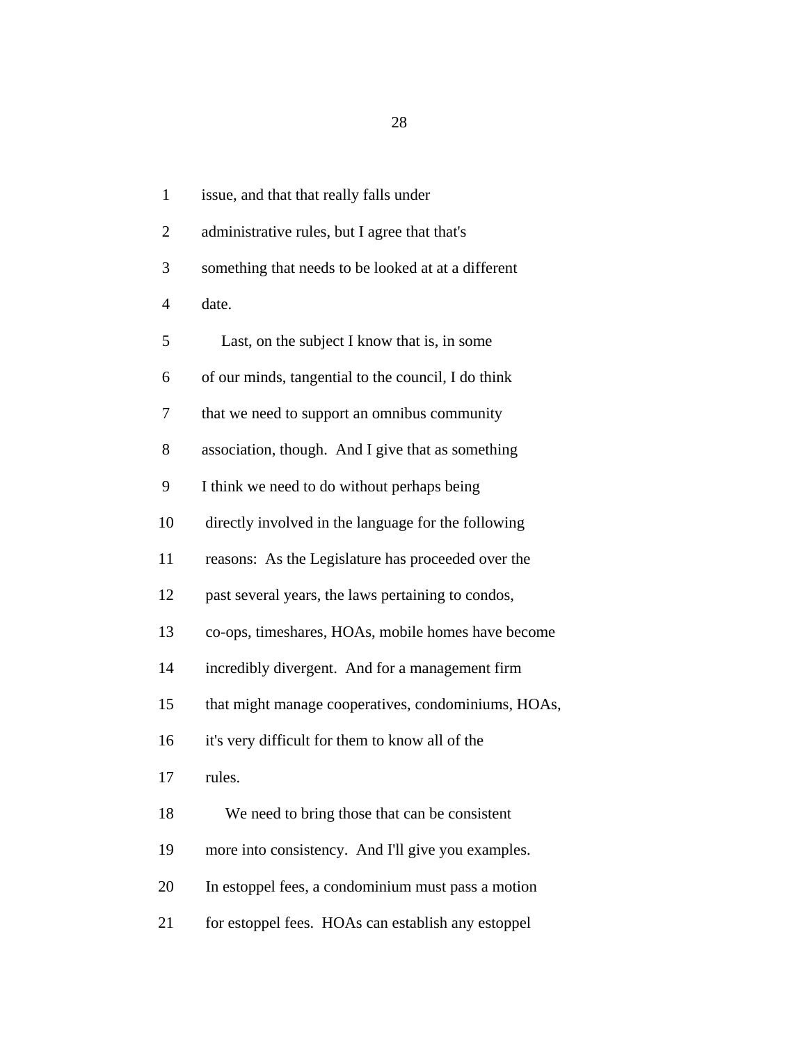1 issue, and that that really falls under

2 administrative rules, but I agree that that's

3 something that needs to be looked at at a different

4 date.

5 Last, on the subject I know that is, in some

6 of our minds, tangential to the council, I do think

7 that we need to support an omnibus community

8 association, though. And I give that as something

9 I think we need to do without perhaps being

10 directly involved in the language for the following

11 reasons: As the Legislature has proceeded over the

12 past several years, the laws pertaining to condos,

13 co-ops, timeshares, HOAs, mobile homes have become

14 incredibly divergent. And for a management firm

15 that might manage cooperatives, condominiums, HOAs,

16 it's very difficult for them to know all of the

17 rules.

18 We need to bring those that can be consistent

19 more into consistency. And I'll give you examples.

20 In estoppel fees, a condominium must pass a motion

21 for estoppel fees. HOAs can establish any estoppel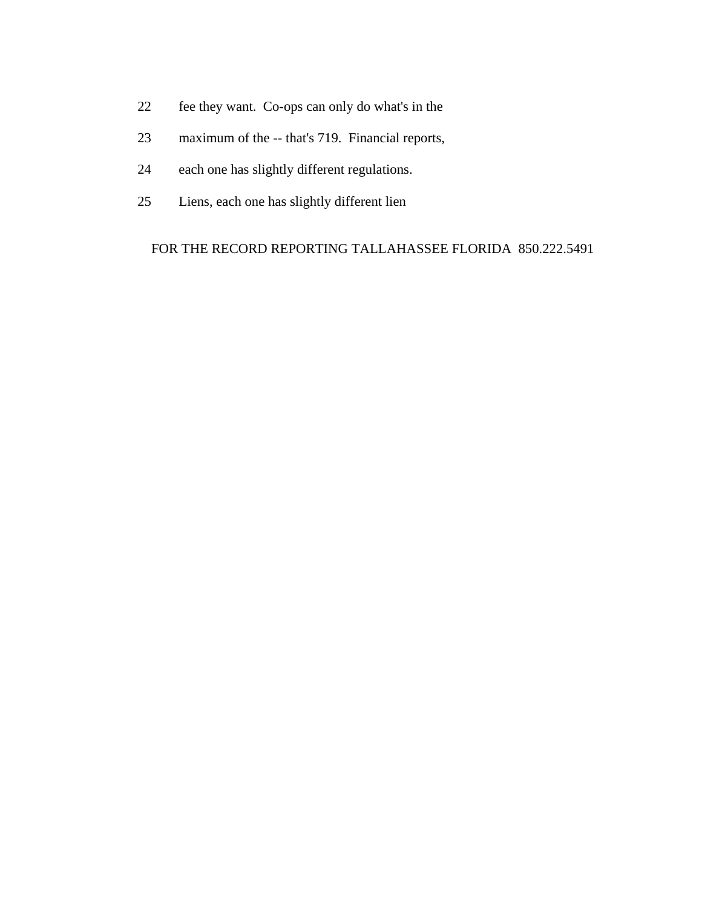22 fee they want. Co-ops can only do what's in the

23 maximum of the -- that's 719. Financial reports,

24 each one has slightly different regulations.

25 Liens, each one has slightly different lien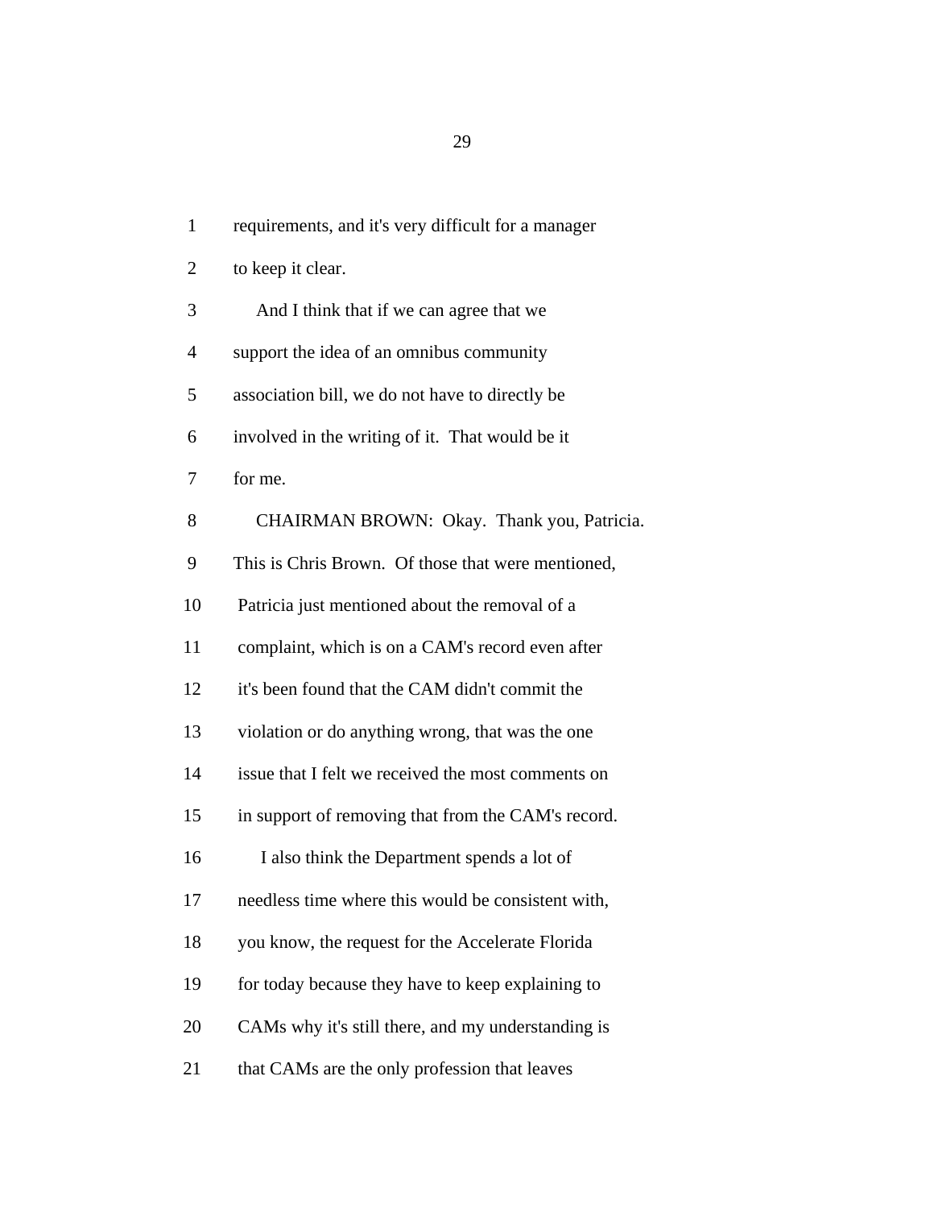1 requirements, and it's very difficult for a manager

2 to keep it clear.

3 And I think that if we can agree that we

4 support the idea of an omnibus community

5 association bill, we do not have to directly be

6 involved in the writing of it. That would be it

7 for me.

8 CHAIRMAN BROWN: Okay. Thank you, Patricia.

9 This is Chris Brown. Of those that were mentioned,

10 Patricia just mentioned about the removal of a

11 complaint, which is on a CAM's record even after

12 it's been found that the CAM didn't commit the

13 violation or do anything wrong, that was the one

14 issue that I felt we received the most comments on

15 in support of removing that from the CAM's record.

16 I also think the Department spends a lot of

17 needless time where this would be consistent with,

18 you know, the request for the Accelerate Florida

19 for today because they have to keep explaining to

20 CAMs why it's still there, and my understanding is

21 that CAMs are the only profession that leaves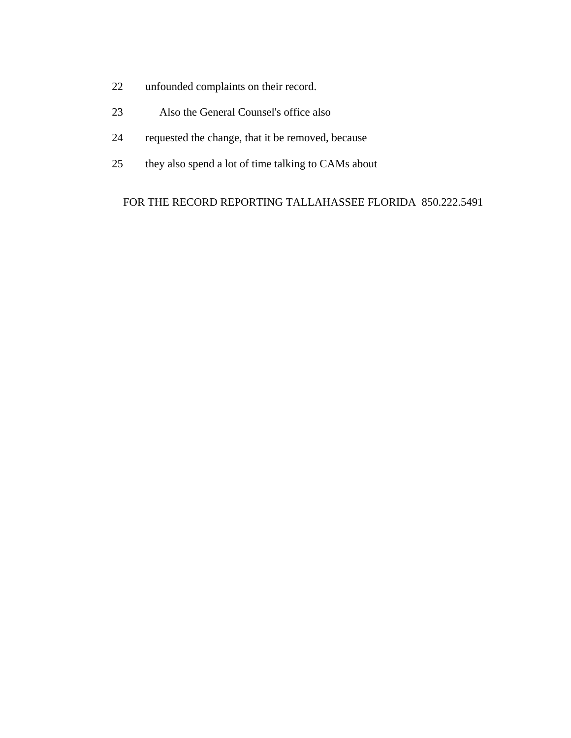22 unfounded complaints on their record.

23 Also the General Counsel's office also

24 requested the change, that it be removed, because

25 they also spend a lot of time talking to CAMs about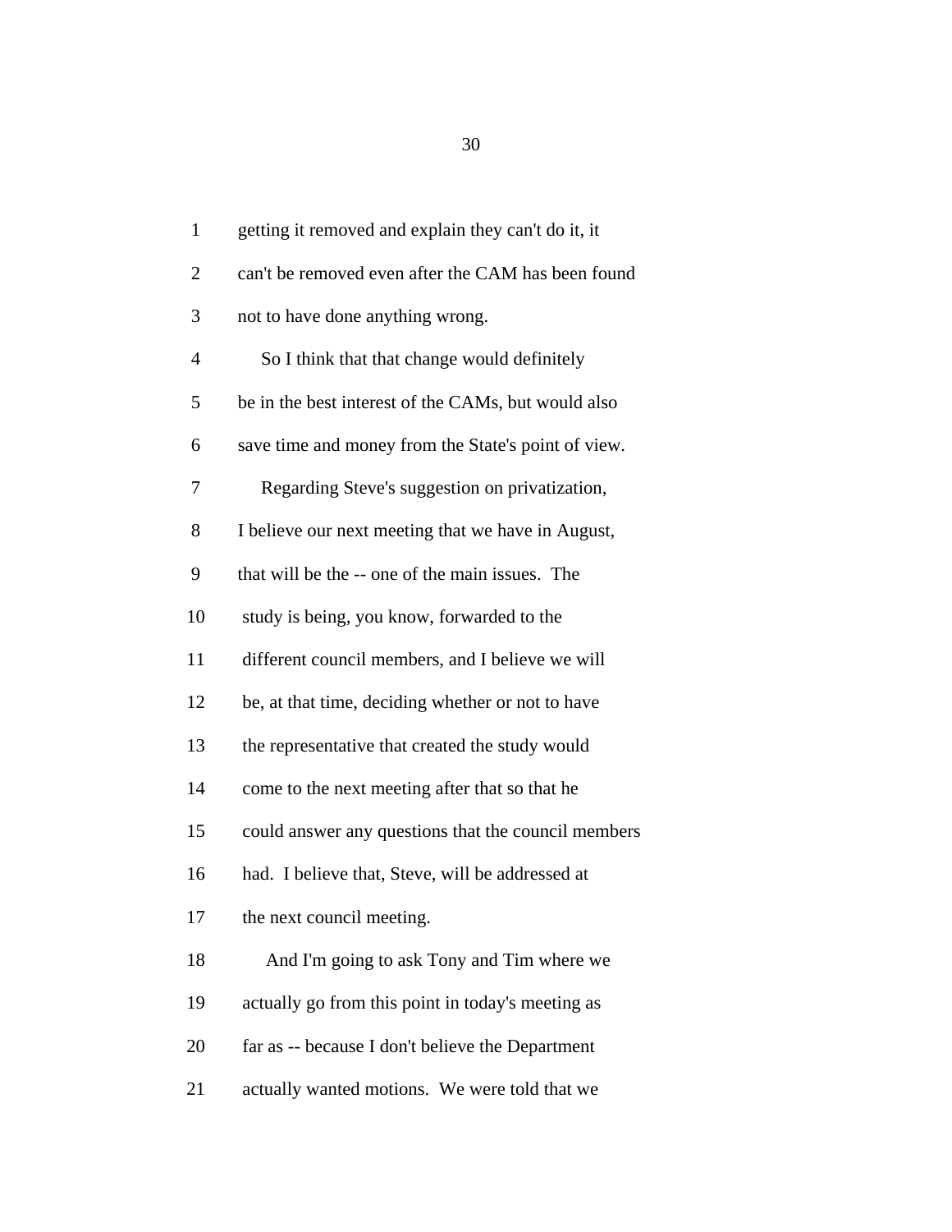1 getting it removed and explain they can't do it, it

2 can't be removed even after the CAM has been found

3 not to have done anything wrong.

4 So I think that that change would definitely

5 be in the best interest of the CAMs, but would also

6 save time and money from the State's point of view.

7 Regarding Steve's suggestion on privatization,

8 I believe our next meeting that we have in August,

9 that will be the -- one of the main issues. The

10 study is being, you know, forwarded to the

11 different council members, and I believe we will

12 be, at that time, deciding whether or not to have

13 the representative that created the study would

14 come to the next meeting after that so that he

15 could answer any questions that the council members

16 had. I believe that, Steve, will be addressed at

17 the next council meeting.

18 And I'm going to ask Tony and Tim where we

19 actually go from this point in today's meeting as

20 far as -- because I don't believe the Department

21 actually wanted motions. We were told that we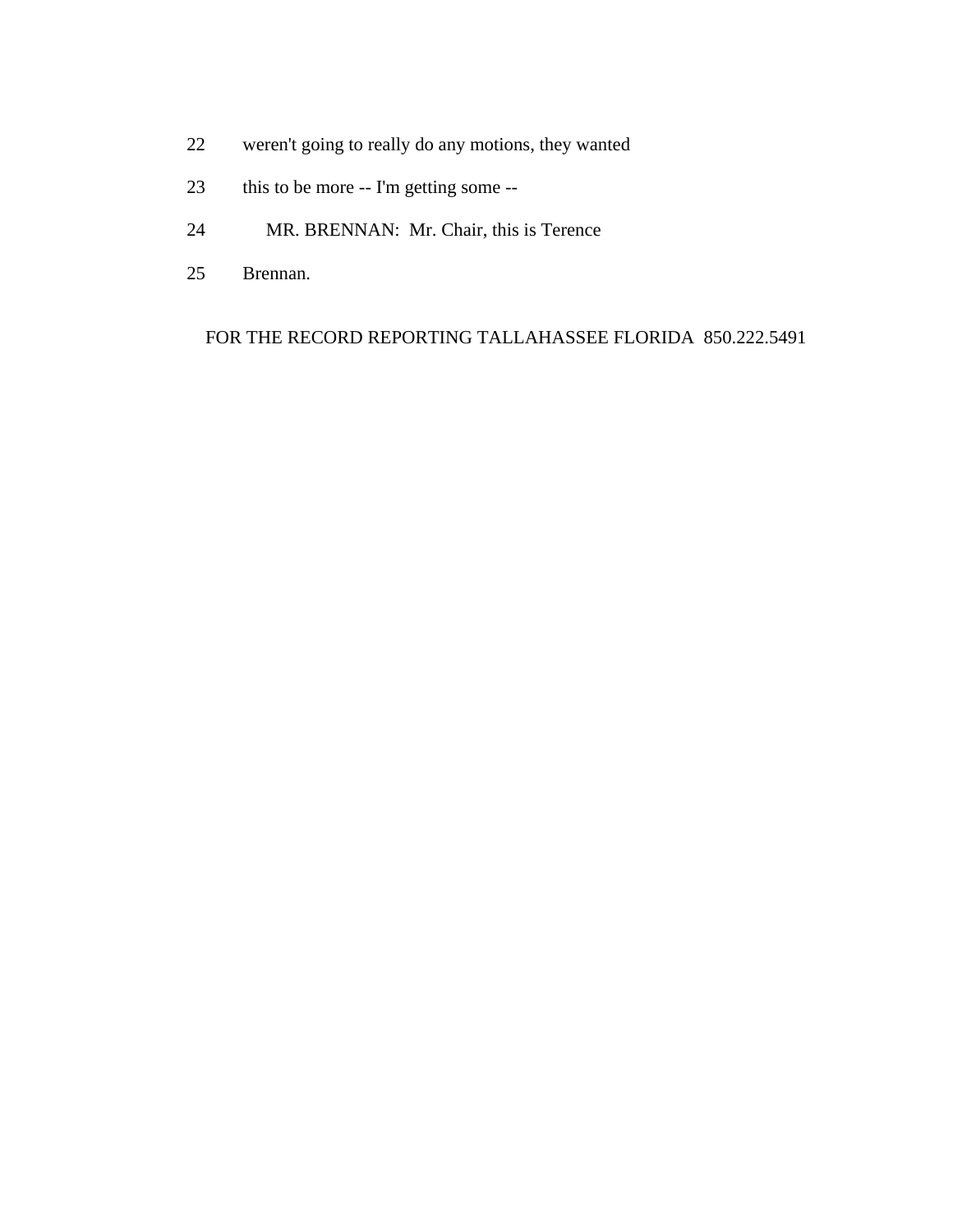22 weren't going to really do any motions, they wanted

23 this to be more -- I'm getting some --

24 MR. BRENNAN: Mr. Chair, this is Terence

25 Brennan.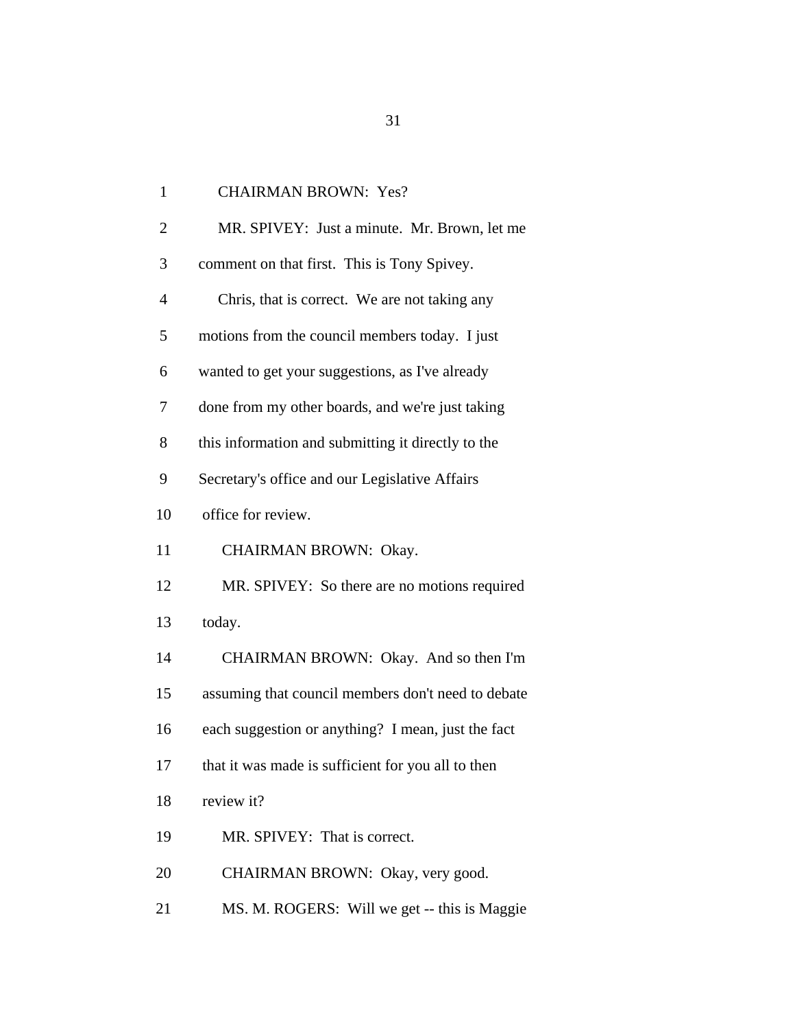1 CHAIRMAN BROWN: Yes?

2 MR. SPIVEY: Just a minute. Mr. Brown, let me

3 comment on that first. This is Tony Spivey.

4 Chris, that is correct. We are not taking any

5 motions from the council members today. I just

6 wanted to get your suggestions, as I've already

7 done from my other boards, and we're just taking

8 this information and submitting it directly to the

9 Secretary's office and our Legislative Affairs

10 office for review.

11 CHAIRMAN BROWN: Okay.

12 MR. SPIVEY: So there are no motions required

13 today.

14 CHAIRMAN BROWN: Okay. And so then I'm

15 assuming that council members don't need to debate

16 each suggestion or anything? I mean, just the fact

17 that it was made is sufficient for you all to then

18 review it?

19 MR. SPIVEY: That is correct.

20 CHAIRMAN BROWN: Okay, very good.

21 MS. M. ROGERS: Will we get -- this is Maggie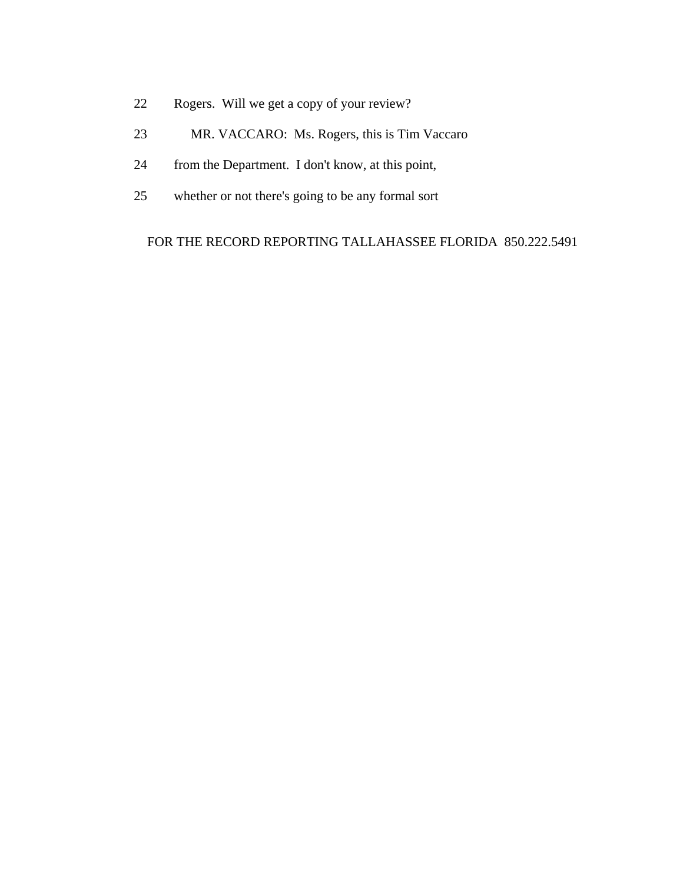22 Rogers. Will we get a copy of your review?

23 MR. VACCARO: Ms. Rogers, this is Tim Vaccaro

24 from the Department. I don't know, at this point,

25 whether or not there's going to be any formal sort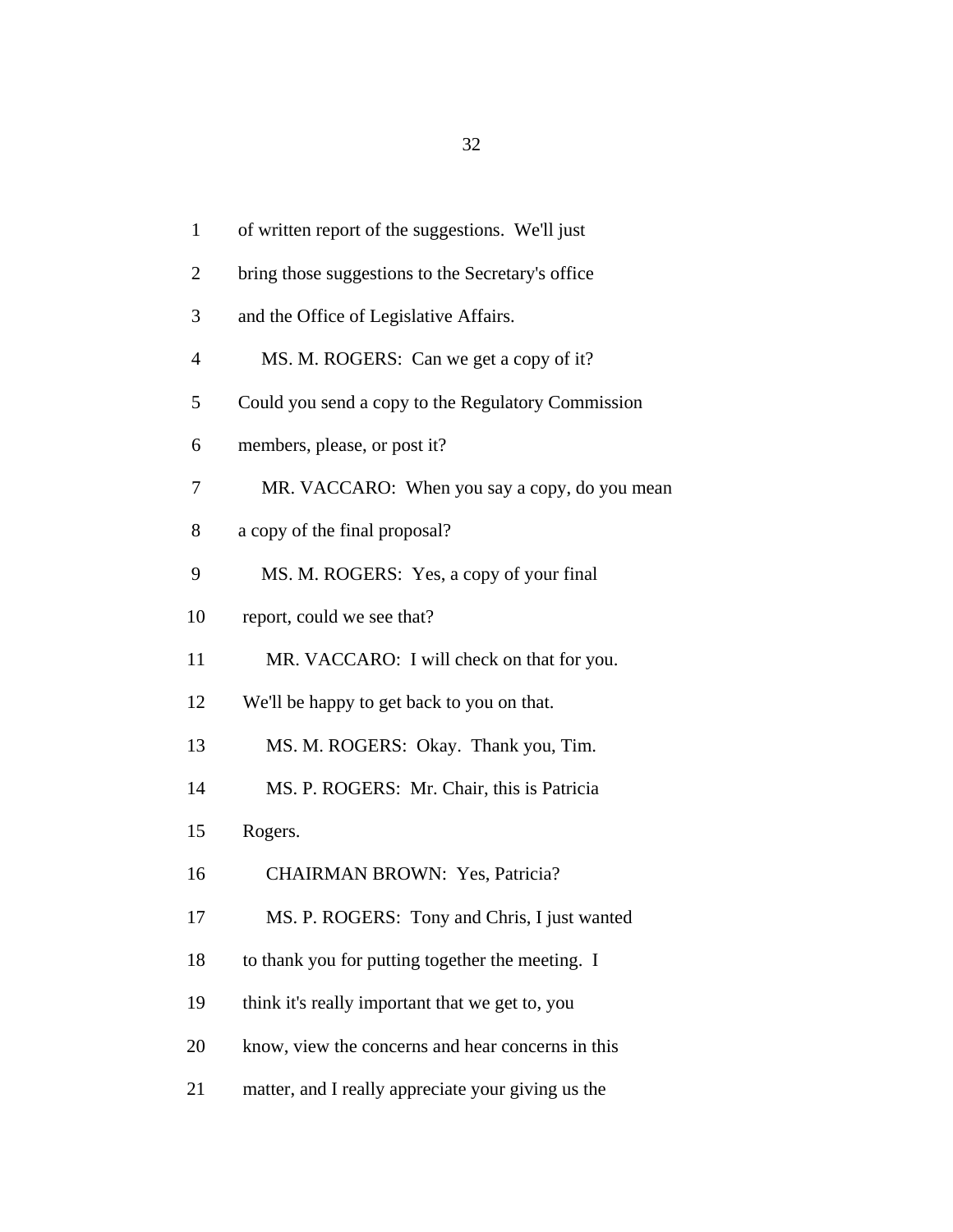1 of written report of the suggestions. We'll just

2 bring those suggestions to the Secretary's office

3 and the Office of Legislative Affairs.

4 MS. M. ROGERS: Can we get a copy of it?

5 Could you send a copy to the Regulatory Commission

6 members, please, or post it?

7 MR. VACCARO: When you say a copy, do you mean

8 a copy of the final proposal?

9 MS. M. ROGERS: Yes, a copy of your final

10 report, could we see that?

11 MR. VACCARO: I will check on that for you.

12 We'll be happy to get back to you on that.

13 MS. M. ROGERS: Okay. Thank you, Tim.

14 MS. P. ROGERS: Mr. Chair, this is Patricia

15 Rogers.

16 CHAIRMAN BROWN: Yes, Patricia?

17 MS. P. ROGERS: Tony and Chris, I just wanted

18 to thank you for putting together the meeting. I

19 think it's really important that we get to, you

20 know, view the concerns and hear concerns in this

21 matter, and I really appreciate your giving us the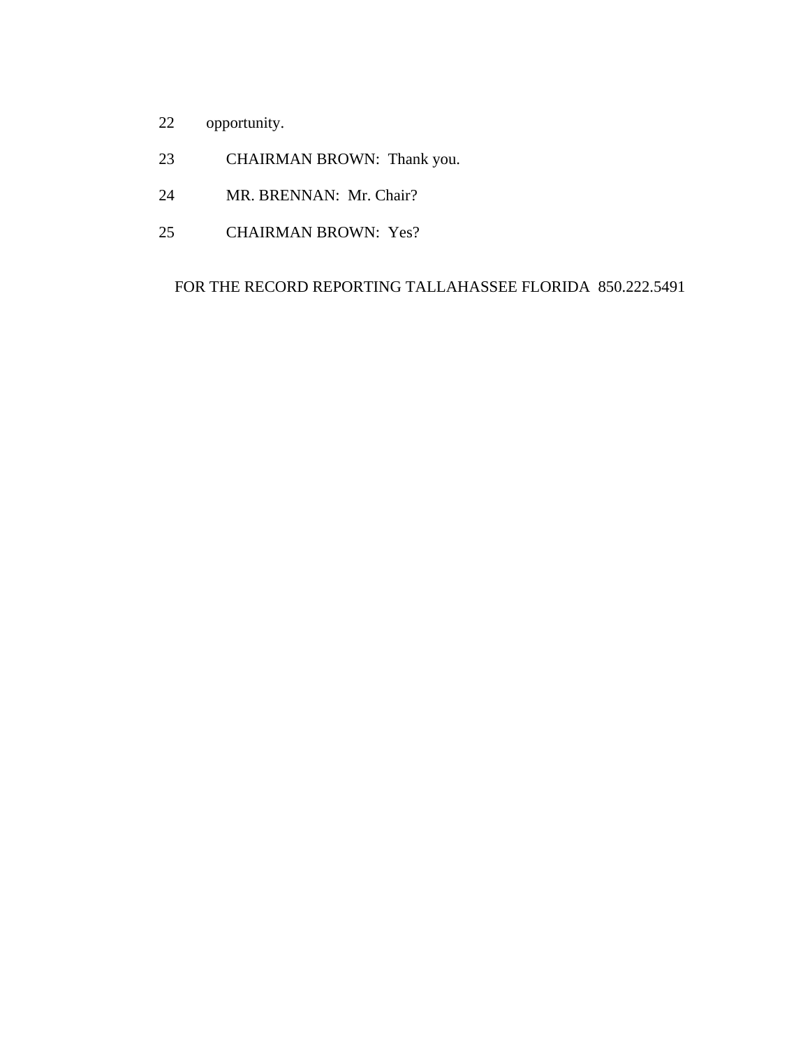22 opportunity.

23 CHAIRMAN BROWN: Thank you.

24 MR. BRENNAN: Mr. Chair?

25 CHAIRMAN BROWN: Yes?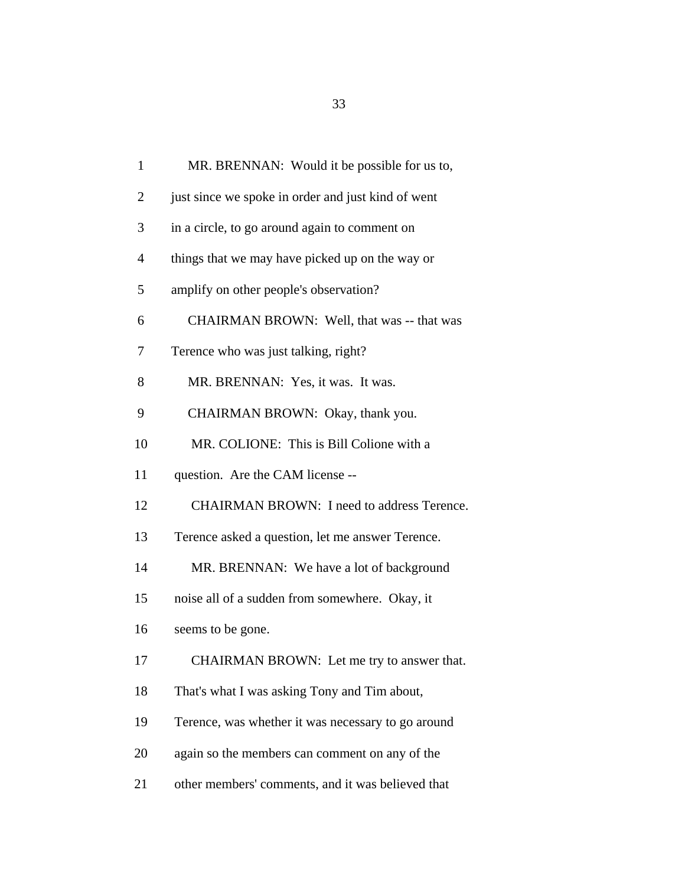1 MR. BRENNAN: Would it be possible for us to,

2 just since we spoke in order and just kind of went

3 in a circle, to go around again to comment on

4 things that we may have picked up on the way or

5 amplify on other people's observation?

6 CHAIRMAN BROWN: Well, that was -- that was

7 Terence who was just talking, right?

8 MR. BRENNAN: Yes, it was. It was.

9 CHAIRMAN BROWN: Okay, thank you.

10 MR. COLIONE: This is Bill Colione with a

11 question. Are the CAM license --

12 CHAIRMAN BROWN: I need to address Terence.

13 Terence asked a question, let me answer Terence.

14 MR. BRENNAN: We have a lot of background

15 noise all of a sudden from somewhere. Okay, it

16 seems to be gone.

17 CHAIRMAN BROWN: Let me try to answer that.

18 That's what I was asking Tony and Tim about,

19 Terence, was whether it was necessary to go around

20 again so the members can comment on any of the

21 other members' comments, and it was believed that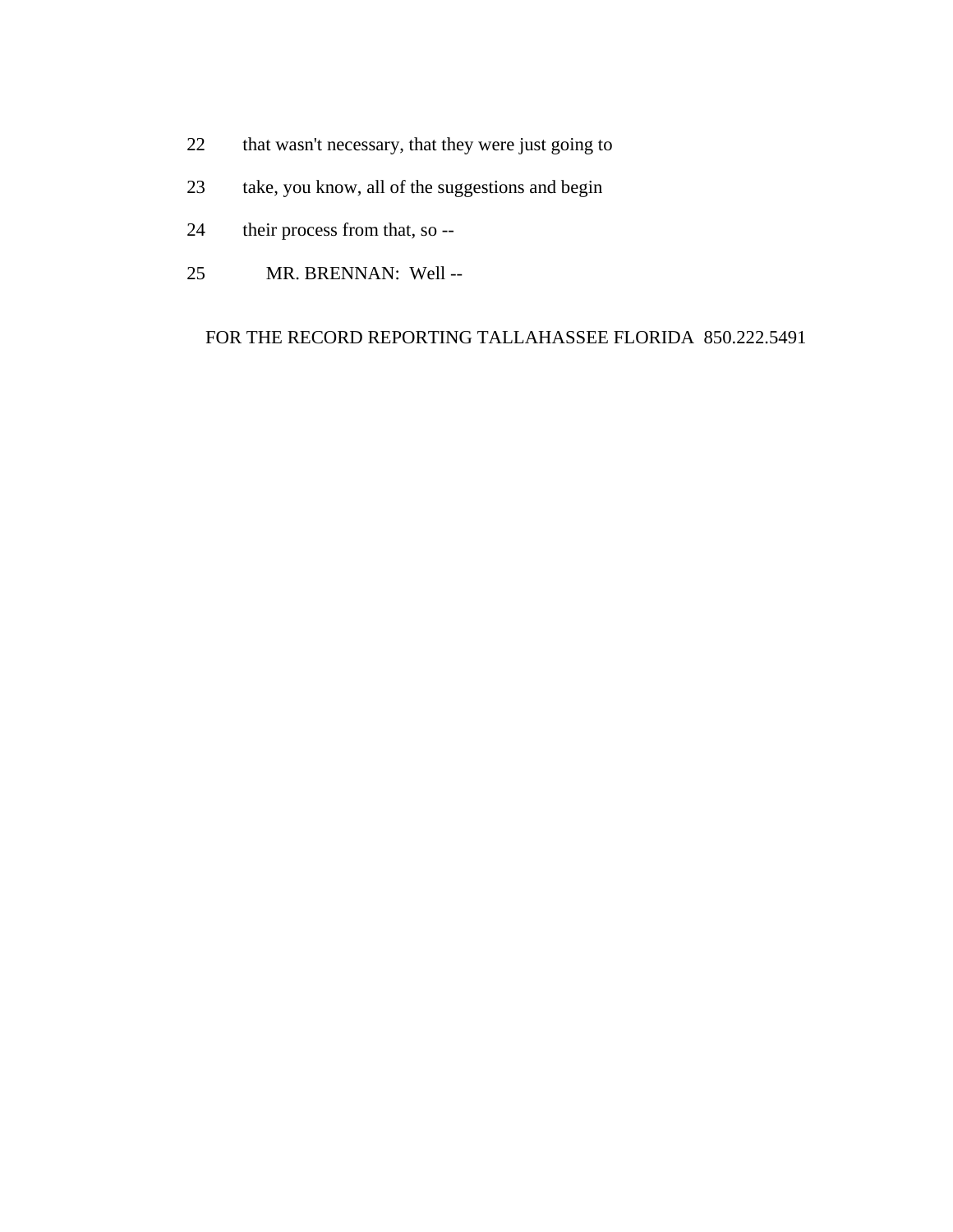22 that wasn't necessary, that they were just going to

23 take, you know, all of the suggestions and begin

24 their process from that, so --

25 MR. BRENNAN: Well --

FOR THE RECORD REPORTING TALLAHASSEE FLORIDA 850.222.5491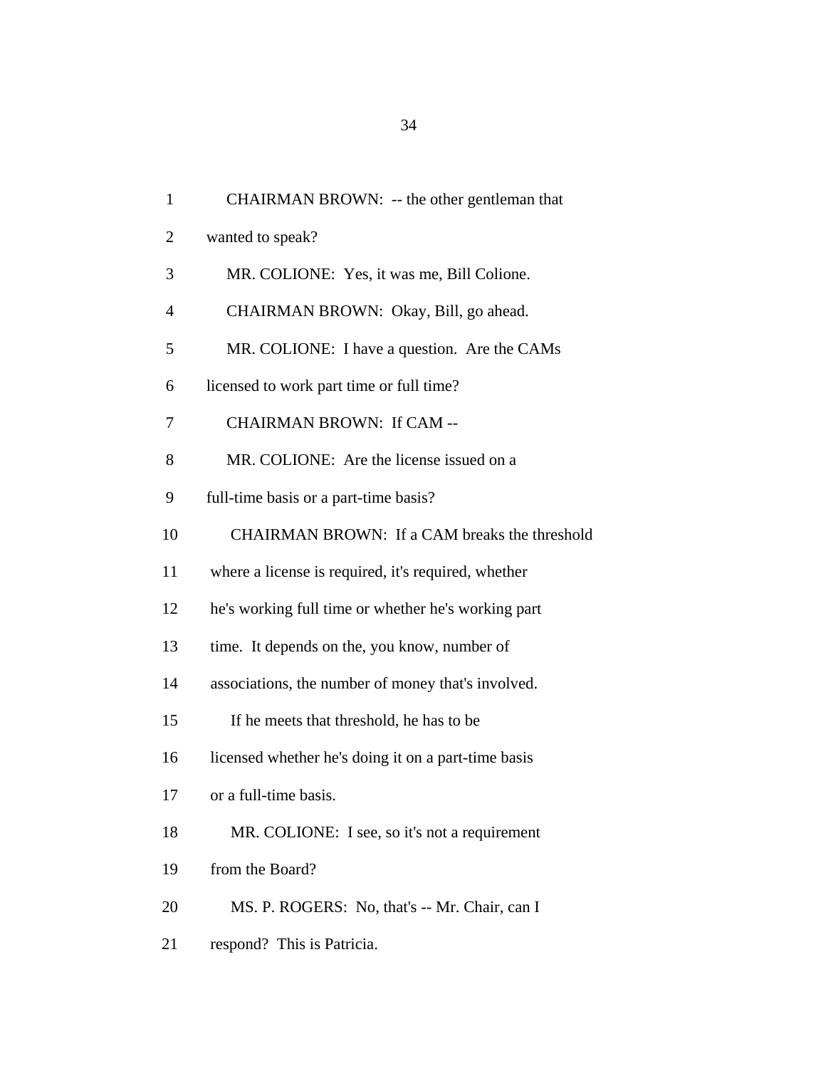CHAIRMAN BROWN: -- the other gentleman that wanted to speak?

MR. COLIONE: Yes, it was me, Bill Colione.

CHAIRMAN BROWN: Okay, Bill, go ahead.

MR. COLIONE: I have a question. Are the CAMs licensed to work part time or full time?

CHAIRMAN BROWN: If CAM --

MR. COLIONE: Are the license issued on a full-time basis or a part-time basis?

CHAIRMAN BROWN: If a CAM breaks the threshold where a license is required, it's required, whether he's working full time or whether he's working part time. It depends on the, you know, number of associations, the number of money that's involved.

If he meets that threshold, he has to be licensed whether he's doing it on a part-time basis or a full-time basis.

MR. COLIONE: I see, so it's not a requirement from the Board?

MS. P. ROGERS: No, that's -- Mr. Chair, can I respond? This is Patricia.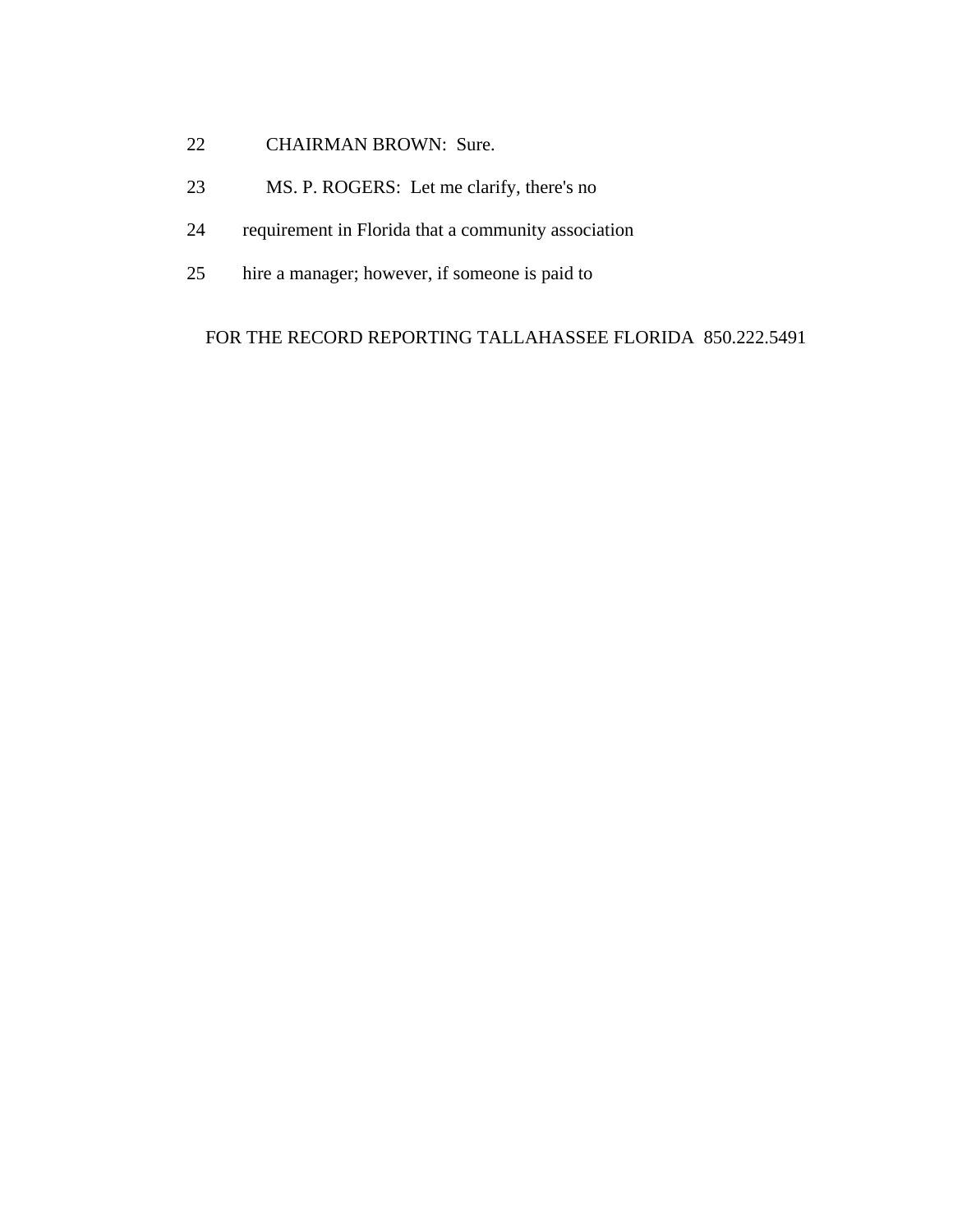22 CHAIRMAN BROWN: Sure.

23 MS. P. ROGERS: Let me clarify, there's no

24 requirement in Florida that a community association

25 hire a manager; however, if someone is paid to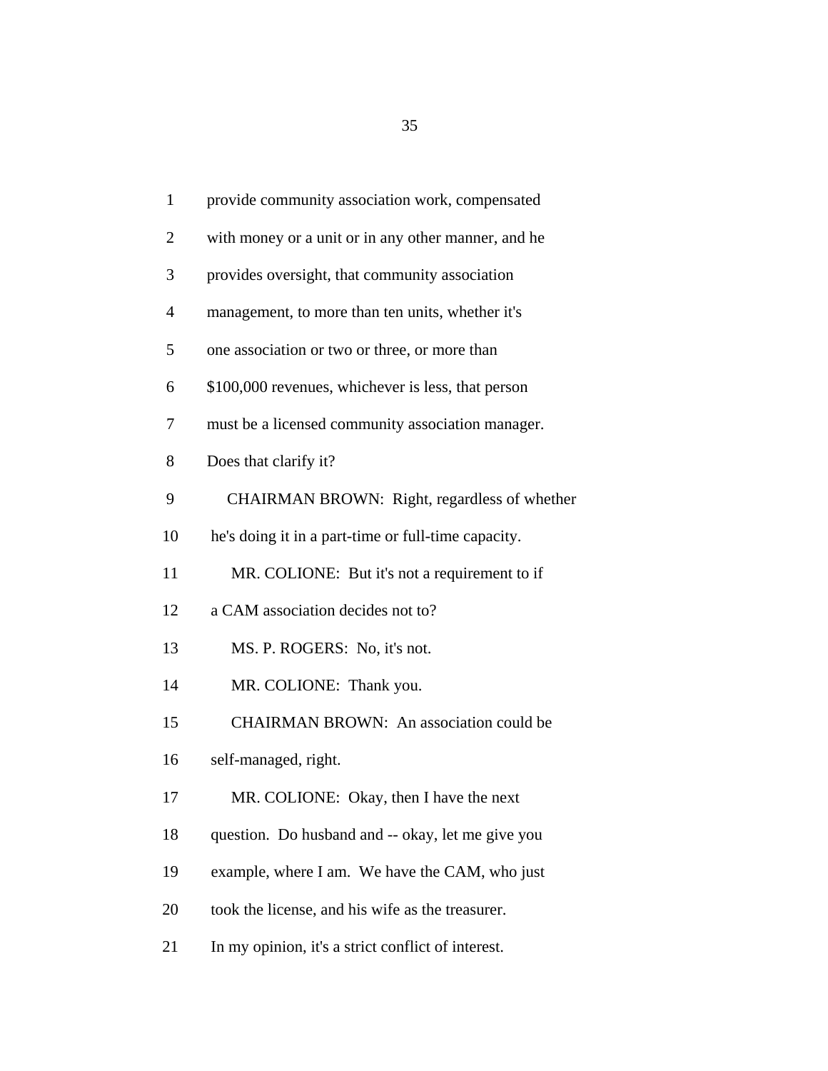provide community association work, compensated with money or a unit or in any other manner, and he provides oversight, that community association management, to more than ten units, whether it's one association or two or three, or more than $100,000 revenues, whichever is less, that person must be a licensed community association manager. Does that clarify it?

CHAIRMAN BROWN: Right, regardless of whether he's doing it in a part-time or full-time capacity.

MR. COLIONE: But it's not a requirement to if a CAM association decides not to?

MS. P. ROGERS: No, it's not.

MR. COLIONE: Thank you.

CHAIRMAN BROWN: An association could be self-managed, right.

MR. COLIONE: Okay, then I have the next question. Do husband and -- okay, let me give you example, where I am. We have the CAM, who just took the license, and his wife as the treasurer. In my opinion, it's a strict conflict of interest.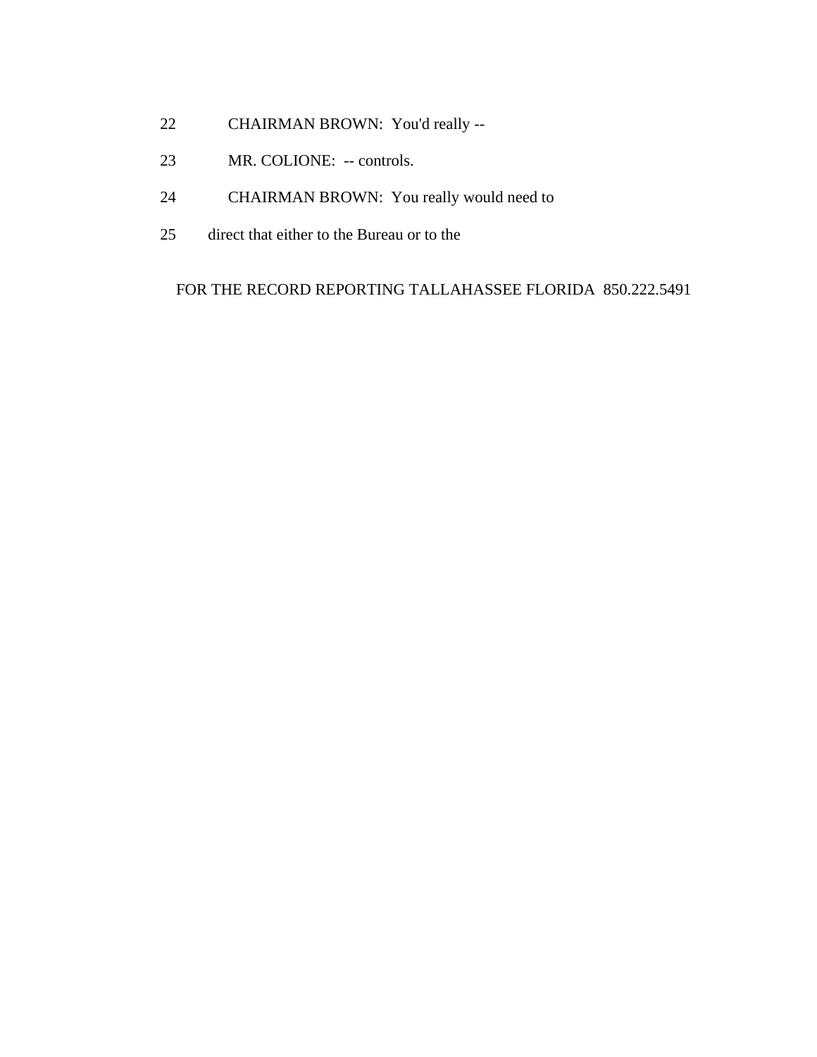22 CHAIRMAN BROWN: You'd really --

23 MR. COLIONE: -- controls.

24 CHAIRMAN BROWN: You really would need to

25 direct that either to the Bureau or to the

FOR THE RECORD REPORTING TALLAHASSEE FLORIDA 850.222.5491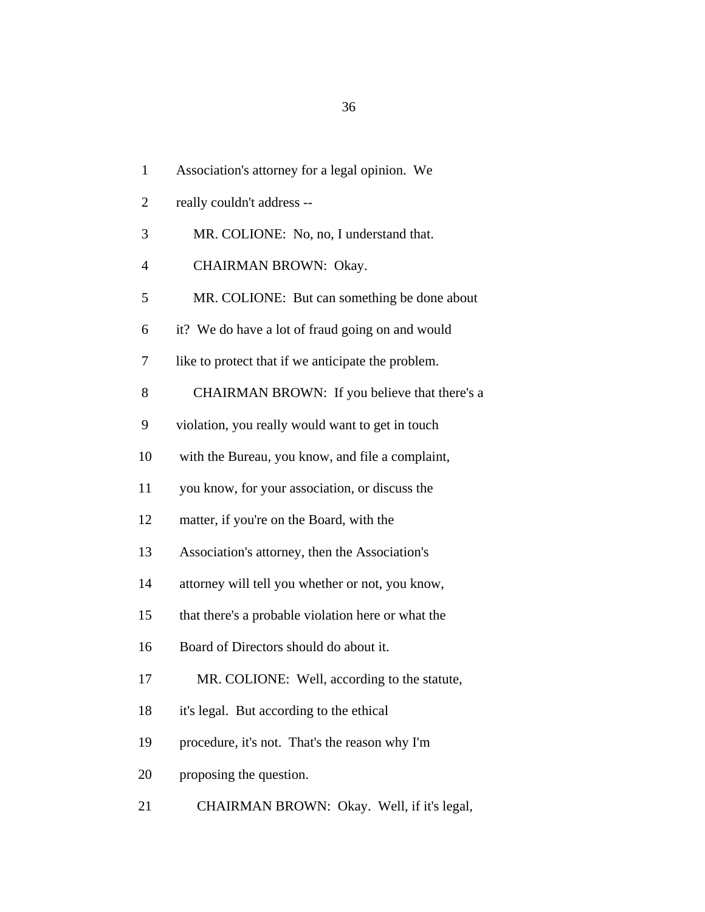1 Association's attorney for a legal opinion. We

2 really couldn't address --

3 MR. COLIONE: No, no, I understand that.

4 CHAIRMAN BROWN: Okay.

5 MR. COLIONE: But can something be done about

6 it? We do have a lot of fraud going on and would

7 like to protect that if we anticipate the problem.

8 CHAIRMAN BROWN: If you believe that there's a

9 violation, you really would want to get in touch

10 with the Bureau, you know, and file a complaint,

11 you know, for your association, or discuss the

12 matter, if you're on the Board, with the

13 Association's attorney, then the Association's

14 attorney will tell you whether or not, you know,

15 that there's a probable violation here or what the

16 Board of Directors should do about it.

17 MR. COLIONE: Well, according to the statute,

18 it's legal. But according to the ethical

19 procedure, it's not. That's the reason why I'm

20 proposing the question.

21 CHAIRMAN BROWN: Okay. Well, if it's legal,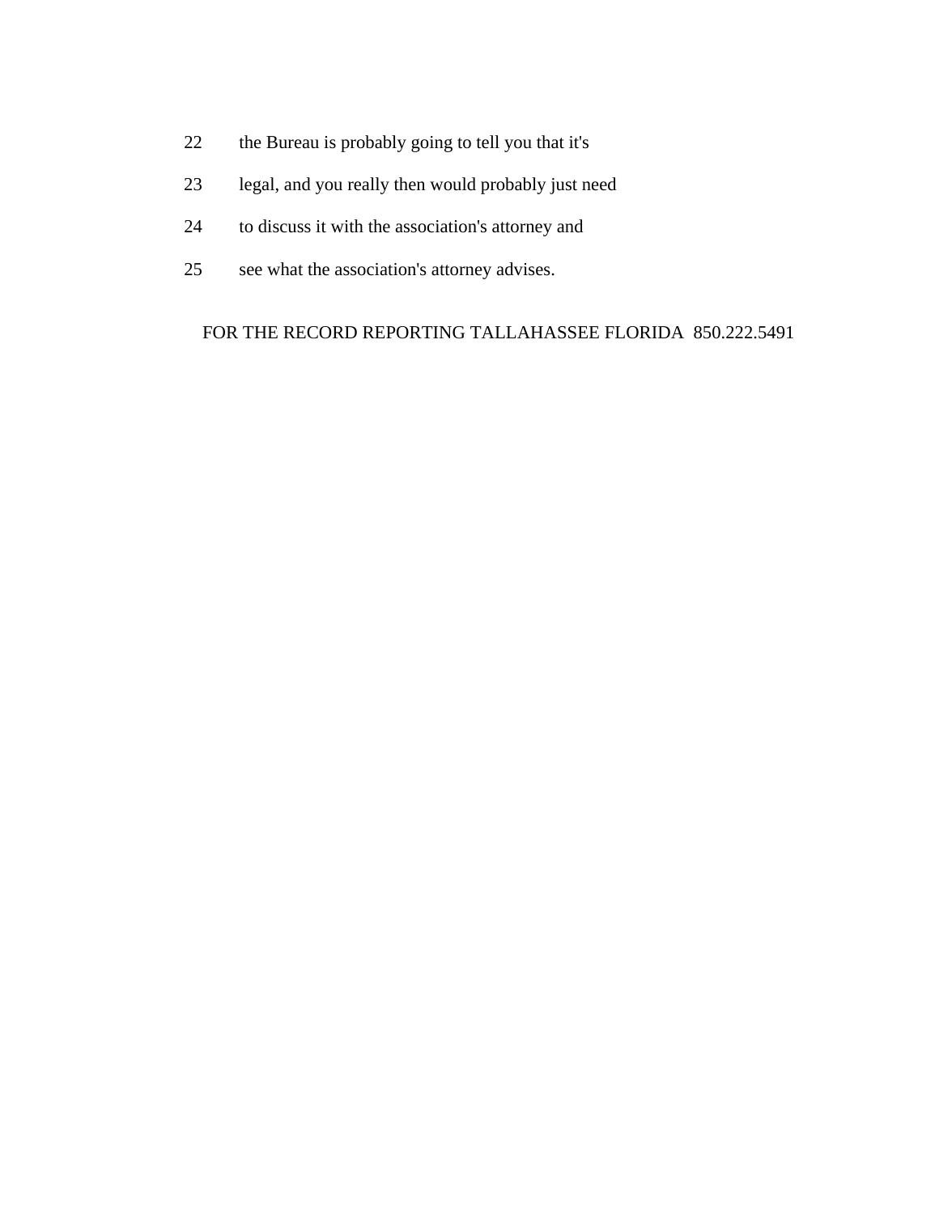22 the Bureau is probably going to tell you that it's

23 legal, and you really then would probably just need

24 to discuss it with the association's attorney and

25 see what the association's attorney advises.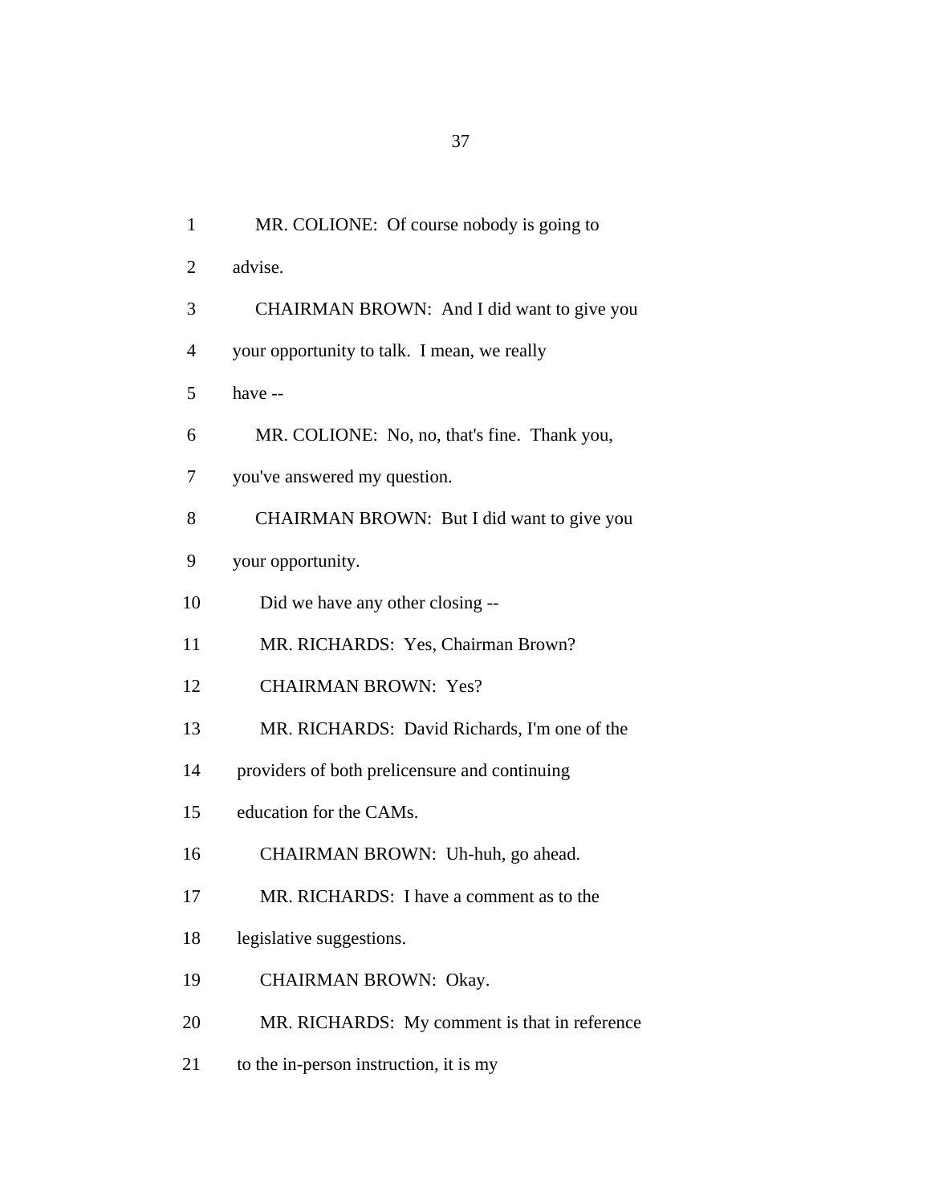MR. COLIONE: Of course nobody is going to advise.

CHAIRMAN BROWN: And I did want to give you your opportunity to talk. I mean, we really have --

MR. COLIONE: No, no, that's fine. Thank you, you've answered my question.

CHAIRMAN BROWN: But I did want to give you your opportunity.

Did we have any other closing --

MR. RICHARDS: Yes, Chairman Brown?

CHAIRMAN BROWN: Yes?

MR. RICHARDS: David Richards, I'm one of the providers of both prelicensure and continuing education for the CAMs.

CHAIRMAN BROWN: Uh-huh, go ahead.

MR. RICHARDS: I have a comment as to the legislative suggestions.

CHAIRMAN BROWN: Okay.

MR. RICHARDS: My comment is that in reference to the in-person instruction, it is my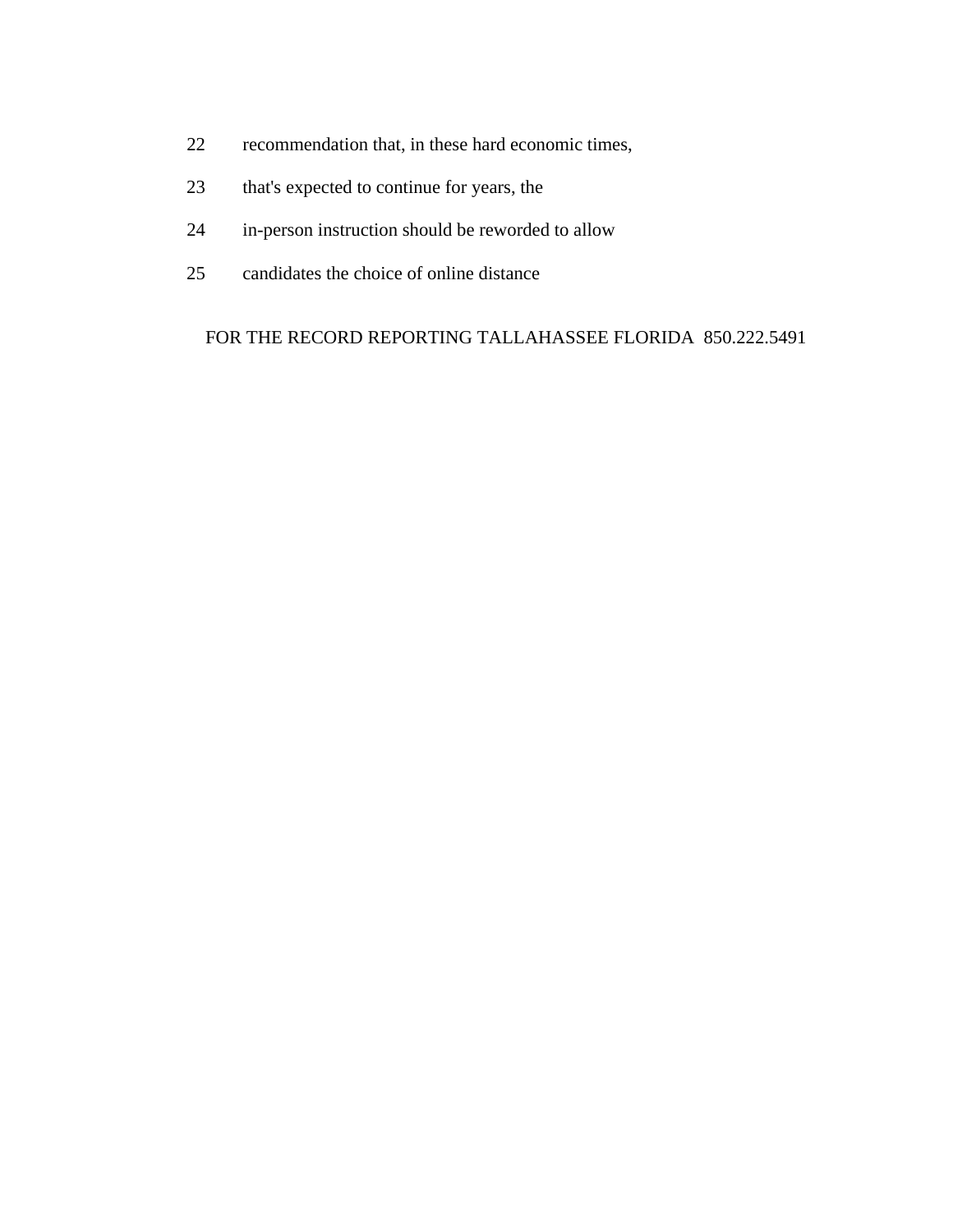22 recommendation that, in these hard economic times,

23 that's expected to continue for years, the

24 in-person instruction should be reworded to allow

25 candidates the choice of online distance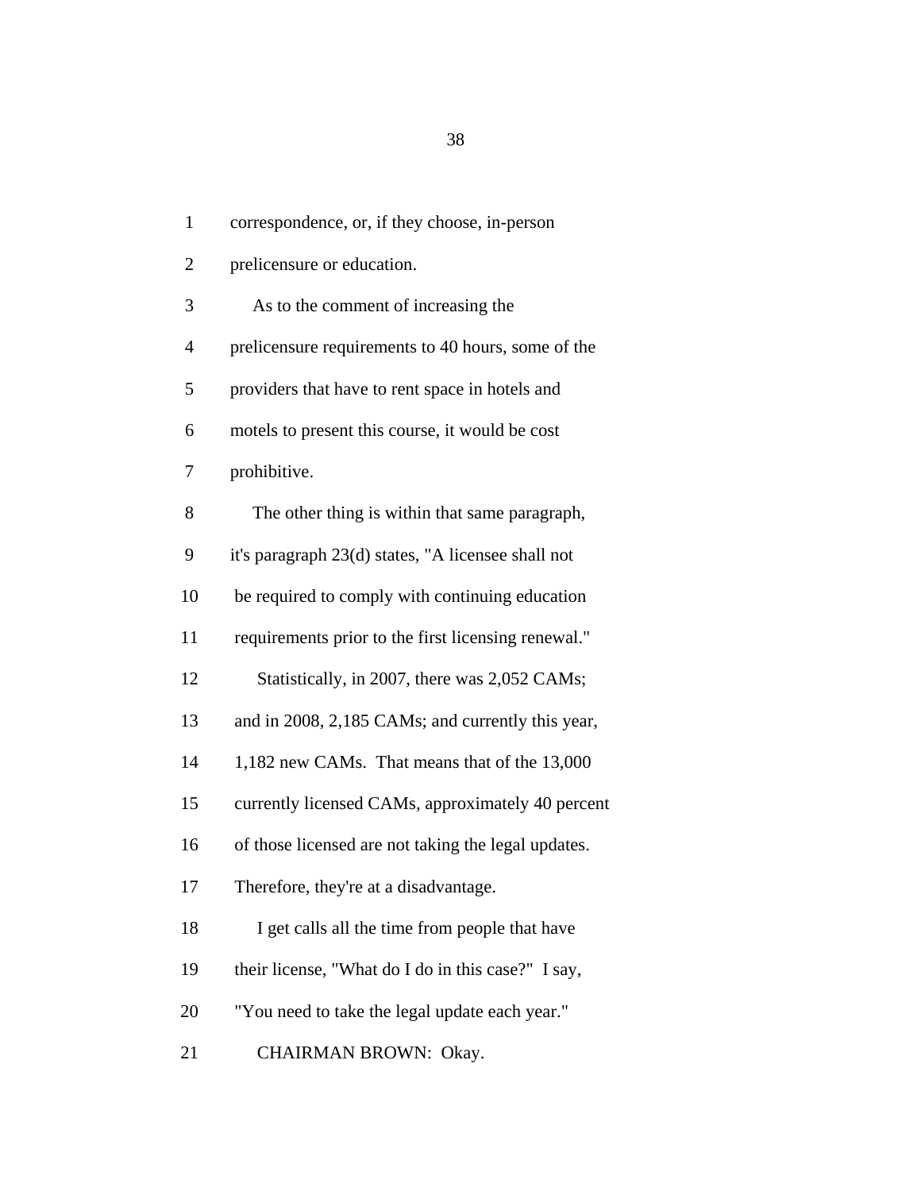correspondence, or, if they choose, in-person prelicensure or education.

As to the comment of increasing the prelicensure requirements to 40 hours, some of the providers that have to rent space in hotels and motels to present this course, it would be cost prohibitive.

The other thing is within that same paragraph, it's paragraph 23(d) states, "A licensee shall not be required to comply with continuing education requirements prior to the first licensing renewal."

Statistically, in 2007, there was 2,052 CAMs; and in 2008, 2,185 CAMs; and currently this year, 1,182 new CAMs. That means that of the 13,000 currently licensed CAMs, approximately 40 percent of those licensed are not taking the legal updates. Therefore, they're at a disadvantage.

I get calls all the time from people that have their license, "What do I do in this case?" I say, "You need to take the legal update each year."

CHAIRMAN BROWN: Okay.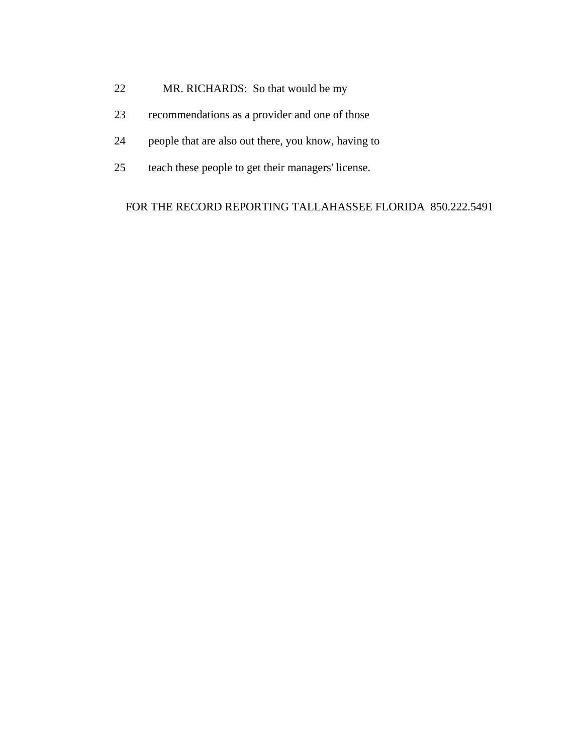22 MR. RICHARDS: So that would be my

23 recommendations as a provider and one of those

24 people that are also out there, you know, having to

25 teach these people to get their managers' license.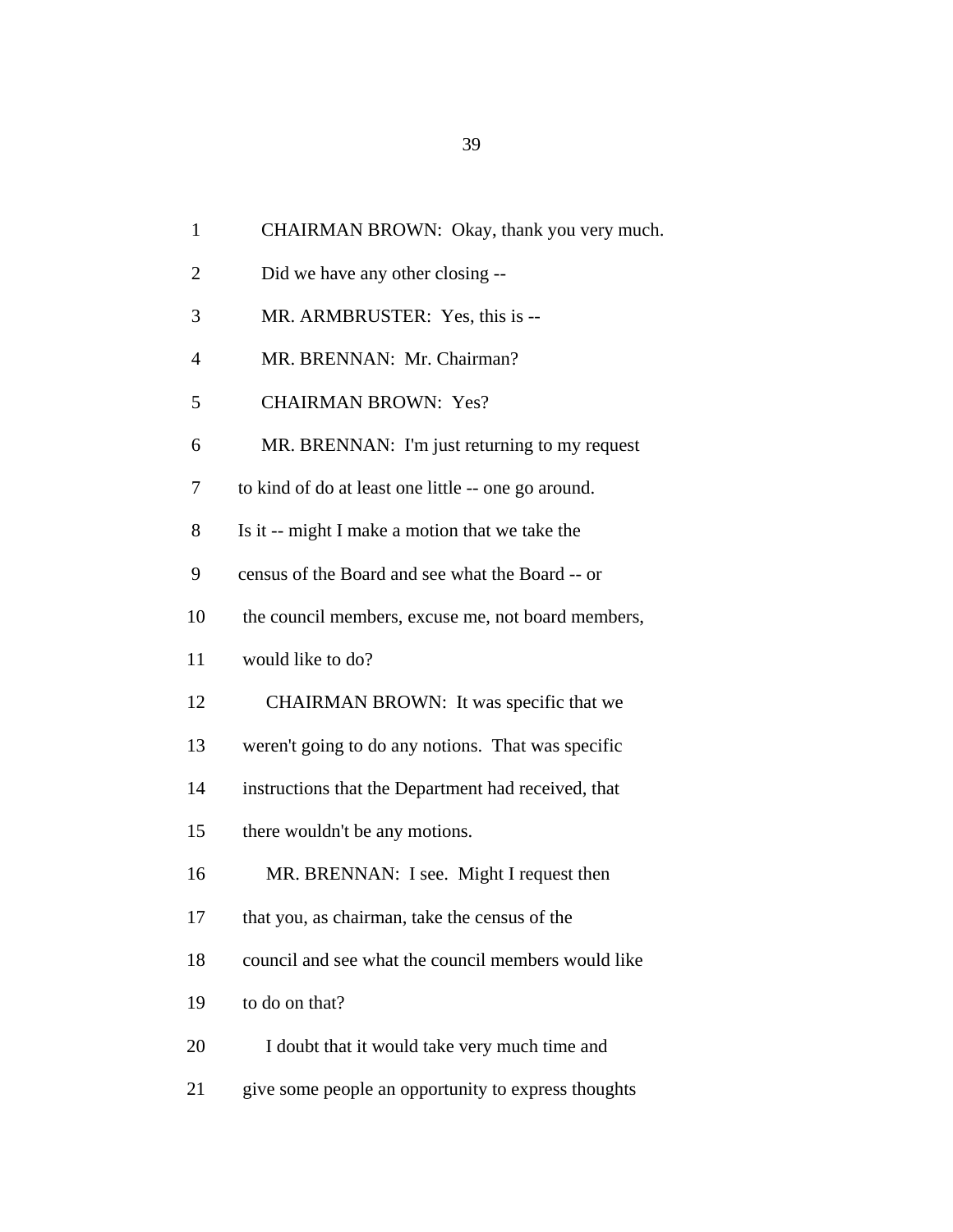1 CHAIRMAN BROWN: Okay, thank you very much.

2 Did we have any other closing --

3 MR. ARMBRUSTER: Yes, this is --

4 MR. BRENNAN: Mr. Chairman?

5 CHAIRMAN BROWN: Yes?

6 MR. BRENNAN: I'm just returning to my request

7 to kind of do at least one little -- one go around.

8 Is it -- might I make a motion that we take the

9 census of the Board and see what the Board -- or

10 the council members, excuse me, not board members,

11 would like to do?

12 CHAIRMAN BROWN: It was specific that we

13 weren't going to do any notions. That was specific

14 instructions that the Department had received, that

15 there wouldn't be any motions.

16 MR. BRENNAN: I see. Might I request then

17 that you, as chairman, take the census of the

18 council and see what the council members would like

19 to do on that?

20 I doubt that it would take very much time and

21 give some people an opportunity to express thoughts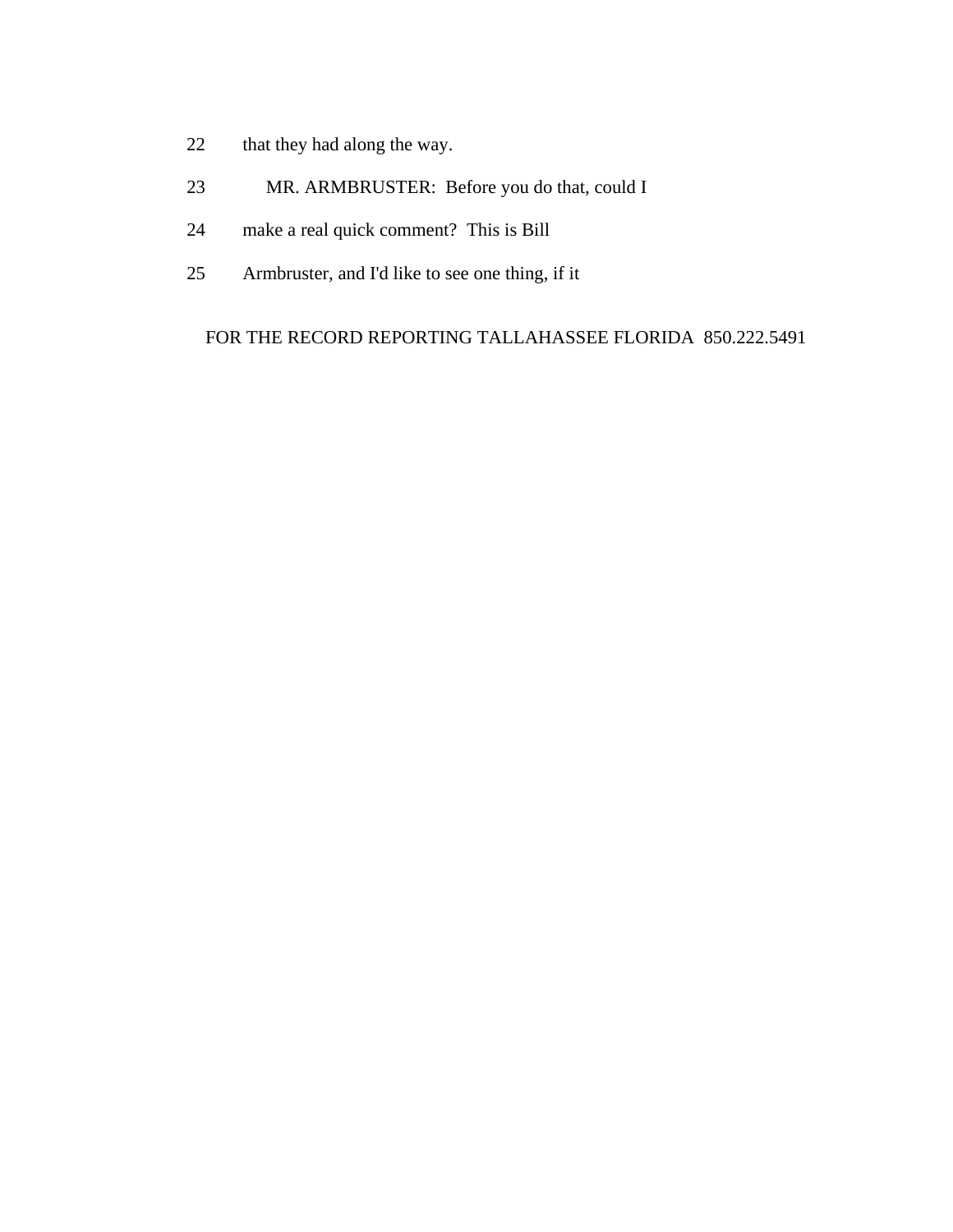22 that they had along the way.

23 MR. ARMBRUSTER: Before you do that, could I

24 make a real quick comment? This is Bill

25 Armbruster, and I'd like to see one thing, if it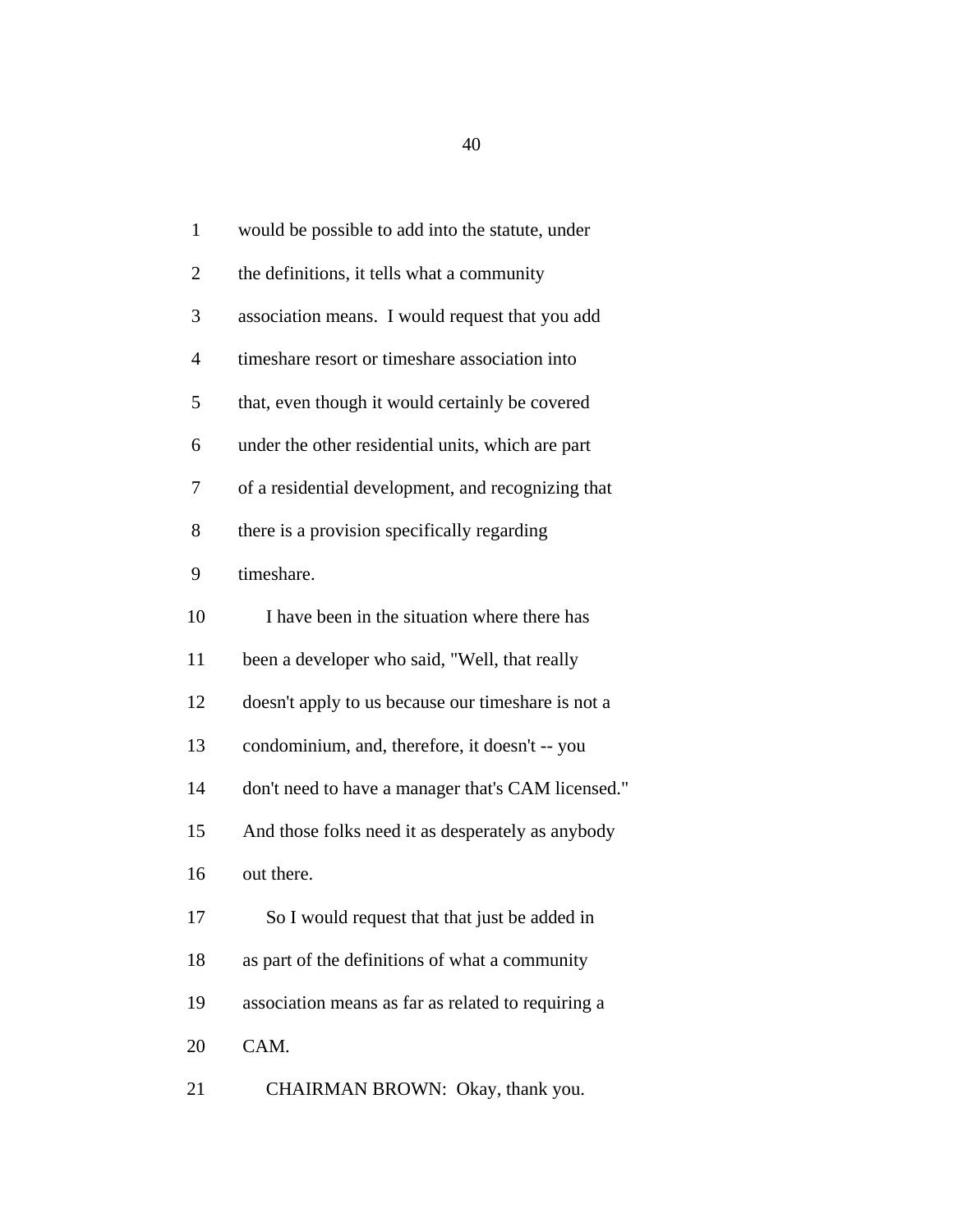1 would be possible to add into the statute, under
2 the definitions, it tells what a community
3 association means. I would request that you add
4 timeshare resort or timeshare association into
5 that, even though it would certainly be covered
6 under the other residential units, which are part
7 of a residential development, and recognizing that
8 there is a provision specifically regarding
9 timeshare.
10 I have been in the situation where there has
11 been a developer who said, "Well, that really
12 doesn't apply to us because our timeshare is not a
13 condominium, and, therefore, it doesn't -- you
14 don't need to have a manager that's CAM licensed."
15 And those folks need it as desperately as anybody
16 out there.
17 So I would request that that just be added in
18 as part of the definitions of what a community
19 association means as far as related to requiring a
20 CAM.
21 CHAIRMAN BROWN: Okay, thank you.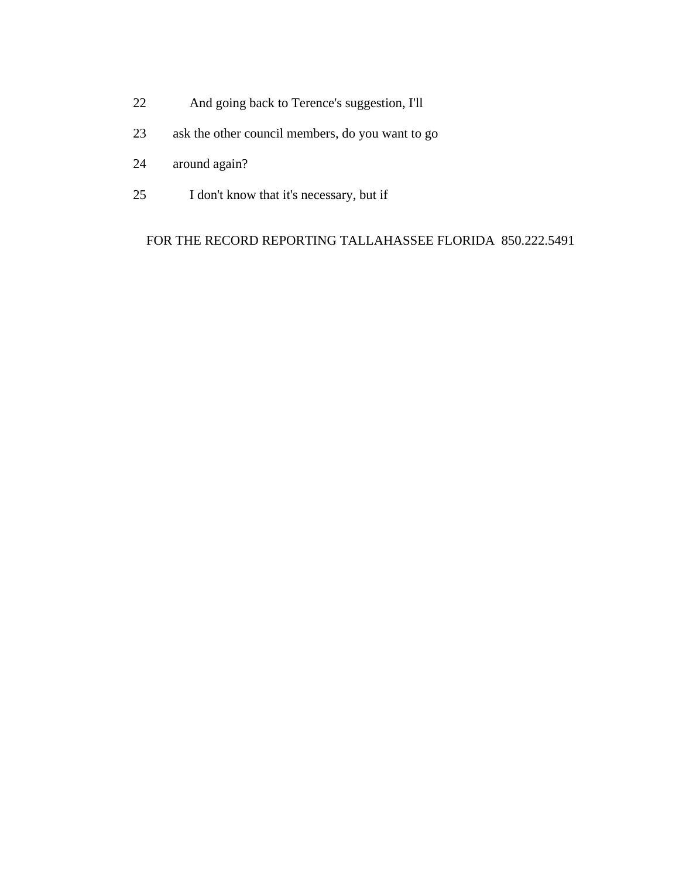22 And going back to Terence's suggestion, I'll

23 ask the other council members, do you want to go

24 around again?

25 I don't know that it's necessary, but if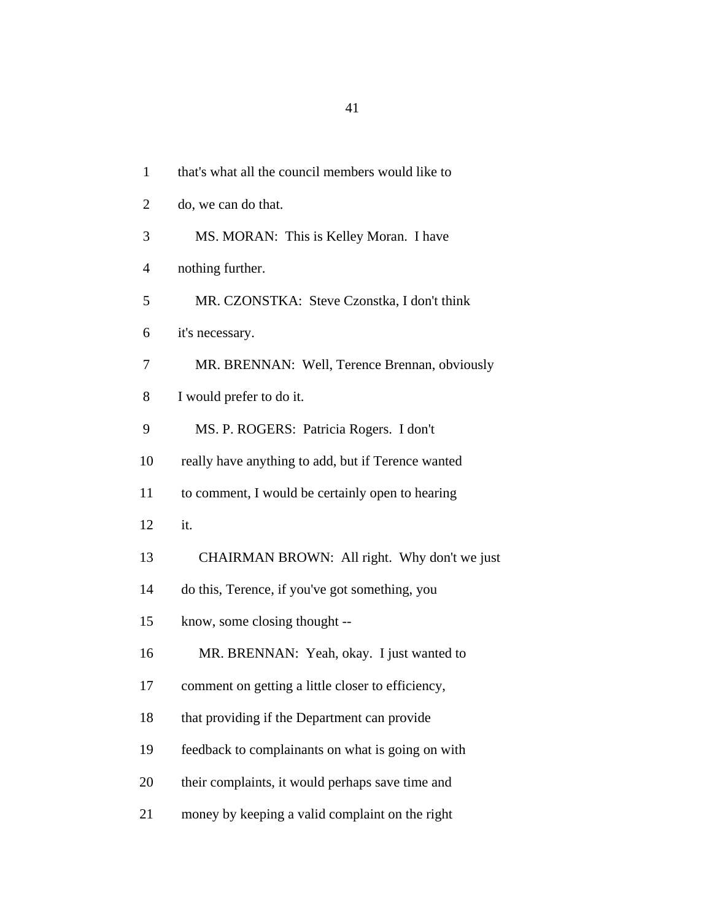that's what all the council members would like to do, we can do that.

MS. MORAN: This is Kelley Moran. I have nothing further.

MR. CZONSTKA: Steve Czonstka, I don't think it's necessary.

MR. BRENNAN: Well, Terence Brennan, obviously I would prefer to do it.

MS. P. ROGERS: Patricia Rogers. I don't really have anything to add, but if Terence wanted to comment, I would be certainly open to hearing it.

CHAIRMAN BROWN: All right. Why don't we just do this, Terence, if you've got something, you know, some closing thought --

MR. BRENNAN: Yeah, okay. I just wanted to comment on getting a little closer to efficiency, that providing if the Department can provide feedback to complainants on what is going on with their complaints, it would perhaps save time and money by keeping a valid complaint on the right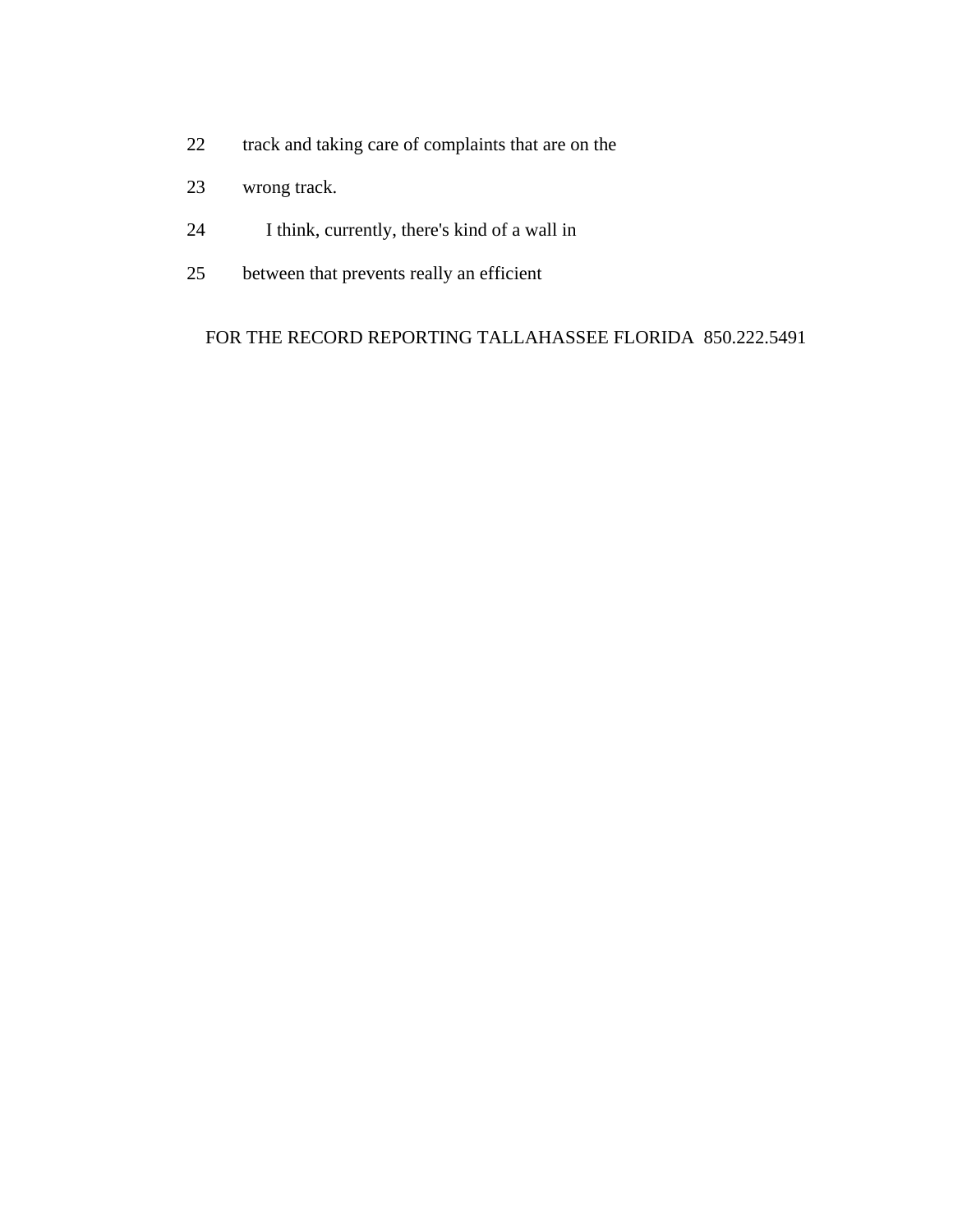22 track and taking care of complaints that are on the

23 wrong track.

24 I think, currently, there's kind of a wall in

25 between that prevents really an efficient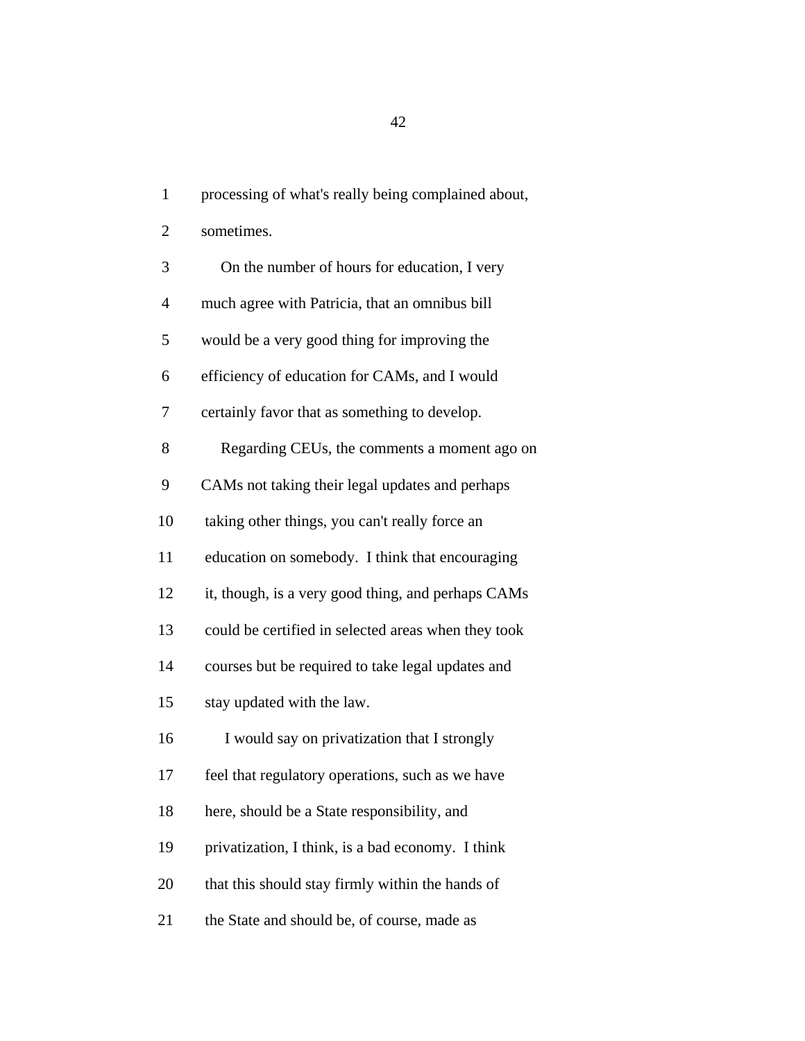1 processing of what's really being complained about,

2 sometimes.

3 On the number of hours for education, I very

4 much agree with Patricia, that an omnibus bill

5 would be a very good thing for improving the

6 efficiency of education for CAMs, and I would

7 certainly favor that as something to develop.

8 Regarding CEUs, the comments a moment ago on

9 CAMs not taking their legal updates and perhaps

10 taking other things, you can't really force an

11 education on somebody. I think that encouraging

12 it, though, is a very good thing, and perhaps CAMs

13 could be certified in selected areas when they took

14 courses but be required to take legal updates and

15 stay updated with the law.

16 I would say on privatization that I strongly

17 feel that regulatory operations, such as we have

18 here, should be a State responsibility, and

19 privatization, I think, is a bad economy. I think

20 that this should stay firmly within the hands of

21 the State and should be, of course, made as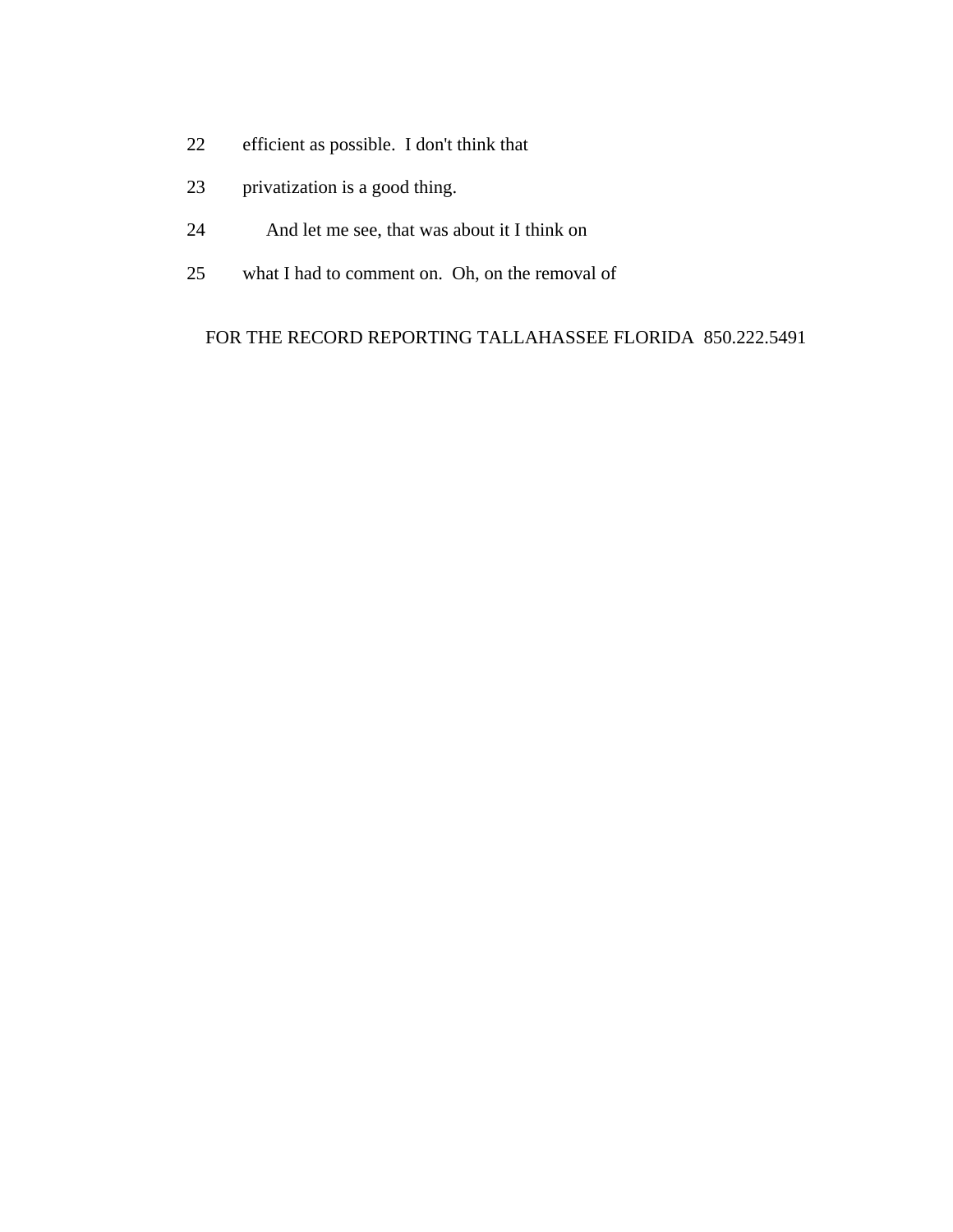22 efficient as possible. I don't think that

23 privatization is a good thing.

24 And let me see, that was about it I think on

25 what I had to comment on. Oh, on the removal of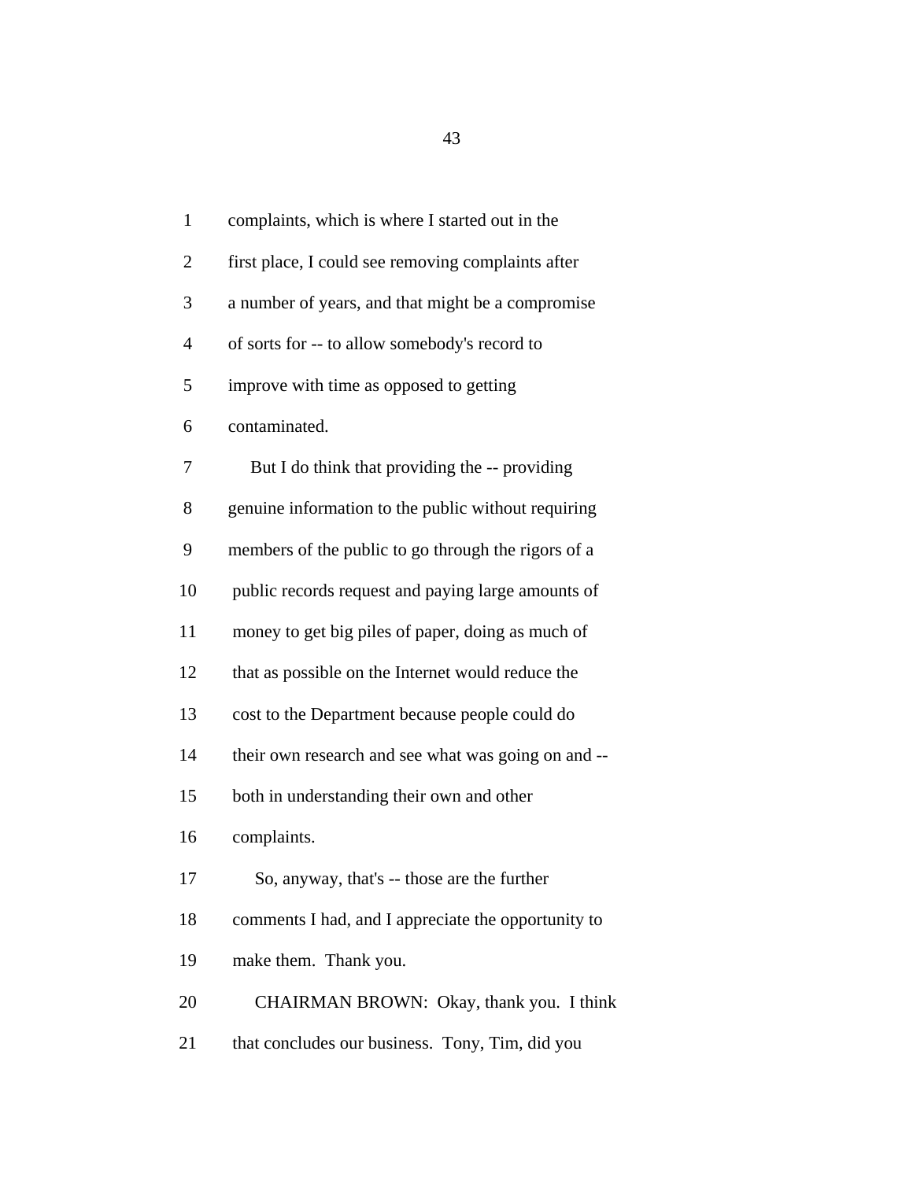complaints, which is where I started out in the first place, I could see removing complaints after a number of years, and that might be a compromise of sorts for -- to allow somebody's record to improve with time as opposed to getting contaminated.

But I do think that providing the -- providing genuine information to the public without requiring members of the public to go through the rigors of a public records request and paying large amounts of money to get big piles of paper, doing as much of that as possible on the Internet would reduce the cost to the Department because people could do their own research and see what was going on and -- both in understanding their own and other complaints.

So, anyway, that's -- those are the further comments I had, and I appreciate the opportunity to make them. Thank you.

CHAIRMAN BROWN: Okay, thank you. I think that concludes our business. Tony, Tim, did you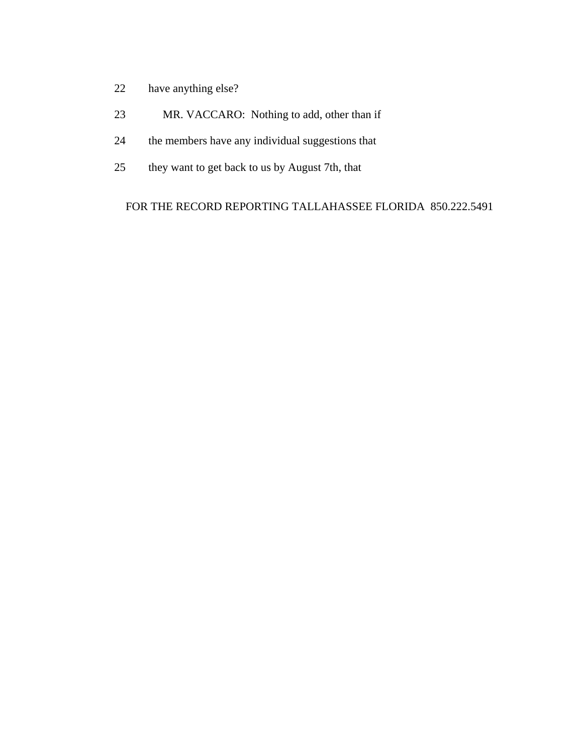22 have anything else?

23 MR. VACCARO: Nothing to add, other than if

24 the members have any individual suggestions that

25 they want to get back to us by August 7th, that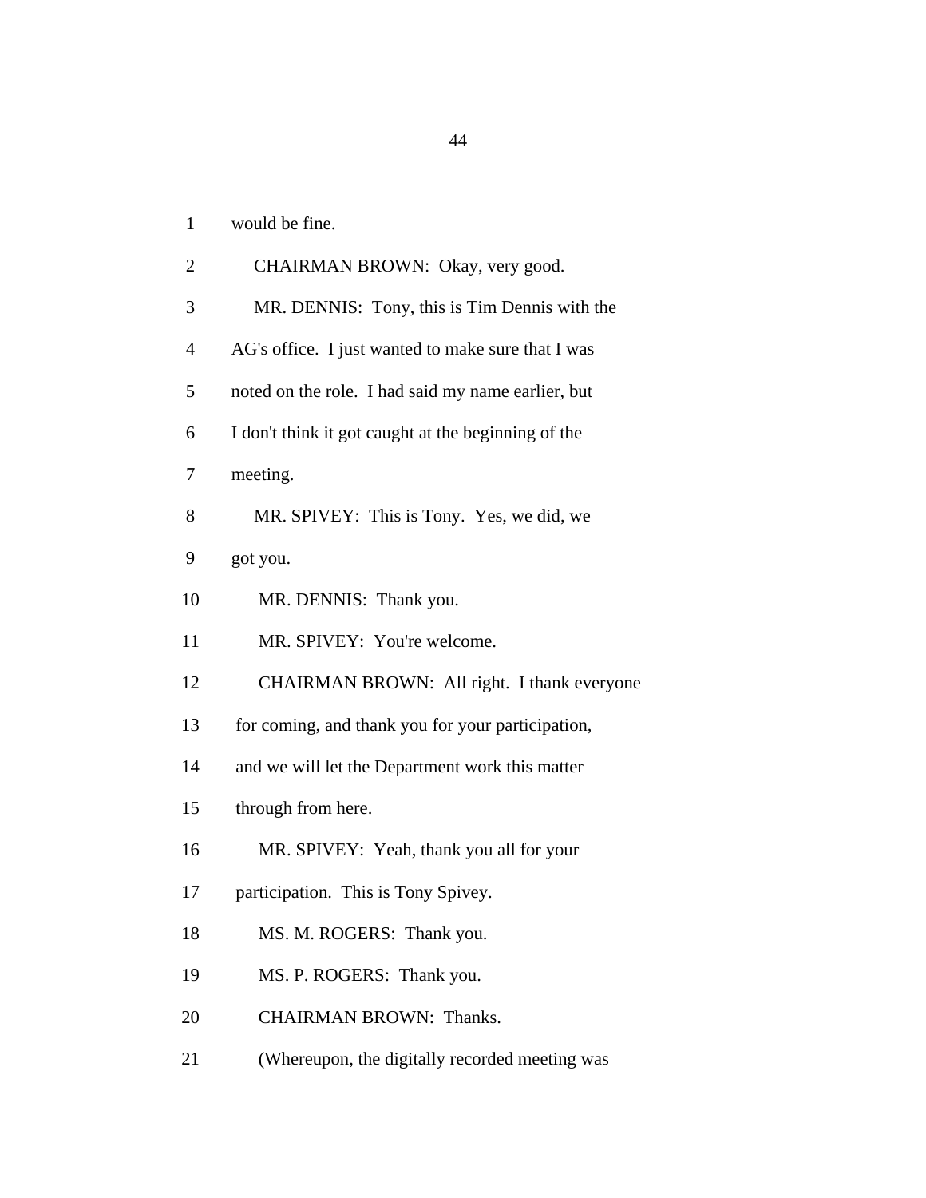1 would be fine.

2 CHAIRMAN BROWN: Okay, very good.

3 MR. DENNIS: Tony, this is Tim Dennis with the

4 AG's office. I just wanted to make sure that I was

5 noted on the role. I had said my name earlier, but

6 I don't think it got caught at the beginning of the

7 meeting.

8 MR. SPIVEY: This is Tony. Yes, we did, we

9 got you.

10 MR. DENNIS: Thank you.

11 MR. SPIVEY: You're welcome.

12 CHAIRMAN BROWN: All right. I thank everyone

13 for coming, and thank you for your participation,

14 and we will let the Department work this matter

15 through from here.

16 MR. SPIVEY: Yeah, thank you all for your

17 participation. This is Tony Spivey.

18 MS. M. ROGERS: Thank you.

19 MS. P. ROGERS: Thank you.

20 CHAIRMAN BROWN: Thanks.

21 (Whereupon, the digitally recorded meeting was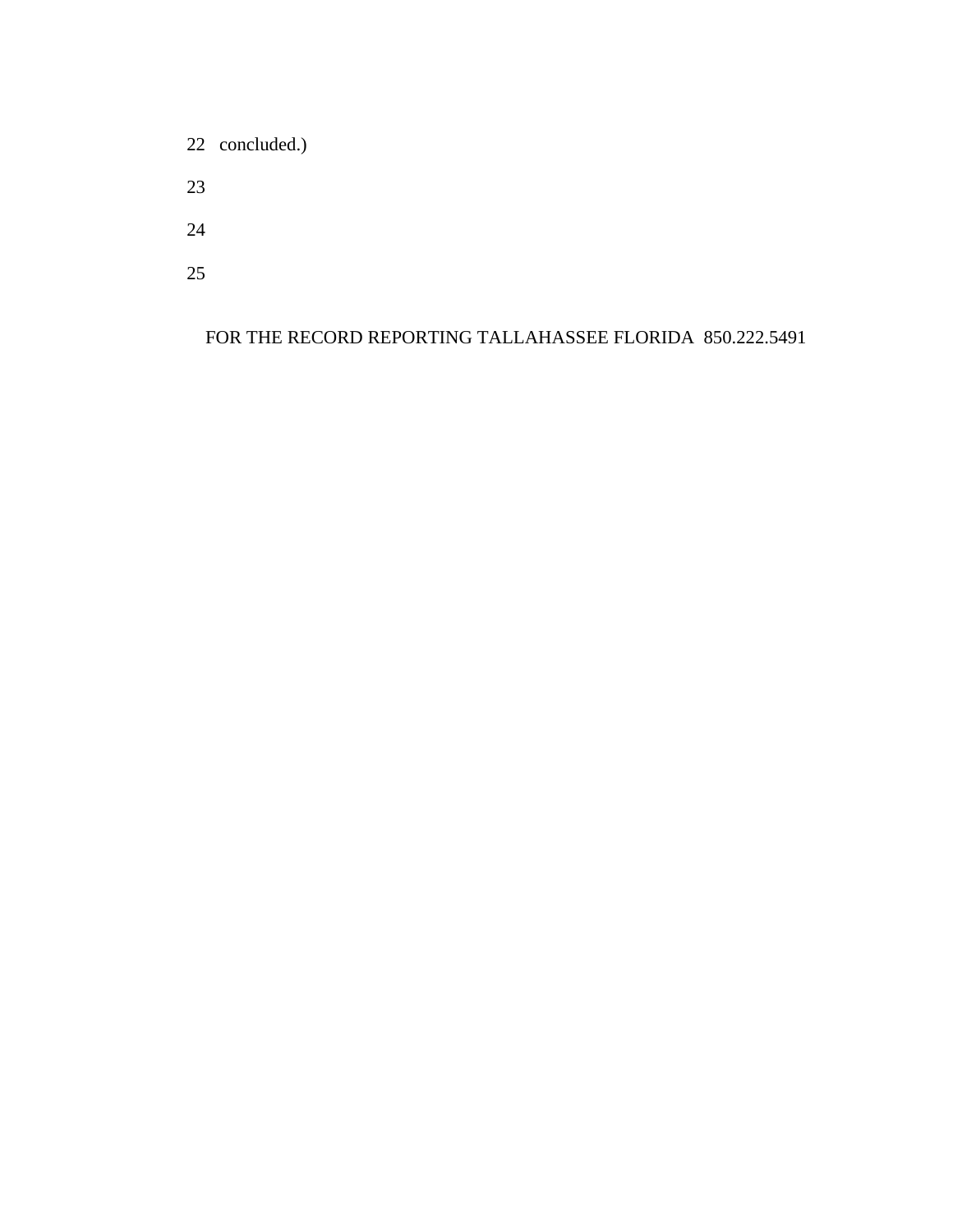concluded.)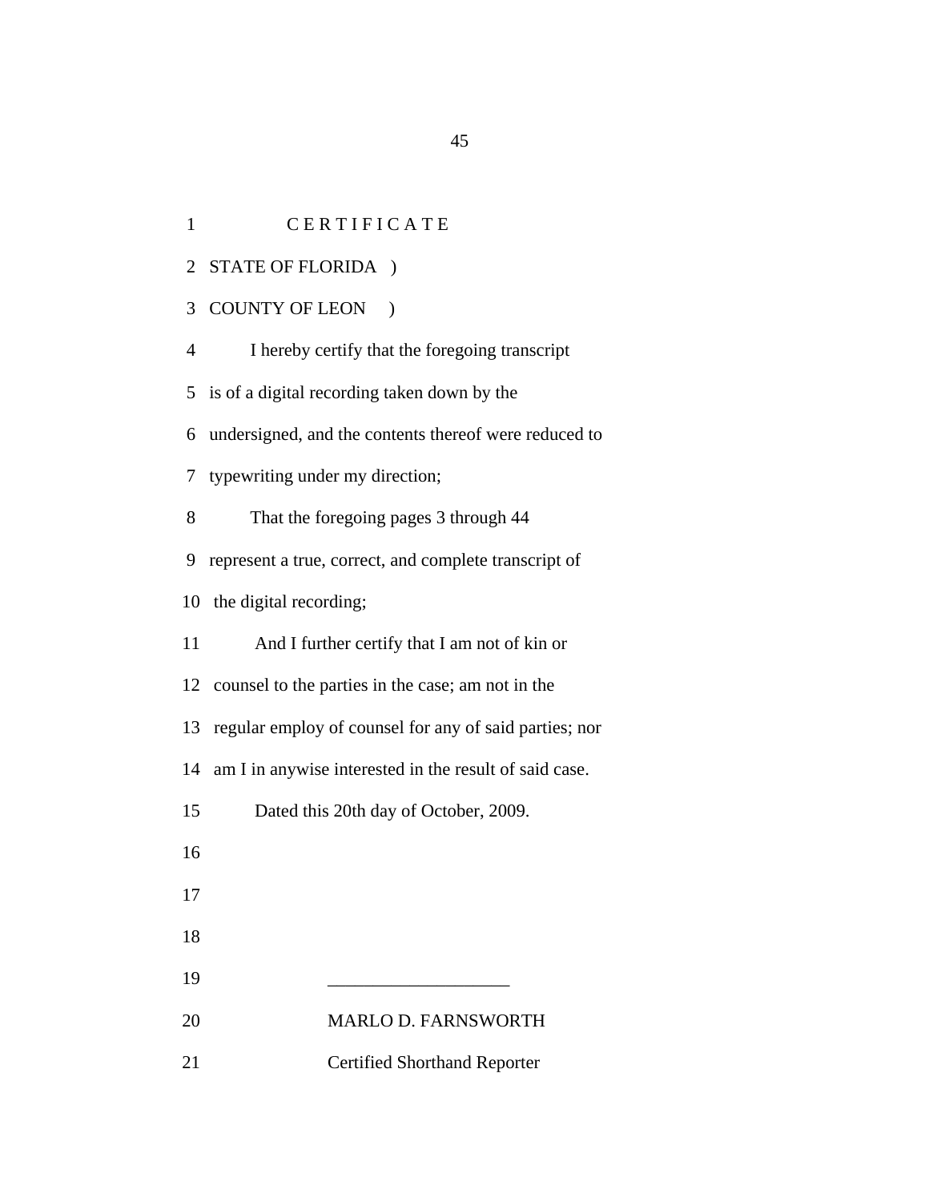# C E R T I F I C A T E

STATE OF FLORIDA )

COUNTY OF LEON )

I hereby certify that the foregoing transcript is of a digital recording taken down by the undersigned, and the contents thereof were reduced to typewriting under my direction;

That the foregoing pages 3 through 44 represent a true, correct, and complete transcript of the digital recording;

And I further certify that I am not of kin or counsel to the parties in the case; am not in the regular employ of counsel for any of said parties; nor am I in anywise interested in the result of said case.

Dated this 20th day of October, 2009.

____________________

MARLO D. FARNSWORTH

Certified Shorthand Reporter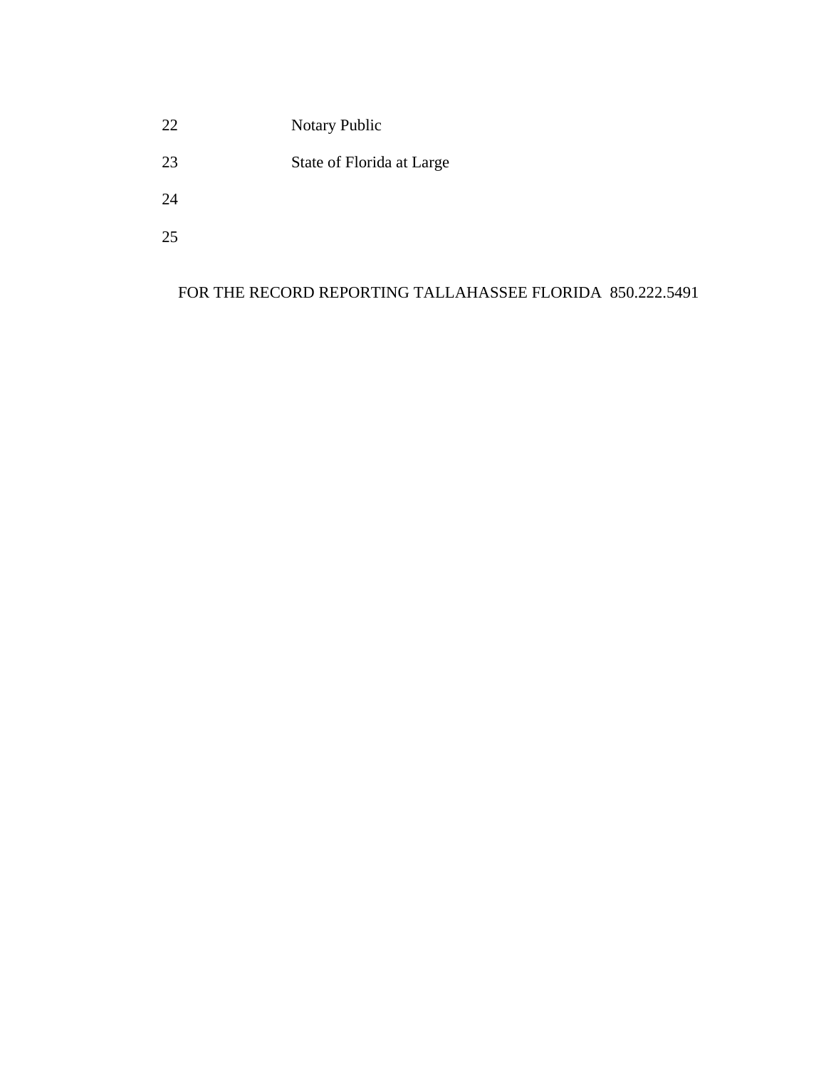22 Notary Public

23 State of Florida at Large

24

25